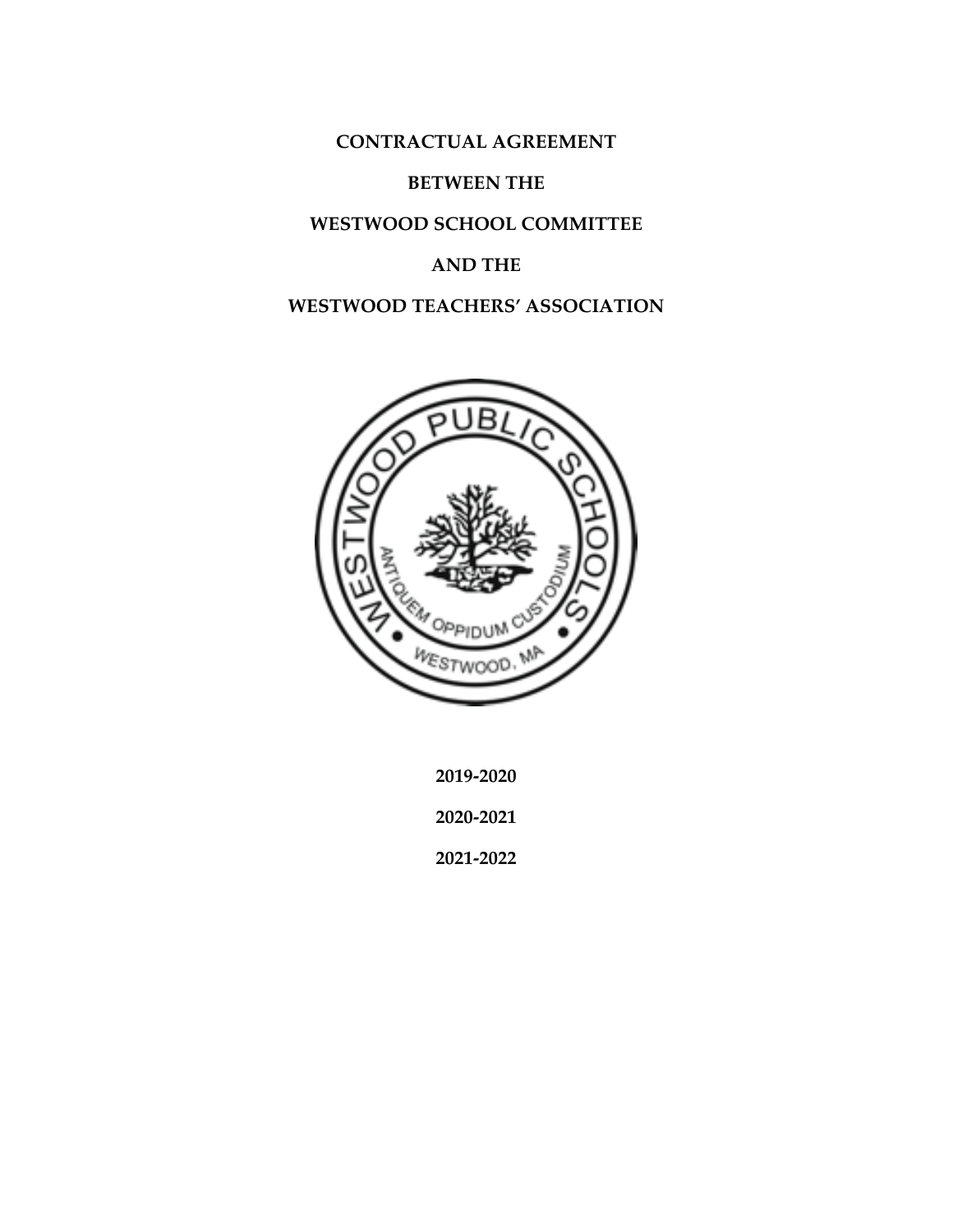**CONTRACTUAL AGREEMENT**

**BETWEEN THE**

**WESTWOOD SCHOOL COMMITTEE**

**AND THE**

**WESTWOOD TEACHERS' ASSOCIATION**

**2019-2020**

**2020-2021**

**2021-2022**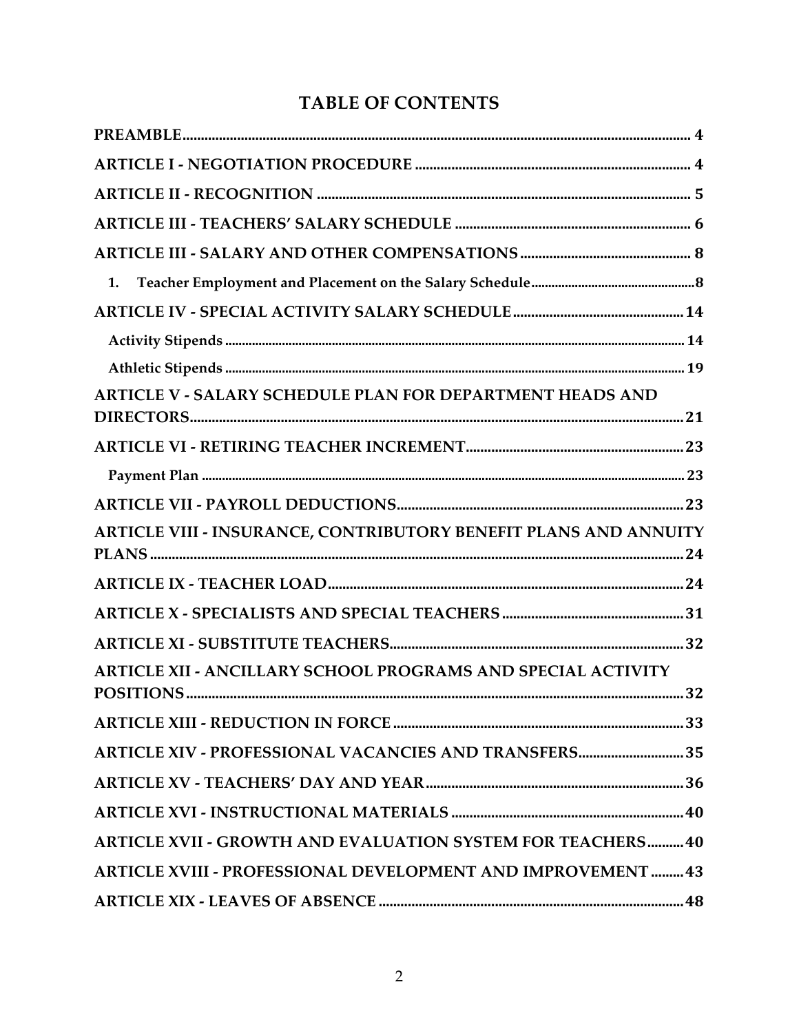# TABLE OF CONTENTS

PREAMBLE ..... 4

ARTICLE I - NEGOTIATION PROCEDURE ..... 4

ARTICLE II - RECOGNITION ..... 5

ARTICLE III - TEACHERS' SALARY SCHEDULE ..... 6

ARTICLE III - SALARY AND OTHER COMPENSATIONS ..... 8

1. Teacher Employment and Placement on the Salary Schedule ..... 8

ARTICLE IV - SPECIAL ACTIVITY SALARY SCHEDULE ..... 14

Activity Stipends ..... 14

Athletic Stipends ..... 19

ARTICLE V - SALARY SCHEDULE PLAN FOR DEPARTMENT HEADS AND DIRECTORS ..... 21

ARTICLE VI - RETIRING TEACHER INCREMENT ..... 23

Payment Plan ..... 23

ARTICLE VII - PAYROLL DEDUCTIONS ..... 23

ARTICLE VIII - INSURANCE, CONTRIBUTORY BENEFIT PLANS AND ANNUITY PLANS ..... 24

ARTICLE IX - TEACHER LOAD ..... 24

ARTICLE X - SPECIALISTS AND SPECIAL TEACHERS ..... 31

ARTICLE XI - SUBSTITUTE TEACHERS ..... 32

ARTICLE XII - ANCILLARY SCHOOL PROGRAMS AND SPECIAL ACTIVITY POSITIONS ..... 32

ARTICLE XIII - REDUCTION IN FORCE ..... 33

ARTICLE XIV - PROFESSIONAL VACANCIES AND TRANSFERS ..... 35

ARTICLE XV - TEACHERS' DAY AND YEAR ..... 36

ARTICLE XVI - INSTRUCTIONAL MATERIALS ..... 40

ARTICLE XVII - GROWTH AND EVALUATION SYSTEM FOR TEACHERS ..... 40

ARTICLE XVIII - PROFESSIONAL DEVELOPMENT AND IMPROVEMENT ..... 43

ARTICLE XIX - LEAVES OF ABSENCE ..... 48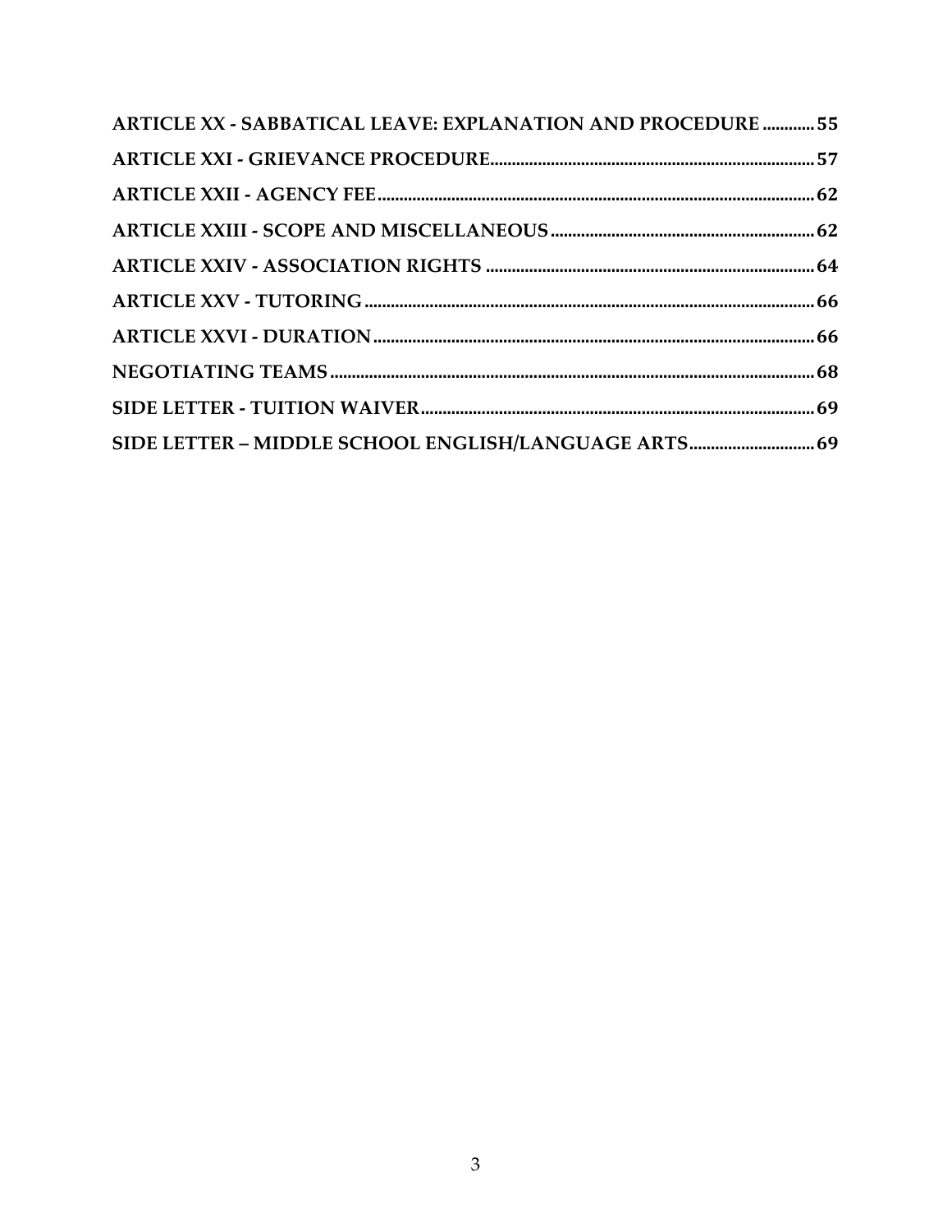**ARTICLE XX - SABBATICAL LEAVE: EXPLANATION AND PROCEDURE ............ 55**

**ARTICLE XXI - GRIEVANCE PROCEDURE ............ 57**

**ARTICLE XXII - AGENCY FEE ............ 62**

**ARTICLE XXIII - SCOPE AND MISCELLANEOUS ............ 62**

**ARTICLE XXIV - ASSOCIATION RIGHTS ............ 64**

**ARTICLE XXV - TUTORING ............ 66**

**ARTICLE XXVI - DURATION ............ 66**

**NEGOTIATING TEAMS ............ 68**

**SIDE LETTER - TUITION WAIVER ............ 69**

**SIDE LETTER – MIDDLE SCHOOL ENGLISH/LANGUAGE ARTS ............ 69**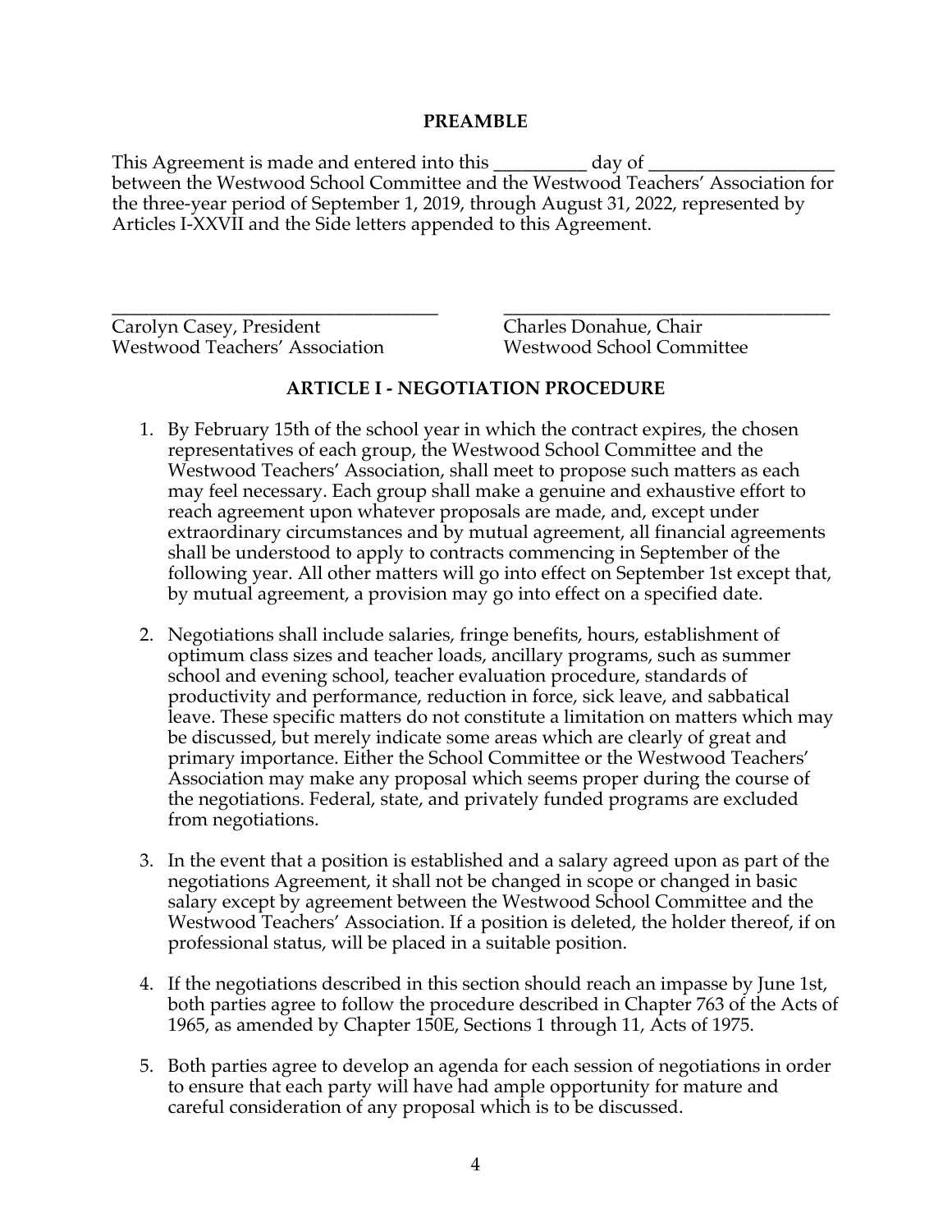## PREAMBLE

This Agreement is made and entered into this __________ day of ___________________ between the Westwood School Committee and the Westwood Teachers' Association for the three-year period of September 1, 2019, through August 31, 2022, represented by Articles I-XXVII and the Side letters appended to this Agreement.

_______________________________________ Carolyn Casey, President, Westwood Teachers' Association

_______________________________________ Charles Donahue, Chair, Westwood School Committee

## ARTICLE I - NEGOTIATION PROCEDURE

1. By February 15th of the school year in which the contract expires, the chosen representatives of each group, the Westwood School Committee and the Westwood Teachers' Association, shall meet to propose such matters as each may feel necessary. Each group shall make a genuine and exhaustive effort to reach agreement upon whatever proposals are made, and, except under extraordinary circumstances and by mutual agreement, all financial agreements shall be understood to apply to contracts commencing in September of the following year. All other matters will go into effect on September 1st except that, by mutual agreement, a provision may go into effect on a specified date.

2. Negotiations shall include salaries, fringe benefits, hours, establishment of optimum class sizes and teacher loads, ancillary programs, such as summer school and evening school, teacher evaluation procedure, standards of productivity and performance, reduction in force, sick leave, and sabbatical leave. These specific matters do not constitute a limitation on matters which may be discussed, but merely indicate some areas which are clearly of great and primary importance. Either the School Committee or the Westwood Teachers' Association may make any proposal which seems proper during the course of the negotiations. Federal, state, and privately funded programs are excluded from negotiations.

3. In the event that a position is established and a salary agreed upon as part of the negotiations Agreement, it shall not be changed in scope or changed in basic salary except by agreement between the Westwood School Committee and the Westwood Teachers' Association. If a position is deleted, the holder thereof, if on professional status, will be placed in a suitable position.

4. If the negotiations described in this section should reach an impasse by June 1st, both parties agree to follow the procedure described in Chapter 763 of the Acts of 1965, as amended by Chapter 150E, Sections 1 through 11, Acts of 1975.

5. Both parties agree to develop an agenda for each session of negotiations in order to ensure that each party will have had ample opportunity for mature and careful consideration of any proposal which is to be discussed.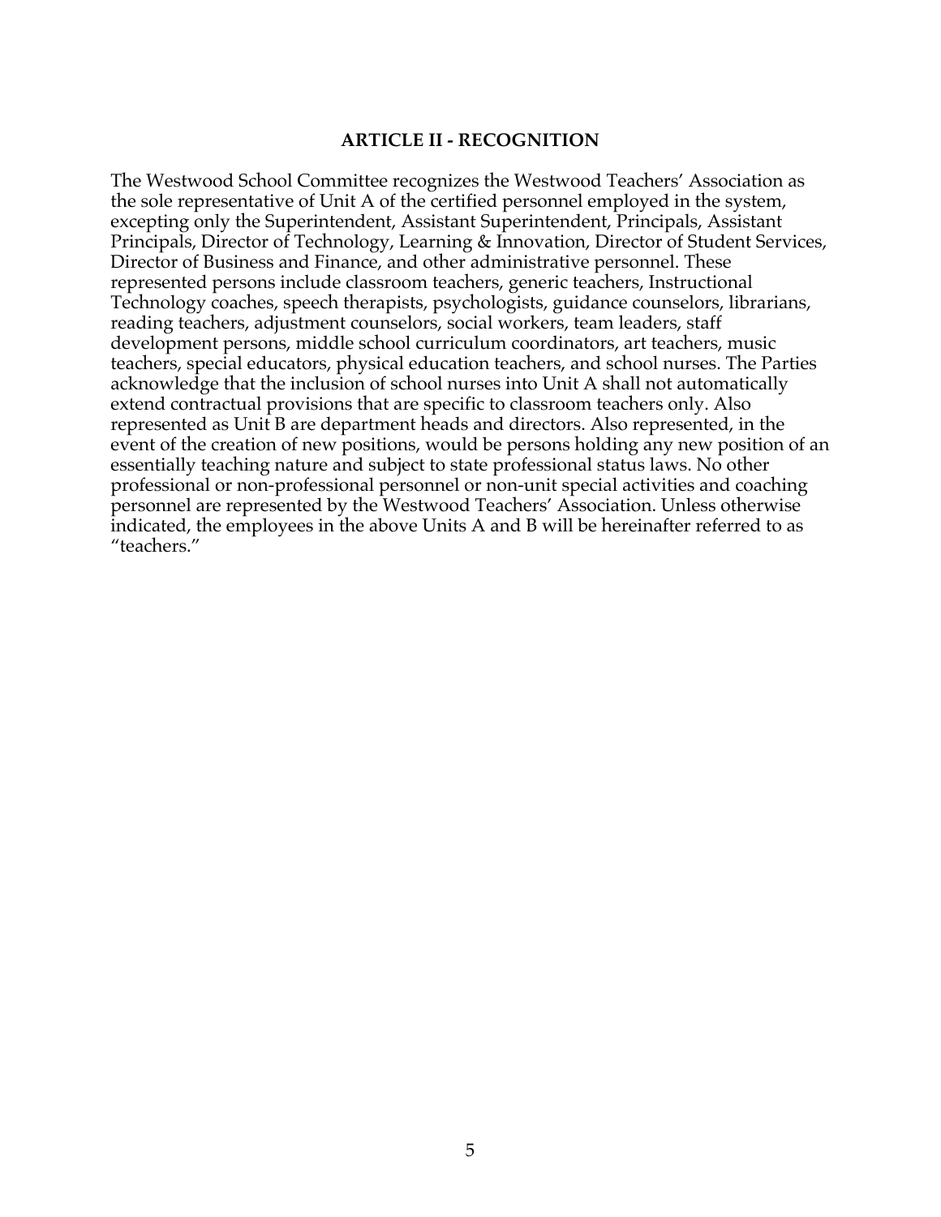## ARTICLE II - RECOGNITION

The Westwood School Committee recognizes the Westwood Teachers' Association as the sole representative of Unit A of the certified personnel employed in the system, excepting only the Superintendent, Assistant Superintendent, Principals, Assistant Principals, Director of Technology, Learning & Innovation, Director of Student Services, Director of Business and Finance, and other administrative personnel. These represented persons include classroom teachers, generic teachers, Instructional Technology coaches, speech therapists, psychologists, guidance counselors, librarians, reading teachers, adjustment counselors, social workers, team leaders, staff development persons, middle school curriculum coordinators, art teachers, music teachers, special educators, physical education teachers, and school nurses. The Parties acknowledge that the inclusion of school nurses into Unit A shall not automatically extend contractual provisions that are specific to classroom teachers only. Also represented as Unit B are department heads and directors. Also represented, in the event of the creation of new positions, would be persons holding any new position of an essentially teaching nature and subject to state professional status laws. No other professional or non-professional personnel or non-unit special activities and coaching personnel are represented by the Westwood Teachers' Association. Unless otherwise indicated, the employees in the above Units A and B will be hereinafter referred to as "teachers."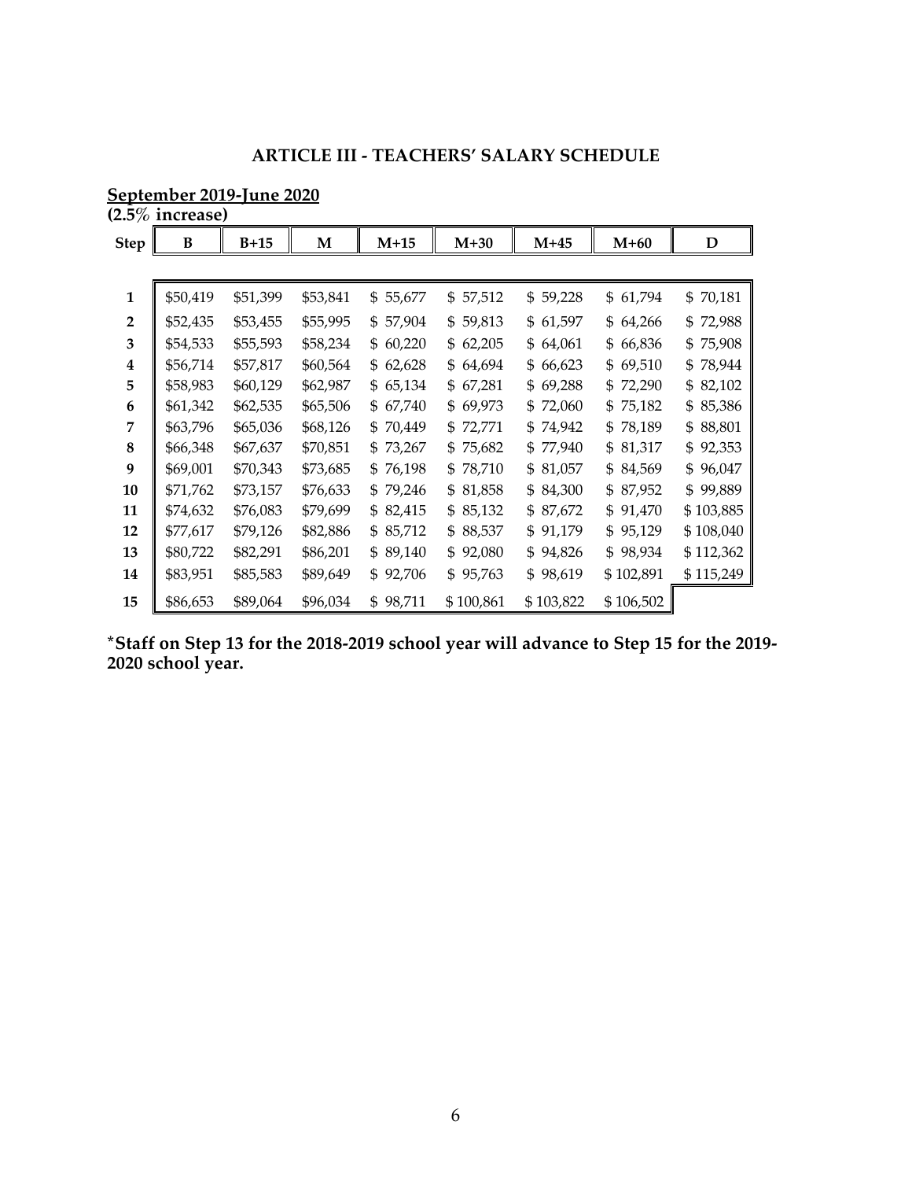## ARTICLE III - TEACHERS' SALARY SCHEDULE

**September 2019-June 2020**
**(2.5% increase)**

| Step | B | B+15 | M | M+15 | M+30 | M+45 | M+60 | D |
|---|---|---|---|---|---|---|---|---|
| 1 | $50,419 | $51,399 | $53,841 | $ 55,677 | $ 57,512 | $ 59,228 | $ 61,794 | $ 70,181 |
| 2 | $52,435 | $53,455 | $55,995 | $ 57,904 | $ 59,813 | $ 61,597 | $ 64,266 | $ 72,988 |
| 3 | $54,533 | $55,593 | $58,234 | $ 60,220 | $ 62,205 | $ 64,061 | $ 66,836 | $ 75,908 |
| 4 | $56,714 | $57,817 | $60,564 | $ 62,628 | $ 64,694 | $ 66,623 | $ 69,510 | $ 78,944 |
| 5 | $58,983 | $60,129 | $62,987 | $ 65,134 | $ 67,281 | $ 69,288 | $ 72,290 | $ 82,102 |
| 6 | $61,342 | $62,535 | $65,506 | $ 67,740 | $ 69,973 | $ 72,060 | $ 75,182 | $ 85,386 |
| 7 | $63,796 | $65,036 | $68,126 | $ 70,449 | $ 72,771 | $ 74,942 | $ 78,189 | $ 88,801 |
| 8 | $66,348 | $67,637 | $70,851 | $ 73,267 | $ 75,682 | $ 77,940 | $ 81,317 | $ 92,353 |
| 9 | $69,001 | $70,343 | $73,685 | $ 76,198 | $ 78,710 | $ 81,057 | $ 84,569 | $ 96,047 |
| 10 | $71,762 | $73,157 | $76,633 | $ 79,246 | $ 81,858 | $ 84,300 | $ 87,952 | $ 99,889 |
| 11 | $74,632 | $76,083 | $79,699 | $ 82,415 | $ 85,132 | $ 87,672 | $ 91,470 | $ 103,885 |
| 12 | $77,617 | $79,126 | $82,886 | $ 85,712 | $ 88,537 | $ 91,179 | $ 95,129 | $ 108,040 |
| 13 | $80,722 | $82,291 | $86,201 | $ 89,140 | $ 92,080 | $ 94,826 | $ 98,934 | $ 112,362 |
| 14 | $83,951 | $85,583 | $89,649 | $ 92,706 | $ 95,763 | $ 98,619 | $ 102,891 | $ 115,249 |
| 15 | $86,653 | $89,064 | $96,034 | $ 98,711 | $ 100,861 | $ 103,822 | $ 106,502 | |

**\*Staff on Step 13 for the 2018-2019 school year will advance to Step 15 for the 2019-2020 school year.**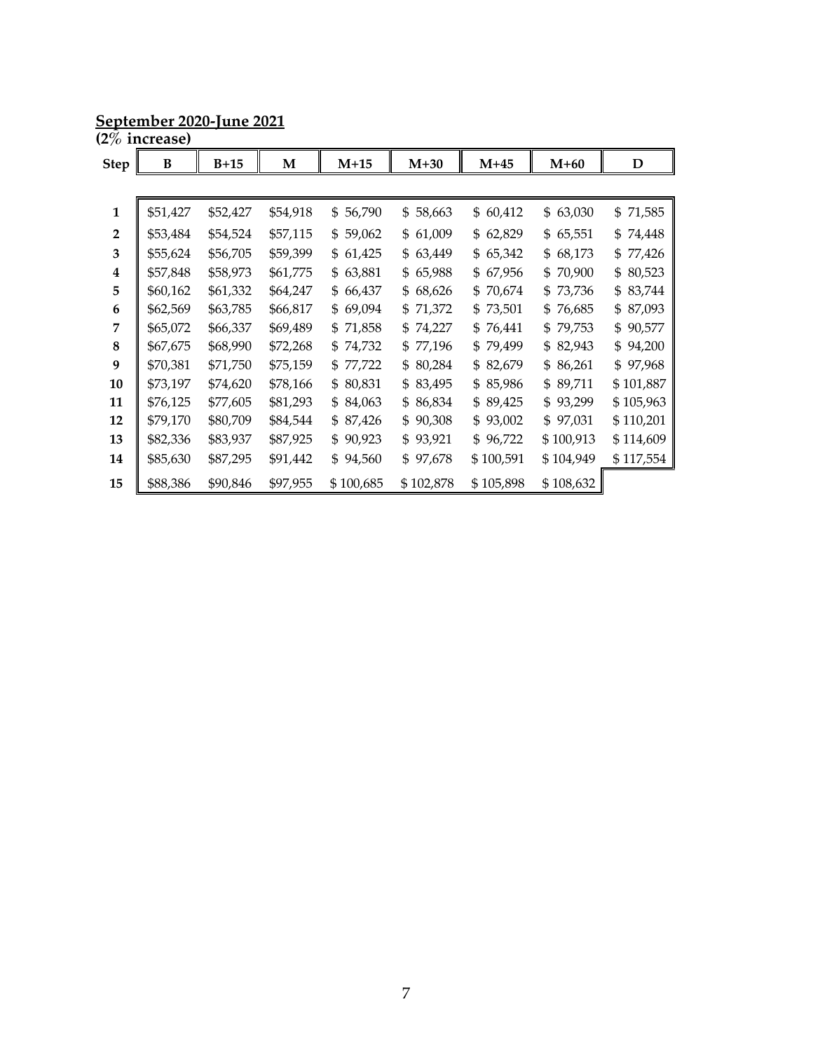**September 2020-June 2021**
**(2% increase)**

| Step | B | B+15 | M | M+15 | M+30 | M+45 | M+60 | D |
|---|---|---|---|---|---|---|---|---|
| 1 | $51,427 | $52,427 | $54,918 | $ 56,790 | $ 58,663 | $ 60,412 | $ 63,030 | $ 71,585 |
| 2 | $53,484 | $54,524 | $57,115 | $ 59,062 | $ 61,009 | $ 62,829 | $ 65,551 | $ 74,448 |
| 3 | $55,624 | $56,705 | $59,399 | $ 61,425 | $ 63,449 | $ 65,342 | $ 68,173 | $ 77,426 |
| 4 | $57,848 | $58,973 | $61,775 | $ 63,881 | $ 65,988 | $ 67,956 | $ 70,900 | $ 80,523 |
| 5 | $60,162 | $61,332 | $64,247 | $ 66,437 | $ 68,626 | $ 70,674 | $ 73,736 | $ 83,744 |
| 6 | $62,569 | $63,785 | $66,817 | $ 69,094 | $ 71,372 | $ 73,501 | $ 76,685 | $ 87,093 |
| 7 | $65,072 | $66,337 | $69,489 | $ 71,858 | $ 74,227 | $ 76,441 | $ 79,753 | $ 90,577 |
| 8 | $67,675 | $68,990 | $72,268 | $ 74,732 | $ 77,196 | $ 79,499 | $ 82,943 | $ 94,200 |
| 9 | $70,381 | $71,750 | $75,159 | $ 77,722 | $ 80,284 | $ 82,679 | $ 86,261 | $ 97,968 |
| 10 | $73,197 | $74,620 | $78,166 | $ 80,831 | $ 83,495 | $ 85,986 | $ 89,711 | $ 101,887 |
| 11 | $76,125 | $77,605 | $81,293 | $ 84,063 | $ 86,834 | $ 89,425 | $ 93,299 | $ 105,963 |
| 12 | $79,170 | $80,709 | $84,544 | $ 87,426 | $ 90,308 | $ 93,002 | $ 97,031 | $ 110,201 |
| 13 | $82,336 | $83,937 | $87,925 | $ 90,923 | $ 93,921 | $ 96,722 | $ 100,913 | $ 114,609 |
| 14 | $85,630 | $87,295 | $91,442 | $ 94,560 | $ 97,678 | $ 100,591 | $ 104,949 | $ 117,554 |
| 15 | $88,386 | $90,846 | $97,955 | $ 100,685 | $ 102,878 | $ 105,898 | $ 108,632 | |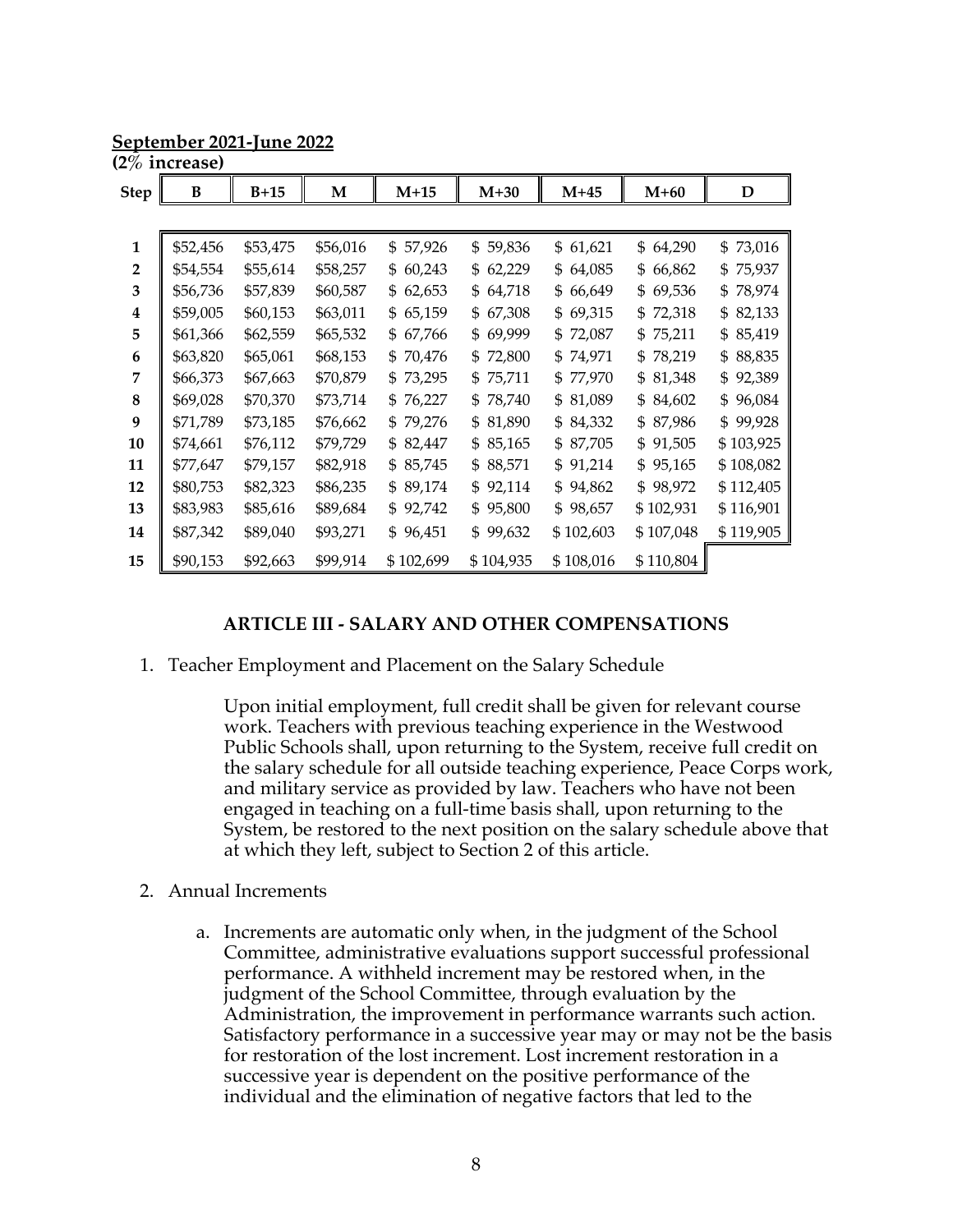**September 2021-June 2022**
**(2% increase)**

| Step | B | B+15 | M | M+15 | M+30 | M+45 | M+60 | D |
|---|---|---|---|---|---|---|---|---|
| 1 | $52,456 | $53,475 | $56,016 | $ 57,926 | $ 59,836 | $ 61,621 | $ 64,290 | $ 73,016 |
| 2 | $54,554 | $55,614 | $58,257 | $ 60,243 | $ 62,229 | $ 64,085 | $ 66,862 | $ 75,937 |
| 3 | $56,736 | $57,839 | $60,587 | $ 62,653 | $ 64,718 | $ 66,649 | $ 69,536 | $ 78,974 |
| 4 | $59,005 | $60,153 | $63,011 | $ 65,159 | $ 67,308 | $ 69,315 | $ 72,318 | $ 82,133 |
| 5 | $61,366 | $62,559 | $65,532 | $ 67,766 | $ 69,999 | $ 72,087 | $ 75,211 | $ 85,419 |
| 6 | $63,820 | $65,061 | $68,153 | $ 70,476 | $ 72,800 | $ 74,971 | $ 78,219 | $ 88,835 |
| 7 | $66,373 | $67,663 | $70,879 | $ 73,295 | $ 75,711 | $ 77,970 | $ 81,348 | $ 92,389 |
| 8 | $69,028 | $70,370 | $73,714 | $ 76,227 | $ 78,740 | $ 81,089 | $ 84,602 | $ 96,084 |
| 9 | $71,789 | $73,185 | $76,662 | $ 79,276 | $ 81,890 | $ 84,332 | $ 87,986 | $ 99,928 |
| 10 | $74,661 | $76,112 | $79,729 | $ 82,447 | $ 85,165 | $ 87,705 | $ 91,505 | $ 103,925 |
| 11 | $77,647 | $79,157 | $82,918 | $ 85,745 | $ 88,571 | $ 91,214 | $ 95,165 | $ 108,082 |
| 12 | $80,753 | $82,323 | $86,235 | $ 89,174 | $ 92,114 | $ 94,862 | $ 98,972 | $ 112,405 |
| 13 | $83,983 | $85,616 | $89,684 | $ 92,742 | $ 95,800 | $ 98,657 | $ 102,931 | $ 116,901 |
| 14 | $87,342 | $89,040 | $93,271 | $ 96,451 | $ 99,632 | $ 102,603 | $ 107,048 | $ 119,905 |
| 15 | $90,153 | $92,663 | $99,914 | $ 102,699 | $ 104,935 | $ 108,016 | $ 110,804 | |

## ARTICLE III - SALARY AND OTHER COMPENSATIONS

1. Teacher Employment and Placement on the Salary Schedule

   Upon initial employment, full credit shall be given for relevant course work. Teachers with previous teaching experience in the Westwood Public Schools shall, upon returning to the System, receive full credit on the salary schedule for all outside teaching experience, Peace Corps work, and military service as provided by law. Teachers who have not been engaged in teaching on a full-time basis shall, upon returning to the System, be restored to the next position on the salary schedule above that at which they left, subject to Section 2 of this article.

2. Annual Increments

   a. Increments are automatic only when, in the judgment of the School Committee, administrative evaluations support successful professional performance. A withheld increment may be restored when, in the judgment of the School Committee, through evaluation by the Administration, the improvement in performance warrants such action. Satisfactory performance in a successive year may or may not be the basis for restoration of the lost increment. Lost increment restoration in a successive year is dependent on the positive performance of the individual and the elimination of negative factors that led to the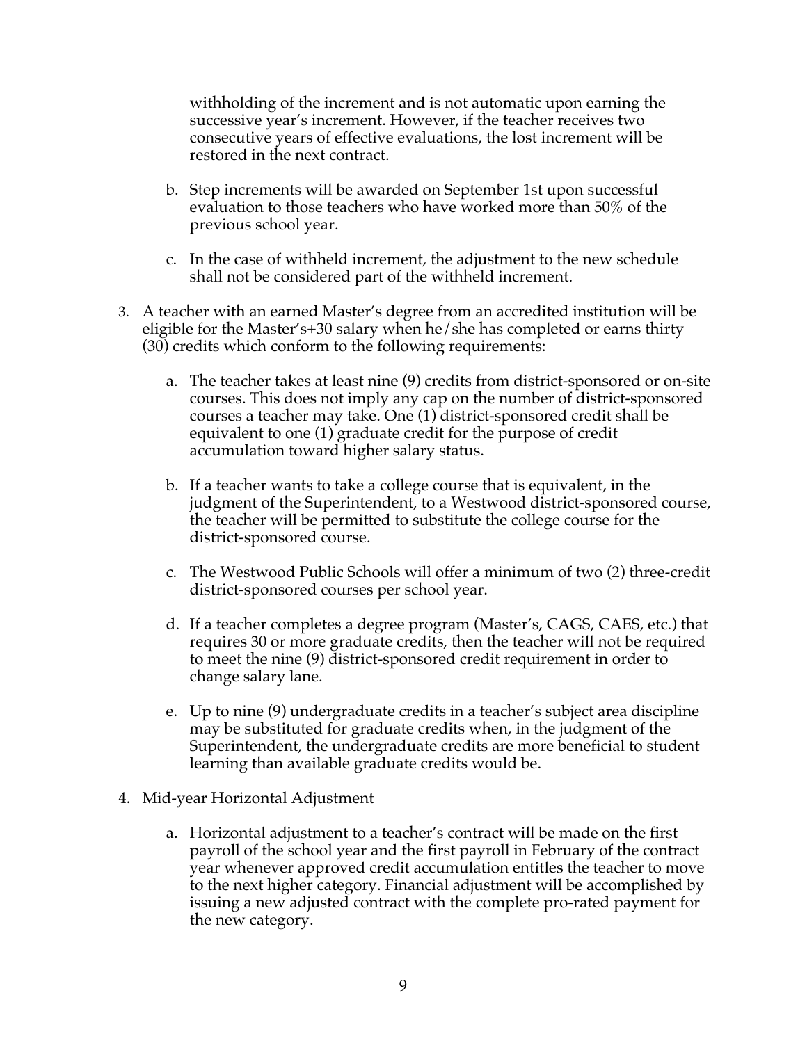withholding of the increment and is not automatic upon earning the successive year's increment. However, if the teacher receives two consecutive years of effective evaluations, the lost increment will be restored in the next contract.

b. Step increments will be awarded on September 1st upon successful evaluation to those teachers who have worked more than 50% of the previous school year.

c. In the case of withheld increment, the adjustment to the new schedule shall not be considered part of the withheld increment.

3. A teacher with an earned Master's degree from an accredited institution will be eligible for the Master's+30 salary when he/she has completed or earns thirty (30) credits which conform to the following requirements:

   a. The teacher takes at least nine (9) credits from district-sponsored or on-site courses. This does not imply any cap on the number of district-sponsored courses a teacher may take. One (1) district-sponsored credit shall be equivalent to one (1) graduate credit for the purpose of credit accumulation toward higher salary status.

   b. If a teacher wants to take a college course that is equivalent, in the judgment of the Superintendent, to a Westwood district-sponsored course, the teacher will be permitted to substitute the college course for the district-sponsored course.

   c. The Westwood Public Schools will offer a minimum of two (2) three-credit district-sponsored courses per school year.

   d. If a teacher completes a degree program (Master's, CAGS, CAES, etc.) that requires 30 or more graduate credits, then the teacher will not be required to meet the nine (9) district-sponsored credit requirement in order to change salary lane.

   e. Up to nine (9) undergraduate credits in a teacher's subject area discipline may be substituted for graduate credits when, in the judgment of the Superintendent, the undergraduate credits are more beneficial to student learning than available graduate credits would be.

4. Mid-year Horizontal Adjustment

   a. Horizontal adjustment to a teacher's contract will be made on the first payroll of the school year and the first payroll in February of the contract year whenever approved credit accumulation entitles the teacher to move to the next higher category. Financial adjustment will be accomplished by issuing a new adjusted contract with the complete pro-rated payment for the new category.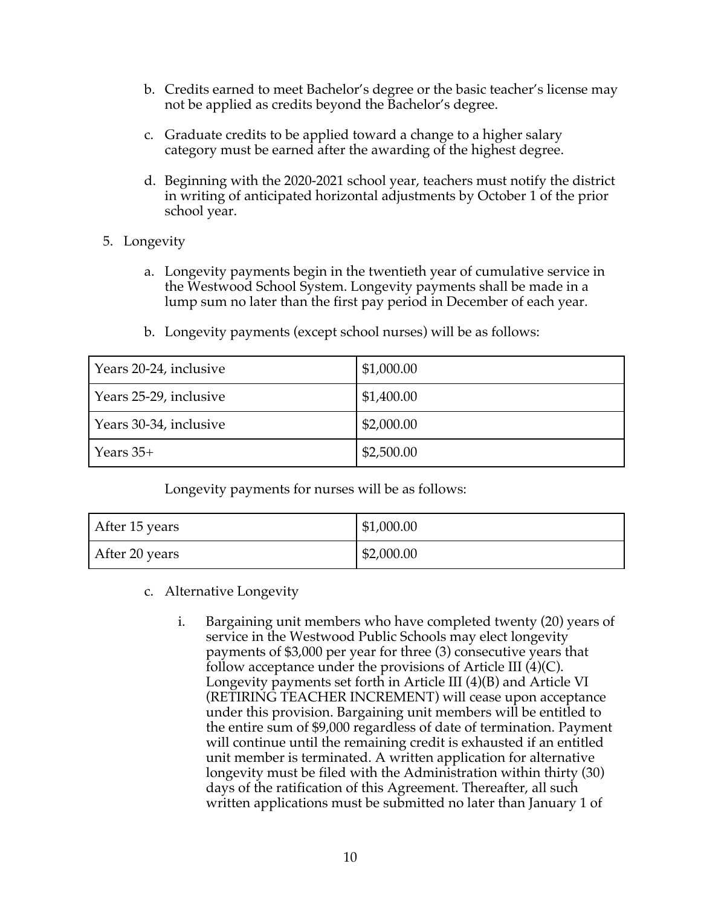b. Credits earned to meet Bachelor's degree or the basic teacher's license may not be applied as credits beyond the Bachelor's degree.

c. Graduate credits to be applied toward a change to a higher salary category must be earned after the awarding of the highest degree.

d. Beginning with the 2020-2021 school year, teachers must notify the district in writing of anticipated horizontal adjustments by October 1 of the prior school year.

5. Longevity

   a. Longevity payments begin in the twentieth year of cumulative service in the Westwood School System. Longevity payments shall be made in a lump sum no later than the first pay period in December of each year.

   b. Longevity payments (except school nurses) will be as follows:

| Years 20-24, inclusive | $1,000.00 |
|---|---|
| Years 25-29, inclusive | $1,400.00 |
| Years 30-34, inclusive | $2,000.00 |
| Years 35+ | $2,500.00 |

Longevity payments for nurses will be as follows:

| After 15 years | $1,000.00 |
|---|---|
| After 20 years | $2,000.00 |

   c. Alternative Longevity

      i. Bargaining unit members who have completed twenty (20) years of service in the Westwood Public Schools may elect longevity payments of $3,000 per year for three (3) consecutive years that follow acceptance under the provisions of Article III (4)(C). Longevity payments set forth in Article III (4)(B) and Article VI (RETIRING TEACHER INCREMENT) will cease upon acceptance under this provision. Bargaining unit members will be entitled to the entire sum of $9,000 regardless of date of termination. Payment will continue until the remaining credit is exhausted if an entitled unit member is terminated. A written application for alternative longevity must be filed with the Administration within thirty (30) days of the ratification of this Agreement. Thereafter, all such written applications must be submitted no later than January 1 of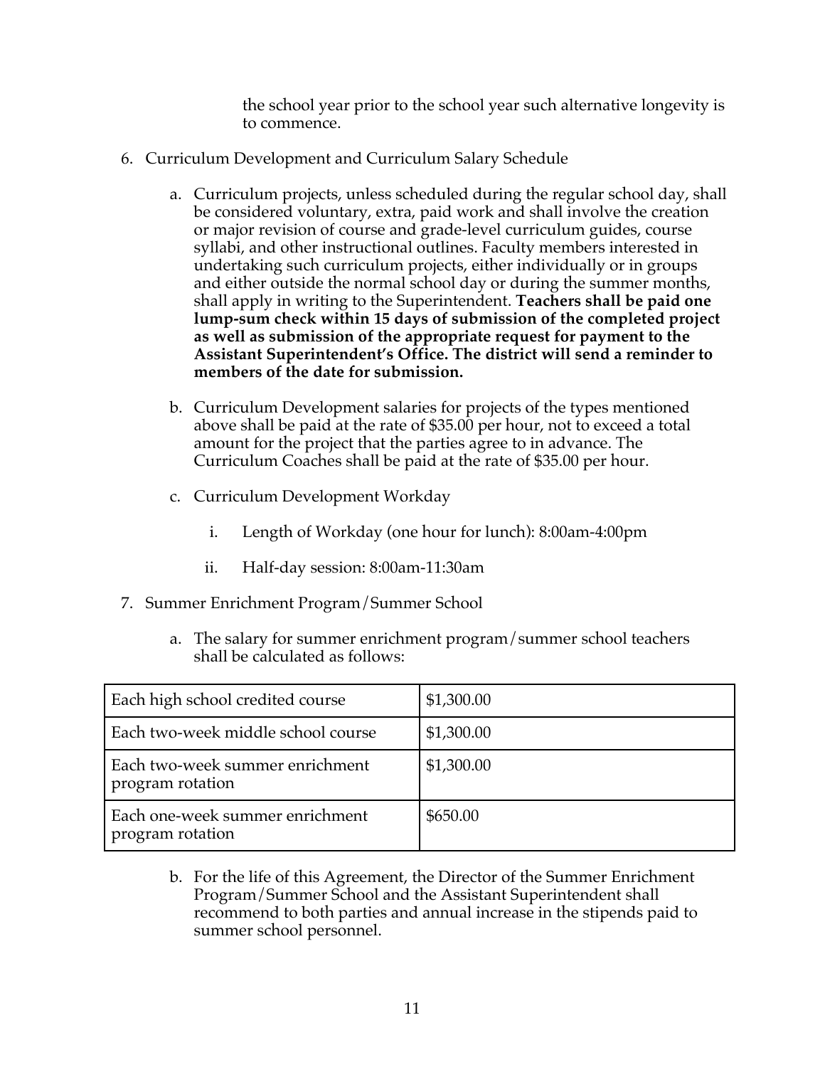the school year prior to the school year such alternative longevity is to commence.

6. Curriculum Development and Curriculum Salary Schedule

    a. Curriculum projects, unless scheduled during the regular school day, shall be considered voluntary, extra, paid work and shall involve the creation or major revision of course and grade-level curriculum guides, course syllabi, and other instructional outlines. Faculty members interested in undertaking such curriculum projects, either individually or in groups and either outside the normal school day or during the summer months, shall apply in writing to the Superintendent. **Teachers shall be paid one lump-sum check within 15 days of submission of the completed project as well as submission of the appropriate request for payment to the Assistant Superintendent's Office. The district will send a reminder to members of the date for submission.**

    b. Curriculum Development salaries for projects of the types mentioned above shall be paid at the rate of $35.00 per hour, not to exceed a total amount for the project that the parties agree to in advance. The Curriculum Coaches shall be paid at the rate of $35.00 per hour.

    c. Curriculum Development Workday

        i. Length of Workday (one hour for lunch): 8:00am-4:00pm

        ii. Half-day session: 8:00am-11:30am

7. Summer Enrichment Program/Summer School

    a. The salary for summer enrichment program/summer school teachers shall be calculated as follows:

| Each high school credited course | $1,300.00 |
|---|---|
| Each two-week middle school course | $1,300.00 |
| Each two-week summer enrichment program rotation | $1,300.00 |
| Each one-week summer enrichment program rotation | $650.00 |

    b. For the life of this Agreement, the Director of the Summer Enrichment Program/Summer School and the Assistant Superintendent shall recommend to both parties and annual increase in the stipends paid to summer school personnel.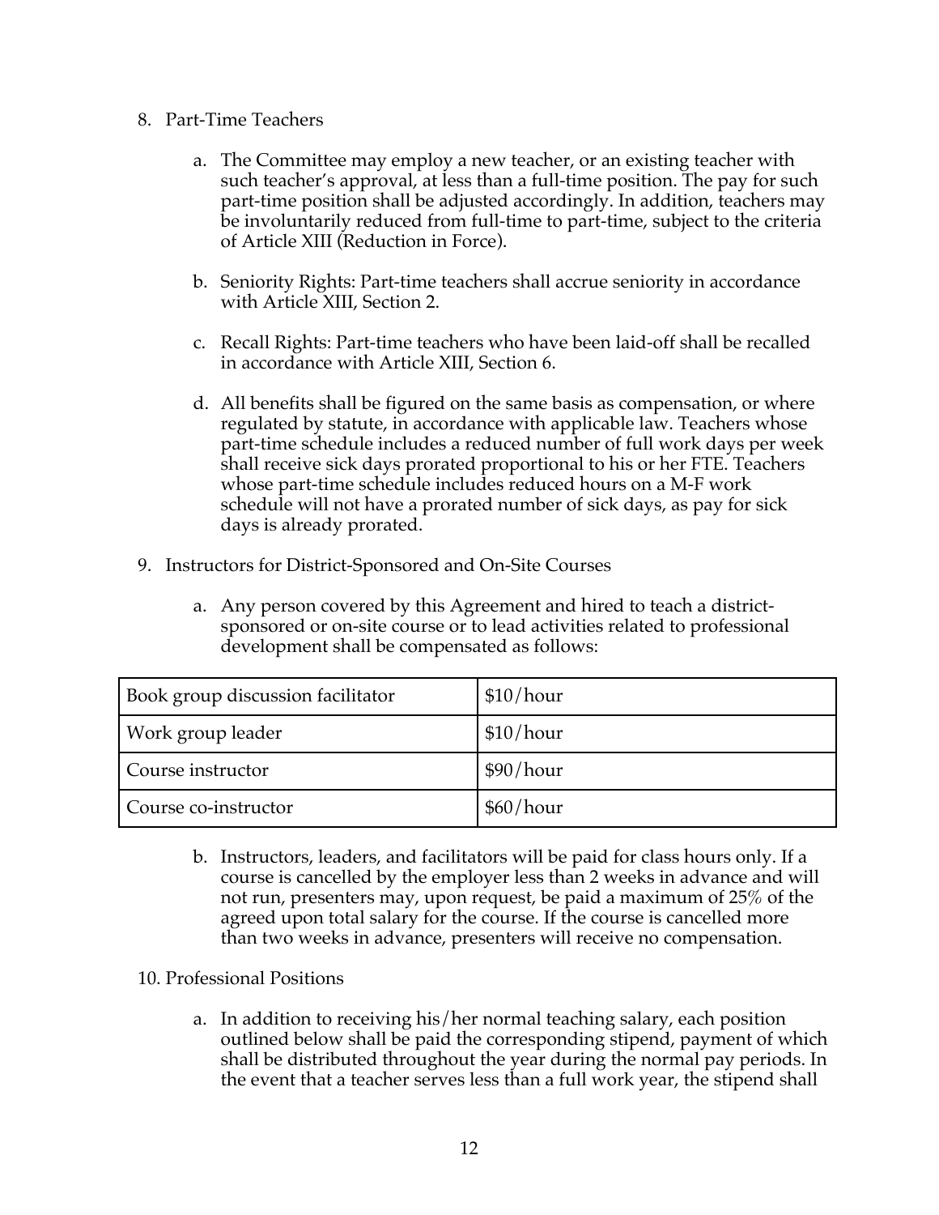8. Part-Time Teachers

   a. The Committee may employ a new teacher, or an existing teacher with such teacher's approval, at less than a full-time position. The pay for such part-time position shall be adjusted accordingly. In addition, teachers may be involuntarily reduced from full-time to part-time, subject to the criteria of Article XIII (Reduction in Force).

   b. Seniority Rights: Part-time teachers shall accrue seniority in accordance with Article XIII, Section 2.

   c. Recall Rights: Part-time teachers who have been laid-off shall be recalled in accordance with Article XIII, Section 6.

   d. All benefits shall be figured on the same basis as compensation, or where regulated by statute, in accordance with applicable law. Teachers whose part-time schedule includes a reduced number of full work days per week shall receive sick days prorated proportional to his or her FTE. Teachers whose part-time schedule includes reduced hours on a M-F work schedule will not have a prorated number of sick days, as pay for sick days is already prorated.

9. Instructors for District-Sponsored and On-Site Courses

   a. Any person covered by this Agreement and hired to teach a district-sponsored or on-site course or to lead activities related to professional development shall be compensated as follows:

| | |
|---|---|
| Book group discussion facilitator | $10/hour |
| Work group leader | $10/hour |
| Course instructor | $90/hour |
| Course co-instructor | $60/hour |

   b. Instructors, leaders, and facilitators will be paid for class hours only. If a course is cancelled by the employer less than 2 weeks in advance and will not run, presenters may, upon request, be paid a maximum of 25% of the agreed upon total salary for the course. If the course is cancelled more than two weeks in advance, presenters will receive no compensation.

10. Professional Positions

   a. In addition to receiving his/her normal teaching salary, each position outlined below shall be paid the corresponding stipend, payment of which shall be distributed throughout the year during the normal pay periods. In the event that a teacher serves less than a full work year, the stipend shall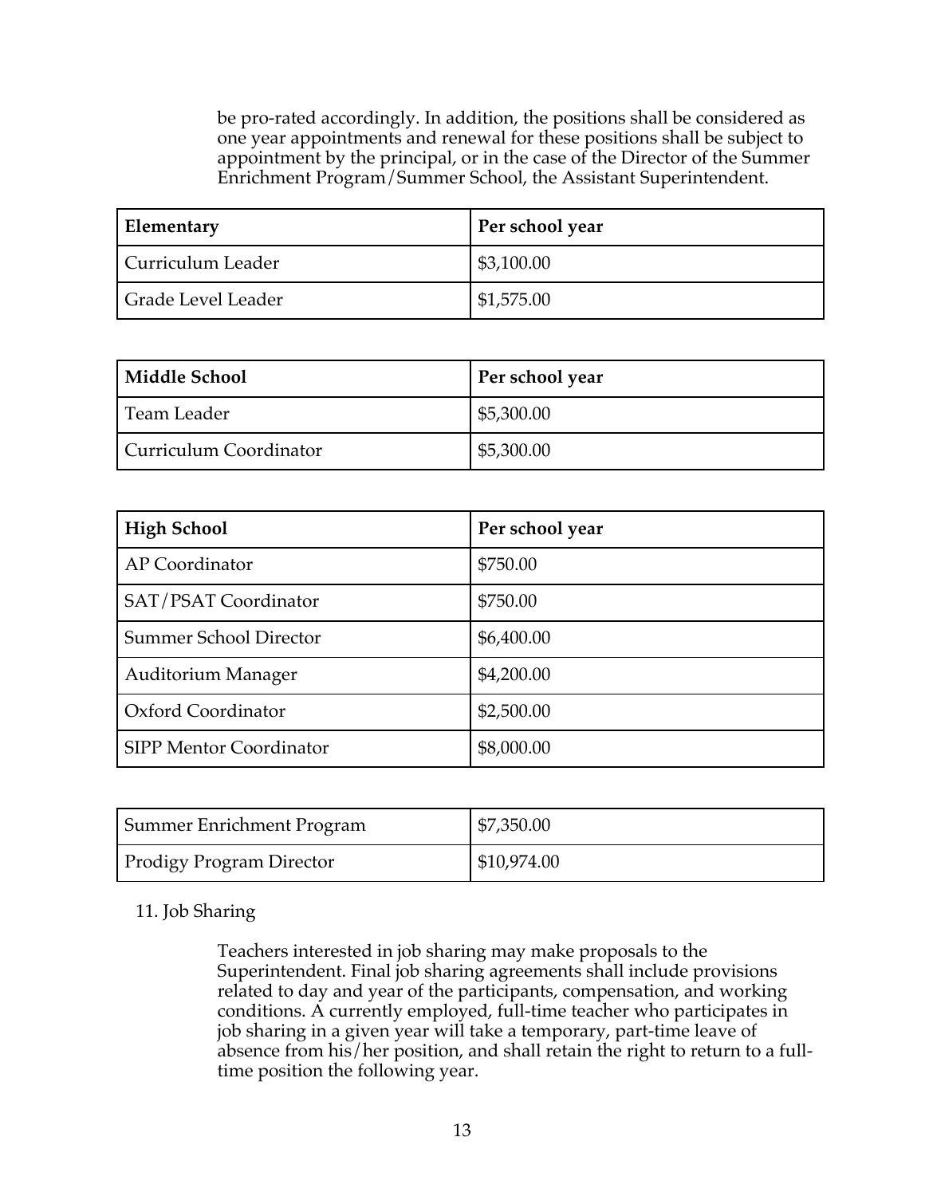be pro-rated accordingly. In addition, the positions shall be considered as one year appointments and renewal for these positions shall be subject to appointment by the principal, or in the case of the Director of the Summer Enrichment Program/Summer School, the Assistant Superintendent.

| **Elementary** | **Per school year** |
|---|---|
| Curriculum Leader | $3,100.00 |
| Grade Level Leader | $1,575.00 |

| **Middle School** | **Per school year** |
|---|---|
| Team Leader | $5,300.00 |
| Curriculum Coordinator | $5,300.00 |

| **High School** | **Per school year** |
|---|---|
| AP Coordinator | $750.00 |
| SAT/PSAT Coordinator | $750.00 |
| Summer School Director | $6,400.00 |
| Auditorium Manager | $4,200.00 |
| Oxford Coordinator | $2,500.00 |
| SIPP Mentor Coordinator | $8,000.00 |

| Summer Enrichment Program | $7,350.00 |
|---|---|
| Prodigy Program Director | $10,974.00 |

11. Job Sharing

Teachers interested in job sharing may make proposals to the Superintendent. Final job sharing agreements shall include provisions related to day and year of the participants, compensation, and working conditions. A currently employed, full-time teacher who participates in job sharing in a given year will take a temporary, part-time leave of absence from his/her position, and shall retain the right to return to a full-time position the following year.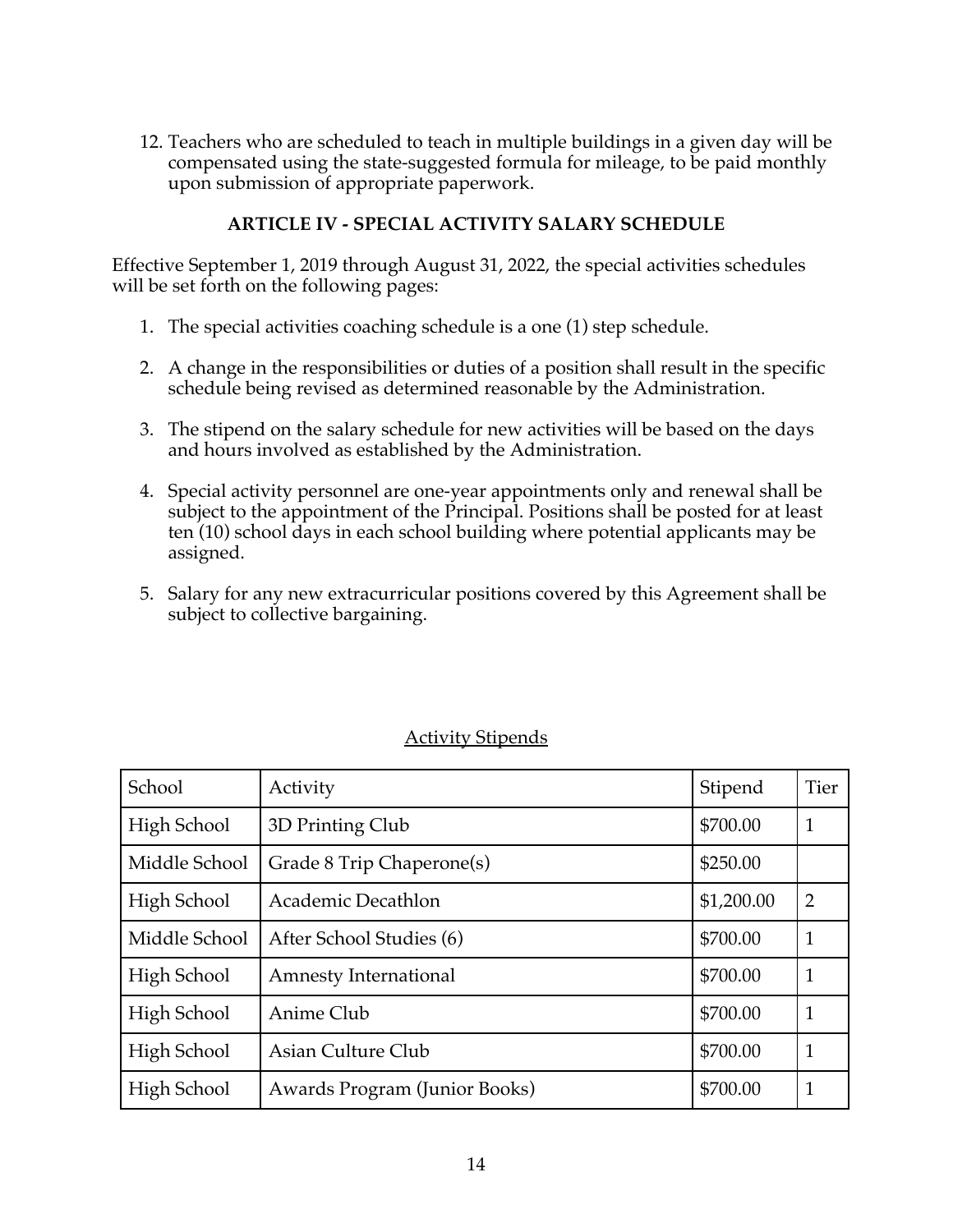12. Teachers who are scheduled to teach in multiple buildings in a given day will be compensated using the state-suggested formula for mileage, to be paid monthly upon submission of appropriate paperwork.

## ARTICLE IV - SPECIAL ACTIVITY SALARY SCHEDULE

Effective September 1, 2019 through August 31, 2022, the special activities schedules will be set forth on the following pages:

1. The special activities coaching schedule is a one (1) step schedule.

2. A change in the responsibilities or duties of a position shall result in the specific schedule being revised as determined reasonable by the Administration.

3. The stipend on the salary schedule for new activities will be based on the days and hours involved as established by the Administration.

4. Special activity personnel are one-year appointments only and renewal shall be subject to the appointment of the Principal. Positions shall be posted for at least ten (10) school days in each school building where potential applicants may be assigned.

5. Salary for any new extracurricular positions covered by this Agreement shall be subject to collective bargaining.

Activity Stipends

| School | Activity | Stipend | Tier |
|---|---|---|---|
| High School | 3D Printing Club | $700.00 | 1 |
| Middle School | Grade 8 Trip Chaperone(s) | $250.00 | |
| High School | Academic Decathlon | $1,200.00 | 2 |
| Middle School | After School Studies (6) | $700.00 | 1 |
| High School | Amnesty International | $700.00 | 1 |
| High School | Anime Club | $700.00 | 1 |
| High School | Asian Culture Club | $700.00 | 1 |
| High School | Awards Program (Junior Books) | $700.00 | 1 |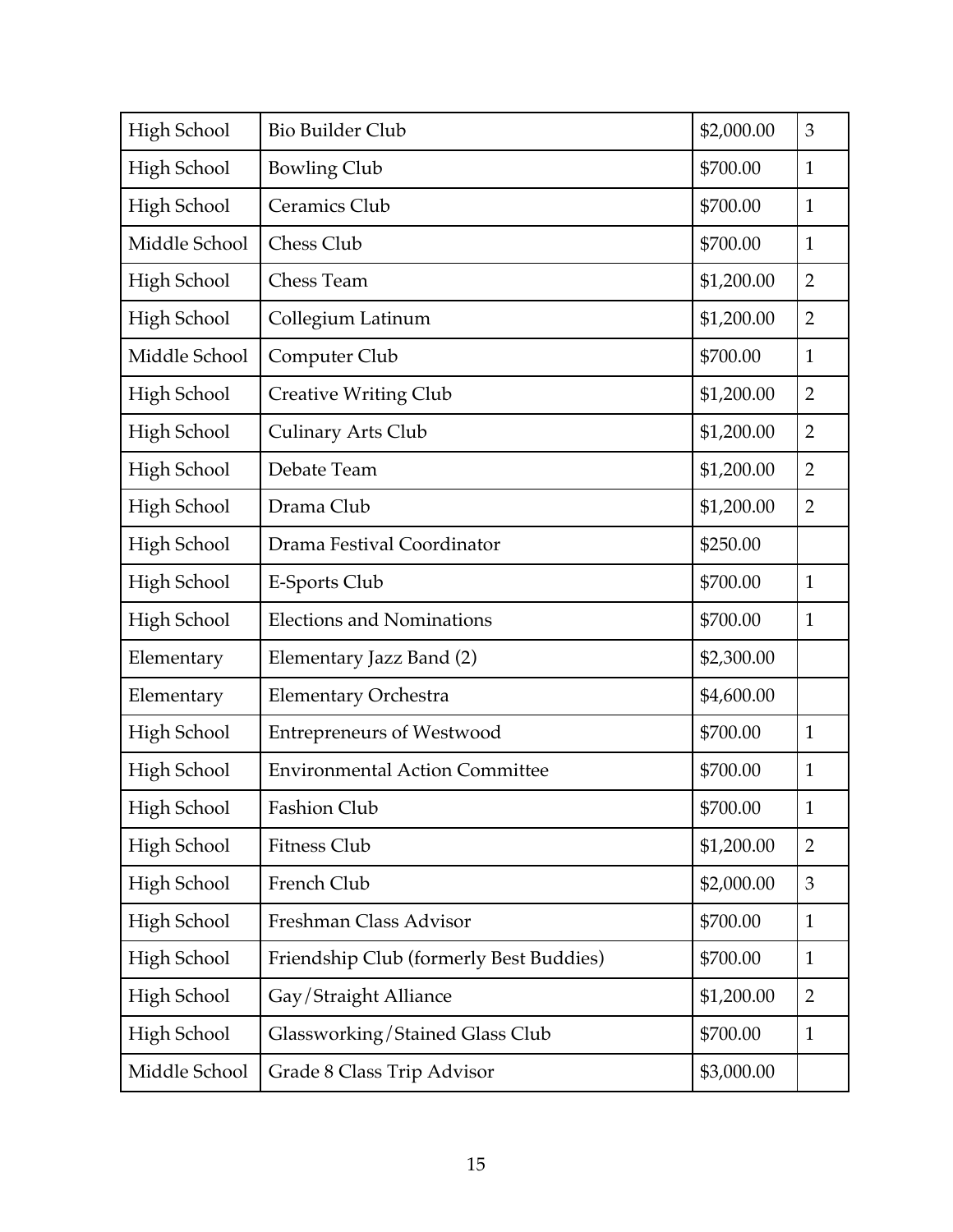| High School | Bio Builder Club | $2,000.00 | 3 |
|---|---|---|---|
| High School | Bowling Club | $700.00 | 1 |
| High School | Ceramics Club | $700.00 | 1 |
| Middle School | Chess Club | $700.00 | 1 |
| High School | Chess Team | $1,200.00 | 2 |
| High School | Collegium Latinum | $1,200.00 | 2 |
| Middle School | Computer Club | $700.00 | 1 |
| High School | Creative Writing Club | $1,200.00 | 2 |
| High School | Culinary Arts Club | $1,200.00 | 2 |
| High School | Debate Team | $1,200.00 | 2 |
| High School | Drama Club | $1,200.00 | 2 |
| High School | Drama Festival Coordinator | $250.00 | |
| High School | E-Sports Club | $700.00 | 1 |
| High School | Elections and Nominations | $700.00 | 1 |
| Elementary | Elementary Jazz Band (2) | $2,300.00 | |
| Elementary | Elementary Orchestra | $4,600.00 | |
| High School | Entrepreneurs of Westwood | $700.00 | 1 |
| High School | Environmental Action Committee | $700.00 | 1 |
| High School | Fashion Club | $700.00 | 1 |
| High School | Fitness Club | $1,200.00 | 2 |
| High School | French Club | $2,000.00 | 3 |
| High School | Freshman Class Advisor | $700.00 | 1 |
| High School | Friendship Club (formerly Best Buddies) | $700.00 | 1 |
| High School | Gay/Straight Alliance | $1,200.00 | 2 |
| High School | Glassworking/Stained Glass Club | $700.00 | 1 |
| Middle School | Grade 8 Class Trip Advisor | $3,000.00 | |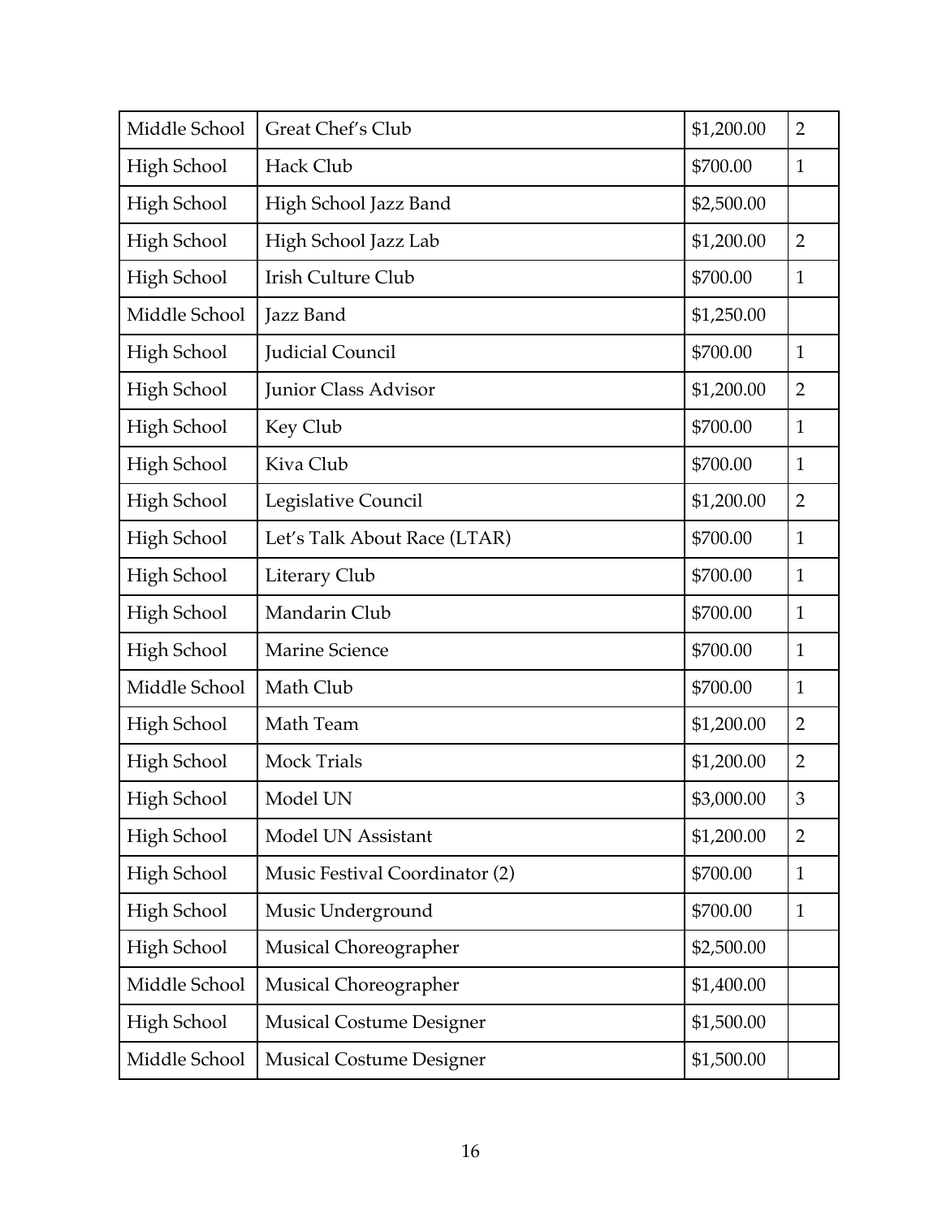| Middle School | Great Chef's Club | $1,200.00 | 2 |
|---|---|---|---|
| High School | Hack Club | $700.00 | 1 |
| High School | High School Jazz Band | $2,500.00 | |
| High School | High School Jazz Lab | $1,200.00 | 2 |
| High School | Irish Culture Club | $700.00 | 1 |
| Middle School | Jazz Band | $1,250.00 | |
| High School | Judicial Council | $700.00 | 1 |
| High School | Junior Class Advisor | $1,200.00 | 2 |
| High School | Key Club | $700.00 | 1 |
| High School | Kiva Club | $700.00 | 1 |
| High School | Legislative Council | $1,200.00 | 2 |
| High School | Let's Talk About Race (LTAR) | $700.00 | 1 |
| High School | Literary Club | $700.00 | 1 |
| High School | Mandarin Club | $700.00 | 1 |
| High School | Marine Science | $700.00 | 1 |
| Middle School | Math Club | $700.00 | 1 |
| High School | Math Team | $1,200.00 | 2 |
| High School | Mock Trials | $1,200.00 | 2 |
| High School | Model UN | $3,000.00 | 3 |
| High School | Model UN Assistant | $1,200.00 | 2 |
| High School | Music Festival Coordinator (2) | $700.00 | 1 |
| High School | Music Underground | $700.00 | 1 |
| High School | Musical Choreographer | $2,500.00 | |
| Middle School | Musical Choreographer | $1,400.00 | |
| High School | Musical Costume Designer | $1,500.00 | |
| Middle School | Musical Costume Designer | $1,500.00 | |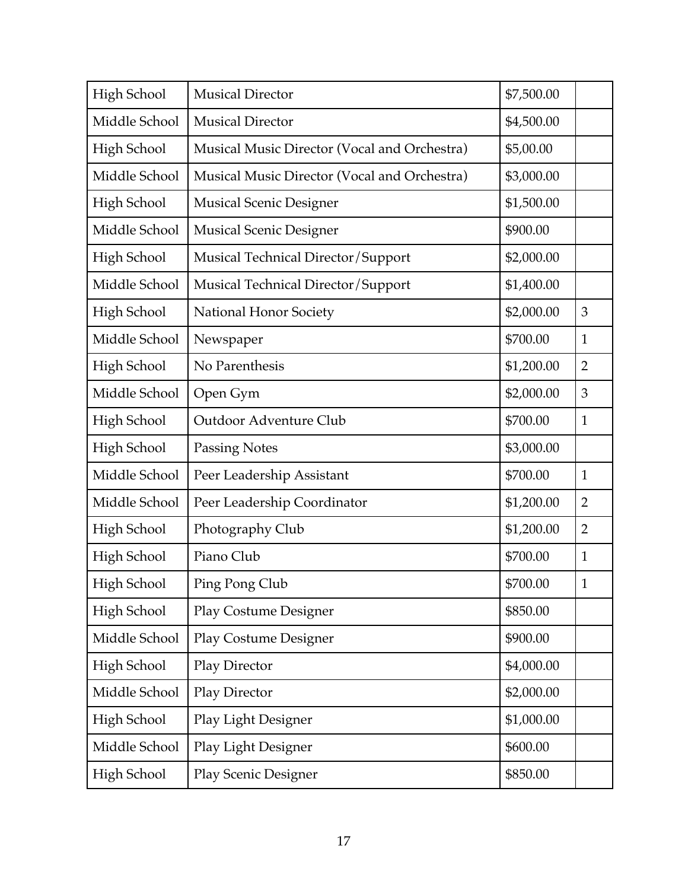| High School | Musical Director | $7,500.00 | |
|---|---|---|---|
| Middle School | Musical Director | $4,500.00 | |
| High School | Musical Music Director (Vocal and Orchestra) | $5,00.00 | |
| Middle School | Musical Music Director (Vocal and Orchestra) | $3,000.00 | |
| High School | Musical Scenic Designer | $1,500.00 | |
| Middle School | Musical Scenic Designer | $900.00 | |
| High School | Musical Technical Director/Support | $2,000.00 | |
| Middle School | Musical Technical Director/Support | $1,400.00 | |
| High School | National Honor Society | $2,000.00 | 3 |
| Middle School | Newspaper | $700.00 | 1 |
| High School | No Parenthesis | $1,200.00 | 2 |
| Middle School | Open Gym | $2,000.00 | 3 |
| High School | Outdoor Adventure Club | $700.00 | 1 |
| High School | Passing Notes | $3,000.00 | |
| Middle School | Peer Leadership Assistant | $700.00 | 1 |
| Middle School | Peer Leadership Coordinator | $1,200.00 | 2 |
| High School | Photography Club | $1,200.00 | 2 |
| High School | Piano Club | $700.00 | 1 |
| High School | Ping Pong Club | $700.00 | 1 |
| High School | Play Costume Designer | $850.00 | |
| Middle School | Play Costume Designer | $900.00 | |
| High School | Play Director | $4,000.00 | |
| Middle School | Play Director | $2,000.00 | |
| High School | Play Light Designer | $1,000.00 | |
| Middle School | Play Light Designer | $600.00 | |
| High School | Play Scenic Designer | $850.00 | |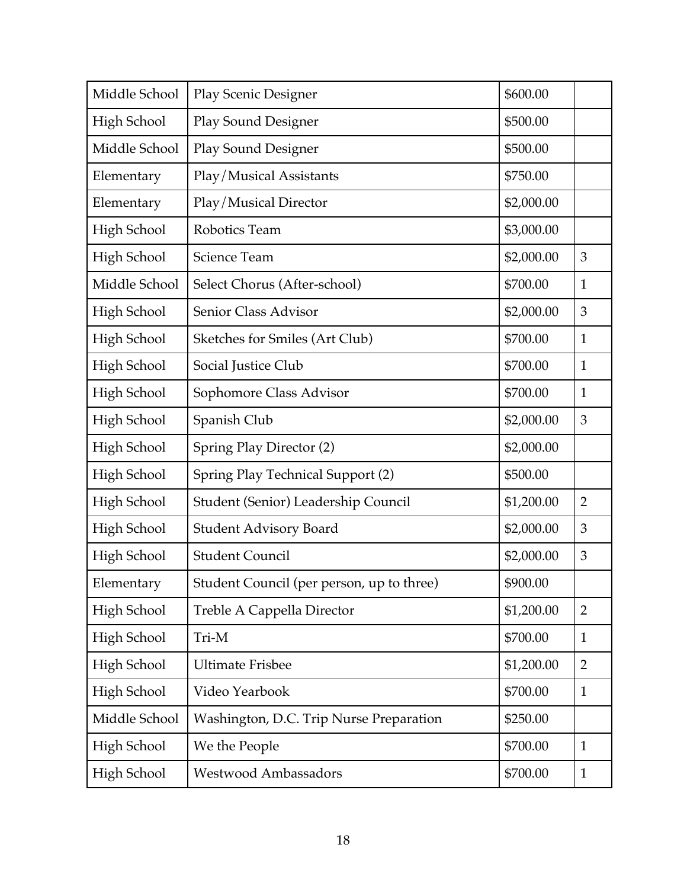| | | | |
|---|---|---|---|
| Middle School | Play Scenic Designer | $600.00 | |
| High School | Play Sound Designer | $500.00 | |
| Middle School | Play Sound Designer | $500.00 | |
| Elementary | Play/Musical Assistants | $750.00 | |
| Elementary | Play/Musical Director | $2,000.00 | |
| High School | Robotics Team | $3,000.00 | |
| High School | Science Team | $2,000.00 | 3 |
| Middle School | Select Chorus (After-school) | $700.00 | 1 |
| High School | Senior Class Advisor | $2,000.00 | 3 |
| High School | Sketches for Smiles (Art Club) | $700.00 | 1 |
| High School | Social Justice Club | $700.00 | 1 |
| High School | Sophomore Class Advisor | $700.00 | 1 |
| High School | Spanish Club | $2,000.00 | 3 |
| High School | Spring Play Director (2) | $2,000.00 | |
| High School | Spring Play Technical Support (2) | $500.00 | |
| High School | Student (Senior) Leadership Council | $1,200.00 | 2 |
| High School | Student Advisory Board | $2,000.00 | 3 |
| High School | Student Council | $2,000.00 | 3 |
| Elementary | Student Council (per person, up to three) | $900.00 | |
| High School | Treble A Cappella Director | $1,200.00 | 2 |
| High School | Tri-M | $700.00 | 1 |
| High School | Ultimate Frisbee | $1,200.00 | 2 |
| High School | Video Yearbook | $700.00 | 1 |
| Middle School | Washington, D.C. Trip Nurse Preparation | $250.00 | |
| High School | We the People | $700.00 | 1 |
| High School | Westwood Ambassadors | $700.00 | 1 |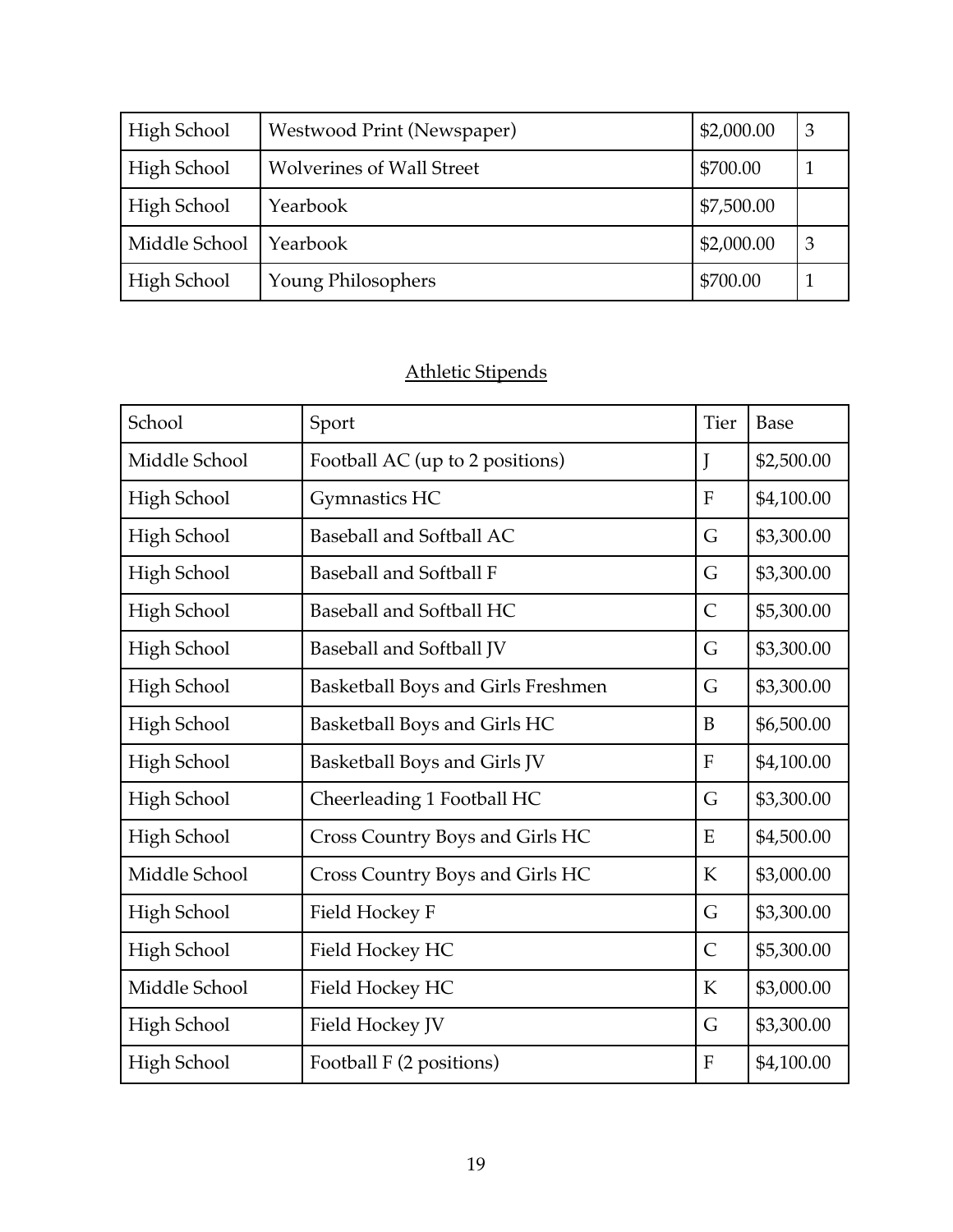| High School | Westwood Print (Newspaper) | $2,000.00 | 3 |
|---|---|---|---|
| High School | Wolverines of Wall Street | $700.00 | 1 |
| High School | Yearbook | $7,500.00 | |
| Middle School | Yearbook | $2,000.00 | 3 |
| High School | Young Philosophers | $700.00 | 1 |

## Athletic Stipends

| School | Sport | Tier | Base |
|---|---|---|---|
| Middle School | Football AC (up to 2 positions) | J | $2,500.00 |
| High School | Gymnastics HC | F | $4,100.00 |
| High School | Baseball and Softball AC | G | $3,300.00 |
| High School | Baseball and Softball F | G | $3,300.00 |
| High School | Baseball and Softball HC | C | $5,300.00 |
| High School | Baseball and Softball JV | G | $3,300.00 |
| High School | Basketball Boys and Girls Freshmen | G | $3,300.00 |
| High School | Basketball Boys and Girls HC | B | $6,500.00 |
| High School | Basketball Boys and Girls JV | F | $4,100.00 |
| High School | Cheerleading 1 Football HC | G | $3,300.00 |
| High School | Cross Country Boys and Girls HC | E | $4,500.00 |
| Middle School | Cross Country Boys and Girls HC | K | $3,000.00 |
| High School | Field Hockey F | G | $3,300.00 |
| High School | Field Hockey HC | C | $5,300.00 |
| Middle School | Field Hockey HC | K | $3,000.00 |
| High School | Field Hockey JV | G | $3,300.00 |
| High School | Football F (2 positions) | F | $4,100.00 |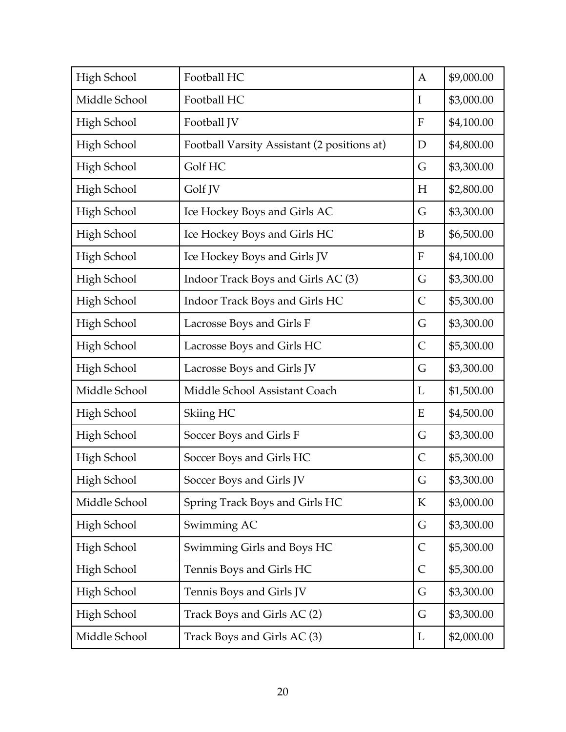| High School | Football HC | A | $9,000.00 |
|---|---|---|---|
| Middle School | Football HC | I | $3,000.00 |
| High School | Football JV | F | $4,100.00 |
| High School | Football Varsity Assistant (2 positions at) | D | $4,800.00 |
| High School | Golf HC | G | $3,300.00 |
| High School | Golf JV | H | $2,800.00 |
| High School | Ice Hockey Boys and Girls AC | G | $3,300.00 |
| High School | Ice Hockey Boys and Girls HC | B | $6,500.00 |
| High School | Ice Hockey Boys and Girls JV | F | $4,100.00 |
| High School | Indoor Track Boys and Girls AC (3) | G | $3,300.00 |
| High School | Indoor Track Boys and Girls HC | C | $5,300.00 |
| High School | Lacrosse Boys and Girls F | G | $3,300.00 |
| High School | Lacrosse Boys and Girls HC | C | $5,300.00 |
| High School | Lacrosse Boys and Girls JV | G | $3,300.00 |
| Middle School | Middle School Assistant Coach | L | $1,500.00 |
| High School | Skiing HC | E | $4,500.00 |
| High School | Soccer Boys and Girls F | G | $3,300.00 |
| High School | Soccer Boys and Girls HC | C | $5,300.00 |
| High School | Soccer Boys and Girls JV | G | $3,300.00 |
| Middle School | Spring Track Boys and Girls HC | K | $3,000.00 |
| High School | Swimming AC | G | $3,300.00 |
| High School | Swimming Girls and Boys HC | C | $5,300.00 |
| High School | Tennis Boys and Girls HC | C | $5,300.00 |
| High School | Tennis Boys and Girls JV | G | $3,300.00 |
| High School | Track Boys and Girls AC (2) | G | $3,300.00 |
| Middle School | Track Boys and Girls AC (3) | L | $2,000.00 |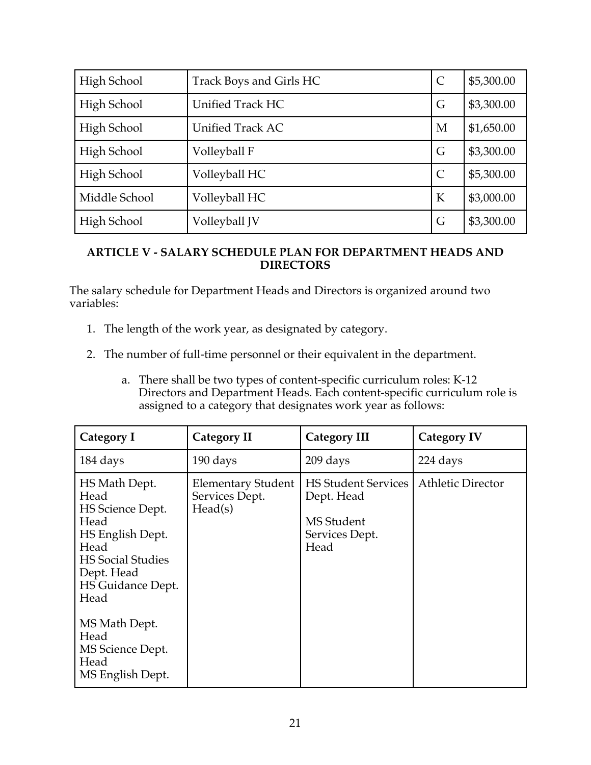| High School | Track Boys and Girls HC | C | $5,300.00 |
|---|---|---|---|
| High School | Unified Track HC | G | $3,300.00 |
| High School | Unified Track AC | M | $1,650.00 |
| High School | Volleyball F | G | $3,300.00 |
| High School | Volleyball HC | C | $5,300.00 |
| Middle School | Volleyball HC | K | $3,000.00 |
| High School | Volleyball JV | G | $3,300.00 |

**ARTICLE V - SALARY SCHEDULE PLAN FOR DEPARTMENT HEADS AND DIRECTORS**

The salary schedule for Department Heads and Directors is organized around two variables:

1. The length of the work year, as designated by category.
2. The number of full-time personnel or their equivalent in the department.
   a. There shall be two types of content-specific curriculum roles: K-12 Directors and Department Heads. Each content-specific curriculum role is assigned to a category that designates work year as follows:

| Category I | Category II | Category III | Category IV |
|---|---|---|---|
| 184 days | 190 days | 209 days | 224 days |
| HS Math Dept. Head<br>HS Science Dept. Head<br>HS English Dept. Head<br>HS Social Studies Dept. Head<br>HS Guidance Dept. Head<br><br>MS Math Dept. Head<br>MS Science Dept. Head<br>MS English Dept. | Elementary Student Services Dept. Head(s) | HS Student Services Dept. Head<br><br>MS Student Services Dept. Head | Athletic Director |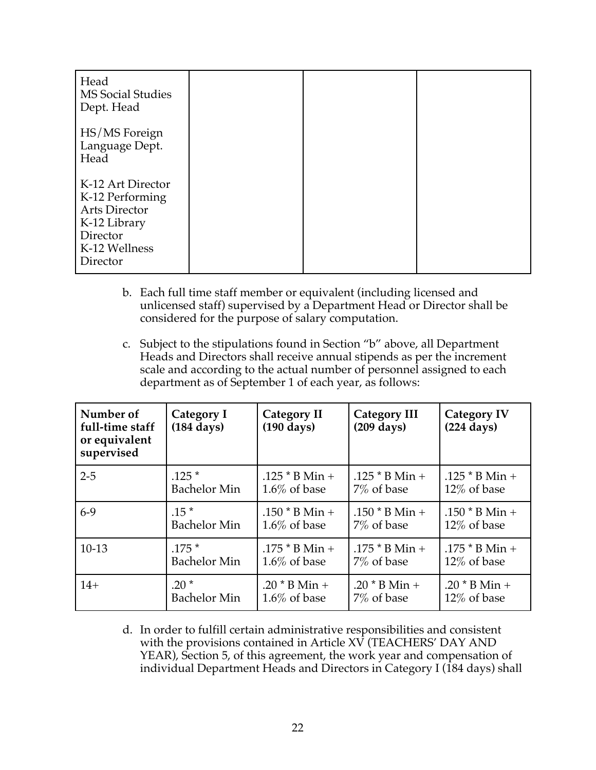| | | | |
|---|---|---|---|
| Head<br>MS Social Studies Dept. Head<br><br>HS/MS Foreign Language Dept. Head<br><br>K-12 Art Director<br>K-12 Performing Arts Director<br>K-12 Library Director<br>K-12 Wellness Director | | | |

b. Each full time staff member or equivalent (including licensed and unlicensed staff) supervised by a Department Head or Director shall be considered for the purpose of salary computation.

c. Subject to the stipulations found in Section "b" above, all Department Heads and Directors shall receive annual stipends as per the increment scale and according to the actual number of personnel assigned to each department as of September 1 of each year, as follows:

| Number of full-time staff or equivalent supervised | Category I (184 days) | Category II (190 days) | Category III (209 days) | Category IV (224 days) |
|---|---|---|---|---|
| 2-5 | .125 * Bachelor Min | .125 * B Min + 1.6% of base | .125 * B Min + 7% of base | .125 * B Min + 12% of base |
| 6-9 | .15 * Bachelor Min | .150 * B Min + 1.6% of base | .150 * B Min + 7% of base | .150 * B Min + 12% of base |
| 10-13 | .175 * Bachelor Min | .175 * B Min + 1.6% of base | .175 * B Min + 7% of base | .175 * B Min + 12% of base |
| 14+ | .20 * Bachelor Min | .20 * B Min + 1.6% of base | .20 * B Min + 7% of base | .20 * B Min + 12% of base |

d. In order to fulfill certain administrative responsibilities and consistent with the provisions contained in Article XV (TEACHERS' DAY AND YEAR), Section 5, of this agreement, the work year and compensation of individual Department Heads and Directors in Category I (184 days) shall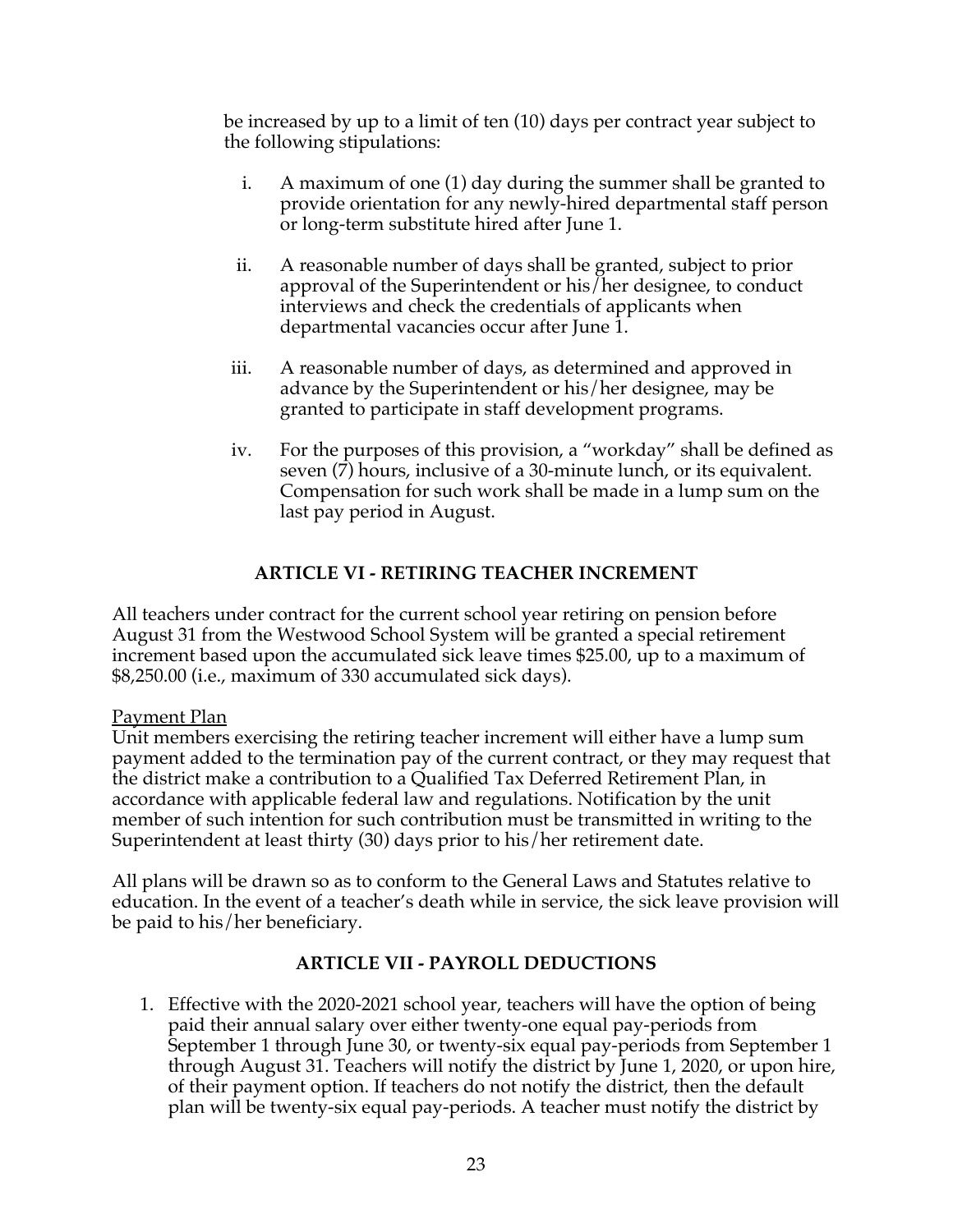be increased by up to a limit of ten (10) days per contract year subject to the following stipulations:

i. A maximum of one (1) day during the summer shall be granted to provide orientation for any newly-hired departmental staff person or long-term substitute hired after June 1.

ii. A reasonable number of days shall be granted, subject to prior approval of the Superintendent or his/her designee, to conduct interviews and check the credentials of applicants when departmental vacancies occur after June 1.

iii. A reasonable number of days, as determined and approved in advance by the Superintendent or his/her designee, may be granted to participate in staff development programs.

iv. For the purposes of this provision, a "workday" shall be defined as seven (7) hours, inclusive of a 30-minute lunch, or its equivalent. Compensation for such work shall be made in a lump sum on the last pay period in August.

## ARTICLE VI - RETIRING TEACHER INCREMENT

All teachers under contract for the current school year retiring on pension before August 31 from the Westwood School System will be granted a special retirement increment based upon the accumulated sick leave times $25.00, up to a maximum of $8,250.00 (i.e., maximum of 330 accumulated sick days).

Payment Plan

Unit members exercising the retiring teacher increment will either have a lump sum payment added to the termination pay of the current contract, or they may request that the district make a contribution to a Qualified Tax Deferred Retirement Plan, in accordance with applicable federal law and regulations. Notification by the unit member of such intention for such contribution must be transmitted in writing to the Superintendent at least thirty (30) days prior to his/her retirement date.

All plans will be drawn so as to conform to the General Laws and Statutes relative to education. In the event of a teacher's death while in service, the sick leave provision will be paid to his/her beneficiary.

## ARTICLE VII - PAYROLL DEDUCTIONS

1. Effective with the 2020-2021 school year, teachers will have the option of being paid their annual salary over either twenty-one equal pay-periods from September 1 through June 30, or twenty-six equal pay-periods from September 1 through August 31. Teachers will notify the district by June 1, 2020, or upon hire, of their payment option. If teachers do not notify the district, then the default plan will be twenty-six equal pay-periods. A teacher must notify the district by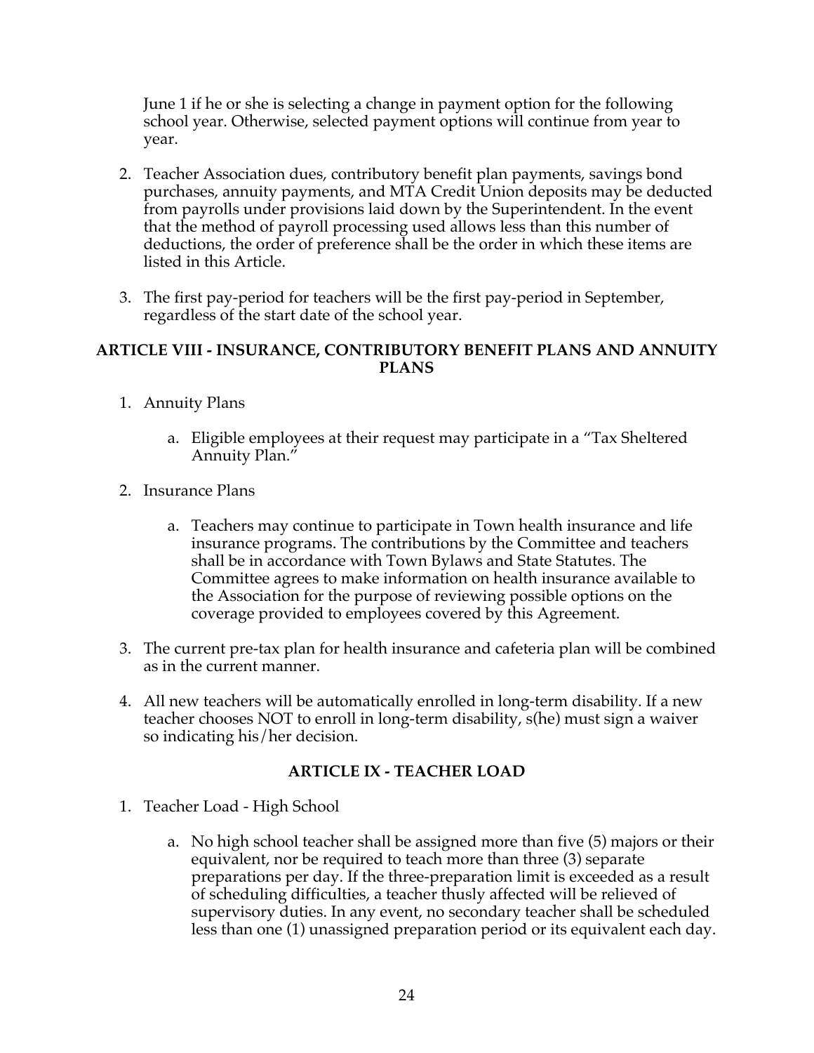June 1 if he or she is selecting a change in payment option for the following school year. Otherwise, selected payment options will continue from year to year.

2. Teacher Association dues, contributory benefit plan payments, savings bond purchases, annuity payments, and MTA Credit Union deposits may be deducted from payrolls under provisions laid down by the Superintendent. In the event that the method of payroll processing used allows less than this number of deductions, the order of preference shall be the order in which these items are listed in this Article.

3. The first pay-period for teachers will be the first pay-period in September, regardless of the start date of the school year.

## ARTICLE VIII - INSURANCE, CONTRIBUTORY BENEFIT PLANS AND ANNUITY PLANS

1. Annuity Plans

    a. Eligible employees at their request may participate in a "Tax Sheltered Annuity Plan."

2. Insurance Plans

    a. Teachers may continue to participate in Town health insurance and life insurance programs. The contributions by the Committee and teachers shall be in accordance with Town Bylaws and State Statutes. The Committee agrees to make information on health insurance available to the Association for the purpose of reviewing possible options on the coverage provided to employees covered by this Agreement.

3. The current pre-tax plan for health insurance and cafeteria plan will be combined as in the current manner.

4. All new teachers will be automatically enrolled in long-term disability. If a new teacher chooses NOT to enroll in long-term disability, s(he) must sign a waiver so indicating his/her decision.

## ARTICLE IX - TEACHER LOAD

1. Teacher Load - High School

    a. No high school teacher shall be assigned more than five (5) majors or their equivalent, nor be required to teach more than three (3) separate preparations per day. If the three-preparation limit is exceeded as a result of scheduling difficulties, a teacher thusly affected will be relieved of supervisory duties. In any event, no secondary teacher shall be scheduled less than one (1) unassigned preparation period or its equivalent each day.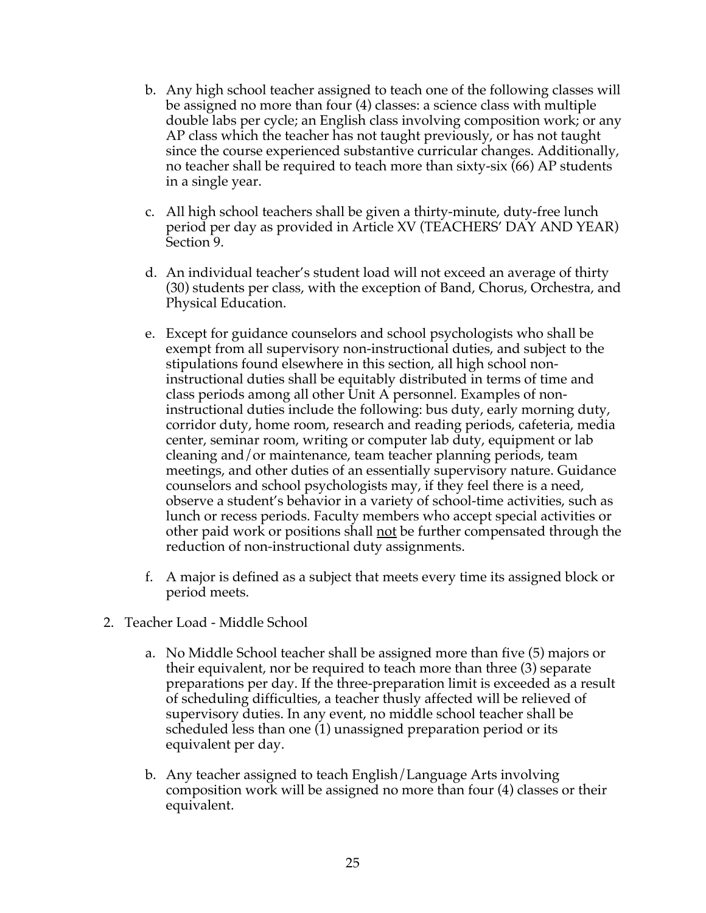b. Any high school teacher assigned to teach one of the following classes will be assigned no more than four (4) classes: a science class with multiple double labs per cycle; an English class involving composition work; or any AP class which the teacher has not taught previously, or has not taught since the course experienced substantive curricular changes. Additionally, no teacher shall be required to teach more than sixty-six (66) AP students in a single year.

c. All high school teachers shall be given a thirty-minute, duty-free lunch period per day as provided in Article XV (TEACHERS' DAY AND YEAR) Section 9.

d. An individual teacher's student load will not exceed an average of thirty (30) students per class, with the exception of Band, Chorus, Orchestra, and Physical Education.

e. Except for guidance counselors and school psychologists who shall be exempt from all supervisory non-instructional duties, and subject to the stipulations found elsewhere in this section, all high school non-instructional duties shall be equitably distributed in terms of time and class periods among all other Unit A personnel. Examples of non-instructional duties include the following: bus duty, early morning duty, corridor duty, home room, research and reading periods, cafeteria, media center, seminar room, writing or computer lab duty, equipment or lab cleaning and/or maintenance, team teacher planning periods, team meetings, and other duties of an essentially supervisory nature. Guidance counselors and school psychologists may, if they feel there is a need, observe a student's behavior in a variety of school-time activities, such as lunch or recess periods. Faculty members who accept special activities or other paid work or positions shall <u>not</u> be further compensated through the reduction of non-instructional duty assignments.

f. A major is defined as a subject that meets every time its assigned block or period meets.

2. Teacher Load - Middle School

   a. No Middle School teacher shall be assigned more than five (5) majors or their equivalent, nor be required to teach more than three (3) separate preparations per day. If the three-preparation limit is exceeded as a result of scheduling difficulties, a teacher thusly affected will be relieved of supervisory duties. In any event, no middle school teacher shall be scheduled less than one (1) unassigned preparation period or its equivalent per day.

   b. Any teacher assigned to teach English/Language Arts involving composition work will be assigned no more than four (4) classes or their equivalent.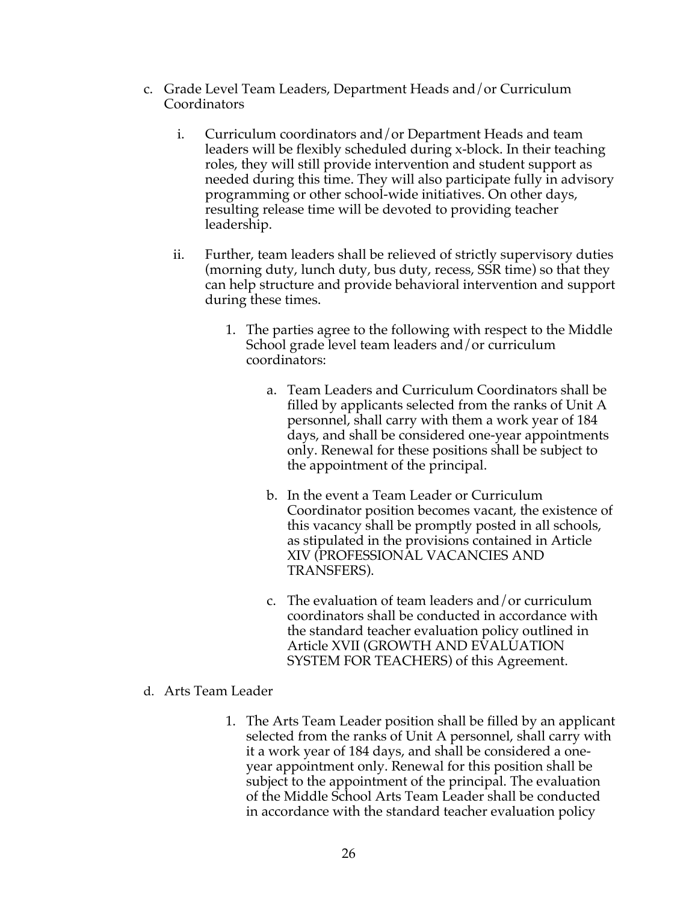c. Grade Level Team Leaders, Department Heads and/or Curriculum Coordinators

   i. Curriculum coordinators and/or Department Heads and team leaders will be flexibly scheduled during x-block. In their teaching roles, they will still provide intervention and student support as needed during this time. They will also participate fully in advisory programming or other school-wide initiatives. On other days, resulting release time will be devoted to providing teacher leadership.

   ii. Further, team leaders shall be relieved of strictly supervisory duties (morning duty, lunch duty, bus duty, recess, SSR time) so that they can help structure and provide behavioral intervention and support during these times.

      1. The parties agree to the following with respect to the Middle School grade level team leaders and/or curriculum coordinators:

         a. Team Leaders and Curriculum Coordinators shall be filled by applicants selected from the ranks of Unit A personnel, shall carry with them a work year of 184 days, and shall be considered one-year appointments only. Renewal for these positions shall be subject to the appointment of the principal.

         b. In the event a Team Leader or Curriculum Coordinator position becomes vacant, the existence of this vacancy shall be promptly posted in all schools, as stipulated in the provisions contained in Article XIV (PROFESSIONAL VACANCIES AND TRANSFERS).

         c. The evaluation of team leaders and/or curriculum coordinators shall be conducted in accordance with the standard teacher evaluation policy outlined in Article XVII (GROWTH AND EVALUATION SYSTEM FOR TEACHERS) of this Agreement.

d. Arts Team Leader

      1. The Arts Team Leader position shall be filled by an applicant selected from the ranks of Unit A personnel, shall carry with it a work year of 184 days, and shall be considered a one-year appointment only. Renewal for this position shall be subject to the appointment of the principal. The evaluation of the Middle School Arts Team Leader shall be conducted in accordance with the standard teacher evaluation policy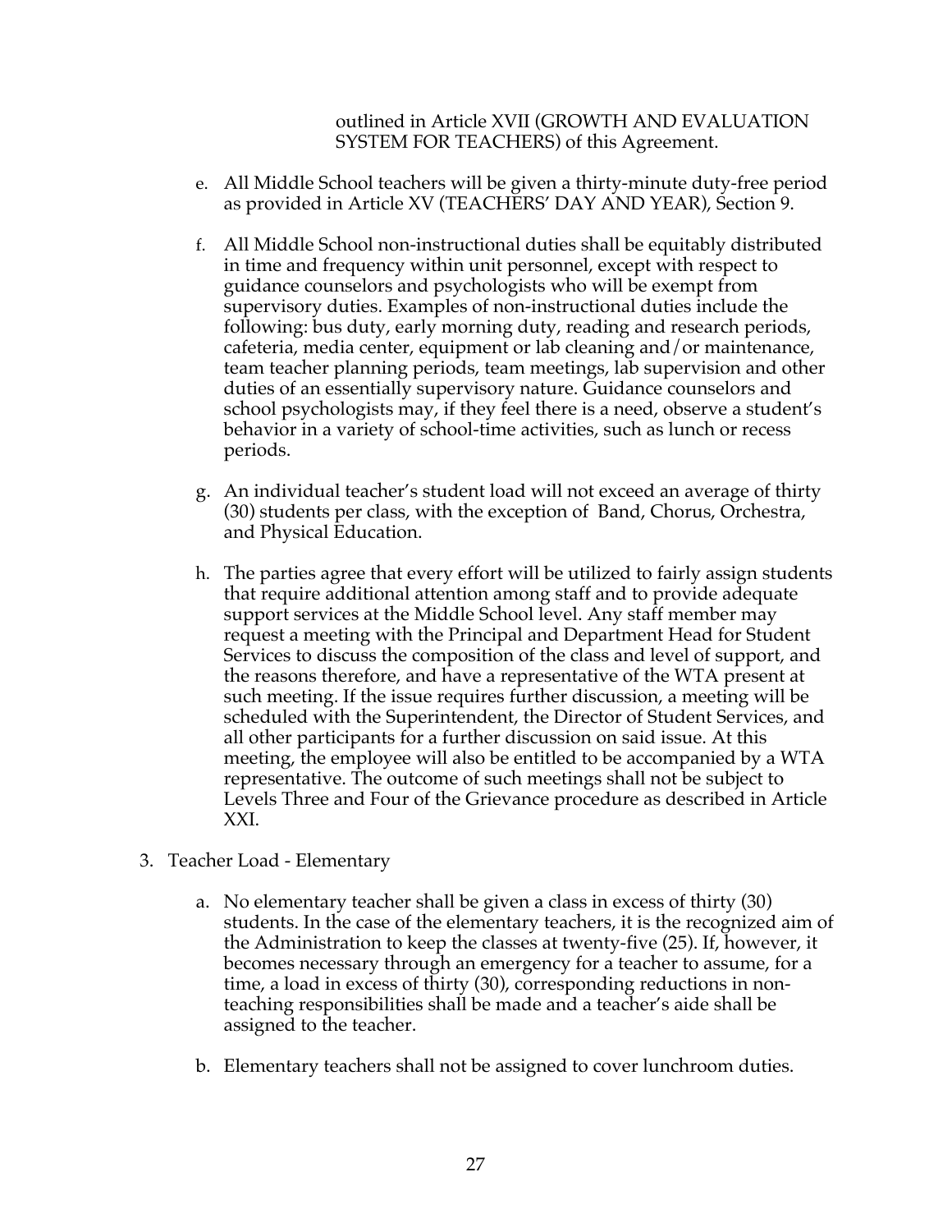outlined in Article XVII (GROWTH AND EVALUATION SYSTEM FOR TEACHERS) of this Agreement.

e. All Middle School teachers will be given a thirty-minute duty-free period as provided in Article XV (TEACHERS' DAY AND YEAR), Section 9.

f. All Middle School non-instructional duties shall be equitably distributed in time and frequency within unit personnel, except with respect to guidance counselors and psychologists who will be exempt from supervisory duties. Examples of non-instructional duties include the following: bus duty, early morning duty, reading and research periods, cafeteria, media center, equipment or lab cleaning and/or maintenance, team teacher planning periods, team meetings, lab supervision and other duties of an essentially supervisory nature. Guidance counselors and school psychologists may, if they feel there is a need, observe a student's behavior in a variety of school-time activities, such as lunch or recess periods.

g. An individual teacher's student load will not exceed an average of thirty (30) students per class, with the exception of Band, Chorus, Orchestra, and Physical Education.

h. The parties agree that every effort will be utilized to fairly assign students that require additional attention among staff and to provide adequate support services at the Middle School level. Any staff member may request a meeting with the Principal and Department Head for Student Services to discuss the composition of the class and level of support, and the reasons therefore, and have a representative of the WTA present at such meeting. If the issue requires further discussion, a meeting will be scheduled with the Superintendent, the Director of Student Services, and all other participants for a further discussion on said issue. At this meeting, the employee will also be entitled to be accompanied by a WTA representative. The outcome of such meetings shall not be subject to Levels Three and Four of the Grievance procedure as described in Article XXI.

3. Teacher Load - Elementary

   a. No elementary teacher shall be given a class in excess of thirty (30) students. In the case of the elementary teachers, it is the recognized aim of the Administration to keep the classes at twenty-five (25). If, however, it becomes necessary through an emergency for a teacher to assume, for a time, a load in excess of thirty (30), corresponding reductions in non-teaching responsibilities shall be made and a teacher's aide shall be assigned to the teacher.

   b. Elementary teachers shall not be assigned to cover lunchroom duties.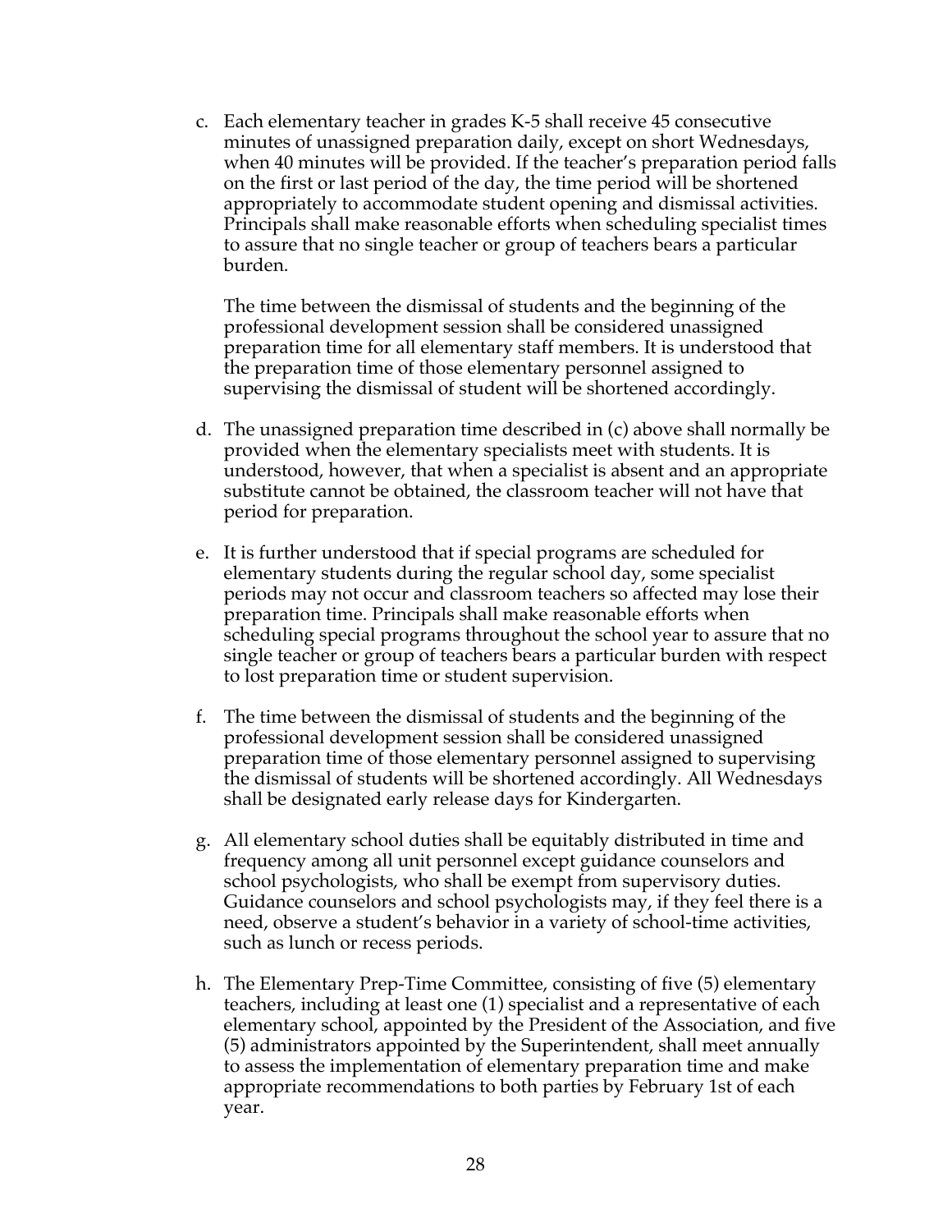c. Each elementary teacher in grades K-5 shall receive 45 consecutive minutes of unassigned preparation daily, except on short Wednesdays, when 40 minutes will be provided. If the teacher's preparation period falls on the first or last period of the day, the time period will be shortened appropriately to accommodate student opening and dismissal activities. Principals shall make reasonable efforts when scheduling specialist times to assure that no single teacher or group of teachers bears a particular burden.

   The time between the dismissal of students and the beginning of the professional development session shall be considered unassigned preparation time for all elementary staff members. It is understood that the preparation time of those elementary personnel assigned to supervising the dismissal of student will be shortened accordingly.

d. The unassigned preparation time described in (c) above shall normally be provided when the elementary specialists meet with students. It is understood, however, that when a specialist is absent and an appropriate substitute cannot be obtained, the classroom teacher will not have that period for preparation.

e. It is further understood that if special programs are scheduled for elementary students during the regular school day, some specialist periods may not occur and classroom teachers so affected may lose their preparation time. Principals shall make reasonable efforts when scheduling special programs throughout the school year to assure that no single teacher or group of teachers bears a particular burden with respect to lost preparation time or student supervision.

f. The time between the dismissal of students and the beginning of the professional development session shall be considered unassigned preparation time of those elementary personnel assigned to supervising the dismissal of students will be shortened accordingly. All Wednesdays shall be designated early release days for Kindergarten.

g. All elementary school duties shall be equitably distributed in time and frequency among all unit personnel except guidance counselors and school psychologists, who shall be exempt from supervisory duties. Guidance counselors and school psychologists may, if they feel there is a need, observe a student's behavior in a variety of school-time activities, such as lunch or recess periods.

h. The Elementary Prep-Time Committee, consisting of five (5) elementary teachers, including at least one (1) specialist and a representative of each elementary school, appointed by the President of the Association, and five (5) administrators appointed by the Superintendent, shall meet annually to assess the implementation of elementary preparation time and make appropriate recommendations to both parties by February 1st of each year.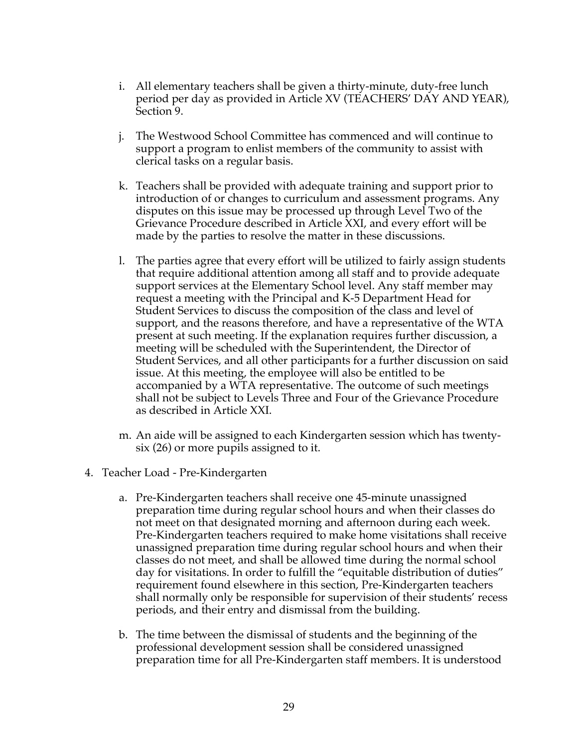i. All elementary teachers shall be given a thirty-minute, duty-free lunch period per day as provided in Article XV (TEACHERS' DAY AND YEAR), Section 9.

j. The Westwood School Committee has commenced and will continue to support a program to enlist members of the community to assist with clerical tasks on a regular basis.

k. Teachers shall be provided with adequate training and support prior to introduction of or changes to curriculum and assessment programs. Any disputes on this issue may be processed up through Level Two of the Grievance Procedure described in Article XXI, and every effort will be made by the parties to resolve the matter in these discussions.

l. The parties agree that every effort will be utilized to fairly assign students that require additional attention among all staff and to provide adequate support services at the Elementary School level. Any staff member may request a meeting with the Principal and K-5 Department Head for Student Services to discuss the composition of the class and level of support, and the reasons therefore, and have a representative of the WTA present at such meeting. If the explanation requires further discussion, a meeting will be scheduled with the Superintendent, the Director of Student Services, and all other participants for a further discussion on said issue. At this meeting, the employee will also be entitled to be accompanied by a WTA representative. The outcome of such meetings shall not be subject to Levels Three and Four of the Grievance Procedure as described in Article XXI.

m. An aide will be assigned to each Kindergarten session which has twenty-six (26) or more pupils assigned to it.

4. Teacher Load - Pre-Kindergarten

   a. Pre-Kindergarten teachers shall receive one 45-minute unassigned preparation time during regular school hours and when their classes do not meet on that designated morning and afternoon during each week. Pre-Kindergarten teachers required to make home visitations shall receive unassigned preparation time during regular school hours and when their classes do not meet, and shall be allowed time during the normal school day for visitations. In order to fulfill the "equitable distribution of duties" requirement found elsewhere in this section, Pre-Kindergarten teachers shall normally only be responsible for supervision of their students' recess periods, and their entry and dismissal from the building.

   b. The time between the dismissal of students and the beginning of the professional development session shall be considered unassigned preparation time for all Pre-Kindergarten staff members. It is understood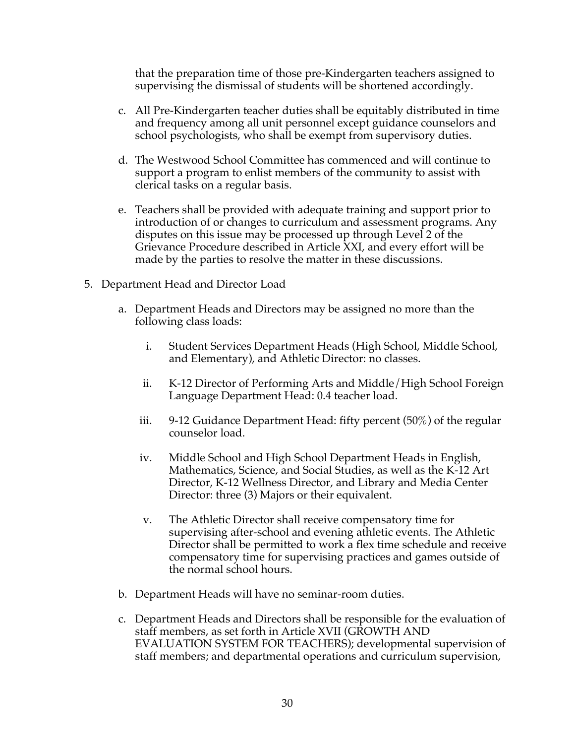that the preparation time of those pre-Kindergarten teachers assigned to supervising the dismissal of students will be shortened accordingly.

c. All Pre-Kindergarten teacher duties shall be equitably distributed in time and frequency among all unit personnel except guidance counselors and school psychologists, who shall be exempt from supervisory duties.

d. The Westwood School Committee has commenced and will continue to support a program to enlist members of the community to assist with clerical tasks on a regular basis.

e. Teachers shall be provided with adequate training and support prior to introduction of or changes to curriculum and assessment programs. Any disputes on this issue may be processed up through Level 2 of the Grievance Procedure described in Article XXI, and every effort will be made by the parties to resolve the matter in these discussions.

5. Department Head and Director Load

   a. Department Heads and Directors may be assigned no more than the following class loads:

      i. Student Services Department Heads (High School, Middle School, and Elementary), and Athletic Director: no classes.

      ii. K-12 Director of Performing Arts and Middle/High School Foreign Language Department Head: 0.4 teacher load.

      iii. 9-12 Guidance Department Head: fifty percent (50%) of the regular counselor load.

      iv. Middle School and High School Department Heads in English, Mathematics, Science, and Social Studies, as well as the K-12 Art Director, K-12 Wellness Director, and Library and Media Center Director: three (3) Majors or their equivalent.

      v. The Athletic Director shall receive compensatory time for supervising after-school and evening athletic events. The Athletic Director shall be permitted to work a flex time schedule and receive compensatory time for supervising practices and games outside of the normal school hours.

   b. Department Heads will have no seminar-room duties.

   c. Department Heads and Directors shall be responsible for the evaluation of staff members, as set forth in Article XVII (GROWTH AND EVALUATION SYSTEM FOR TEACHERS); developmental supervision of staff members; and departmental operations and curriculum supervision,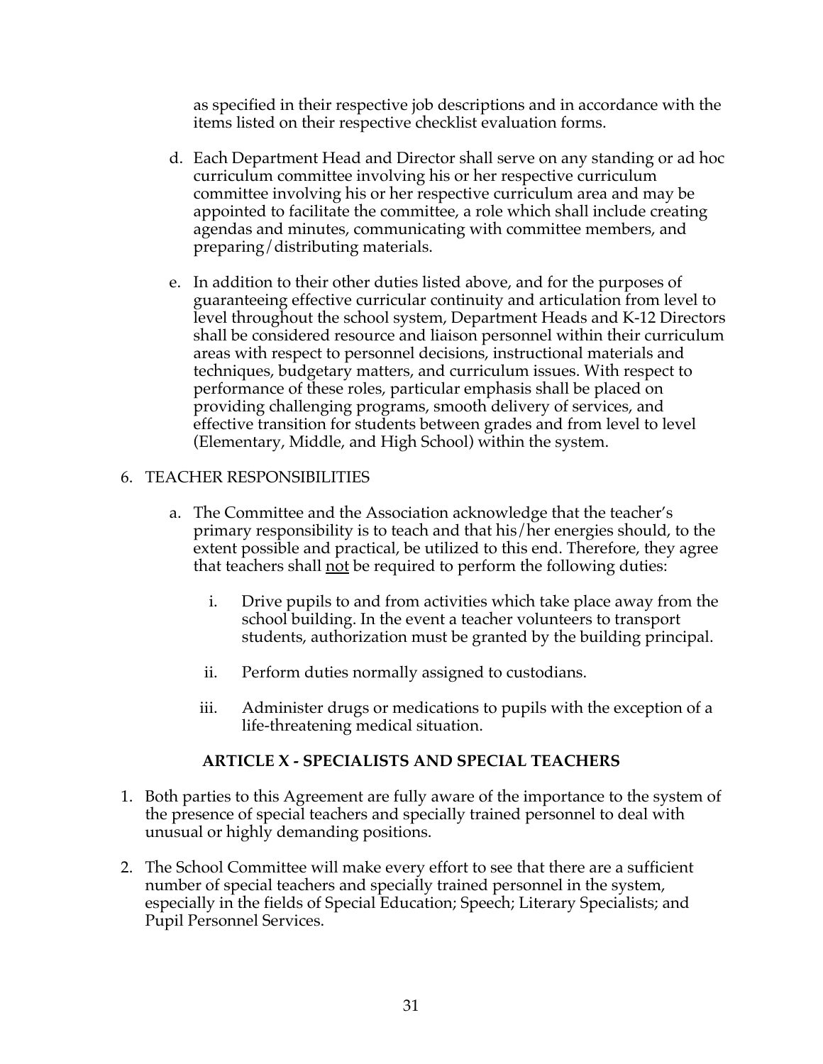as specified in their respective job descriptions and in accordance with the items listed on their respective checklist evaluation forms.

d. Each Department Head and Director shall serve on any standing or ad hoc curriculum committee involving his or her respective curriculum committee involving his or her respective curriculum area and may be appointed to facilitate the committee, a role which shall include creating agendas and minutes, communicating with committee members, and preparing/distributing materials.

e. In addition to their other duties listed above, and for the purposes of guaranteeing effective curricular continuity and articulation from level to level throughout the school system, Department Heads and K-12 Directors shall be considered resource and liaison personnel within their curriculum areas with respect to personnel decisions, instructional materials and techniques, budgetary matters, and curriculum issues. With respect to performance of these roles, particular emphasis shall be placed on providing challenging programs, smooth delivery of services, and effective transition for students between grades and from level to level (Elementary, Middle, and High School) within the system.

6. TEACHER RESPONSIBILITIES

   a. The Committee and the Association acknowledge that the teacher's primary responsibility is to teach and that his/her energies should, to the extent possible and practical, be utilized to this end. Therefore, they agree that teachers shall <u>not</u> be required to perform the following duties:

      i. Drive pupils to and from activities which take place away from the school building. In the event a teacher volunteers to transport students, authorization must be granted by the building principal.

      ii. Perform duties normally assigned to custodians.

      iii. Administer drugs or medications to pupils with the exception of a life-threatening medical situation.

## ARTICLE X - SPECIALISTS AND SPECIAL TEACHERS

1. Both parties to this Agreement are fully aware of the importance to the system of the presence of special teachers and specially trained personnel to deal with unusual or highly demanding positions.

2. The School Committee will make every effort to see that there are a sufficient number of special teachers and specially trained personnel in the system, especially in the fields of Special Education; Speech; Literary Specialists; and Pupil Personnel Services.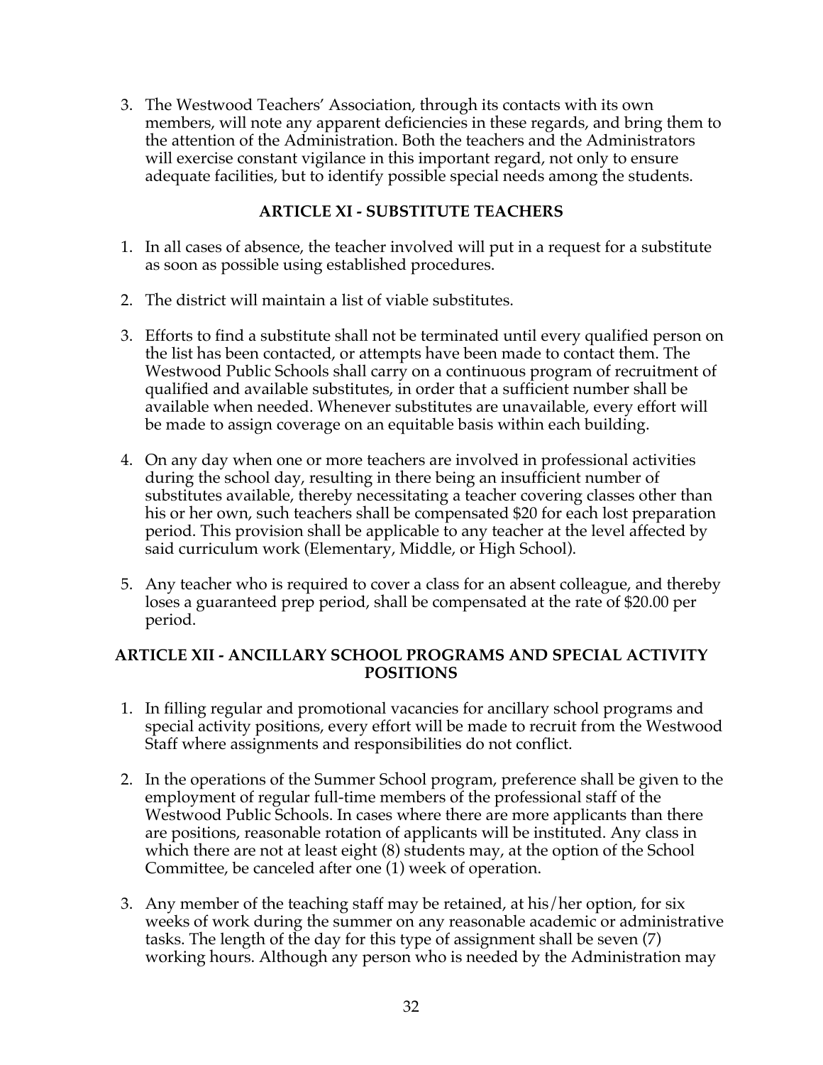3. The Westwood Teachers' Association, through its contacts with its own members, will note any apparent deficiencies in these regards, and bring them to the attention of the Administration. Both the teachers and the Administrators will exercise constant vigilance in this important regard, not only to ensure adequate facilities, but to identify possible special needs among the students.

## ARTICLE XI - SUBSTITUTE TEACHERS

1. In all cases of absence, the teacher involved will put in a request for a substitute as soon as possible using established procedures.

2. The district will maintain a list of viable substitutes.

3. Efforts to find a substitute shall not be terminated until every qualified person on the list has been contacted, or attempts have been made to contact them. The Westwood Public Schools shall carry on a continuous program of recruitment of qualified and available substitutes, in order that a sufficient number shall be available when needed. Whenever substitutes are unavailable, every effort will be made to assign coverage on an equitable basis within each building.

4. On any day when one or more teachers are involved in professional activities during the school day, resulting in there being an insufficient number of substitutes available, thereby necessitating a teacher covering classes other than his or her own, such teachers shall be compensated $20 for each lost preparation period. This provision shall be applicable to any teacher at the level affected by said curriculum work (Elementary, Middle, or High School).

5. Any teacher who is required to cover a class for an absent colleague, and thereby loses a guaranteed prep period, shall be compensated at the rate of $20.00 per period.

## ARTICLE XII - ANCILLARY SCHOOL PROGRAMS AND SPECIAL ACTIVITY POSITIONS

1. In filling regular and promotional vacancies for ancillary school programs and special activity positions, every effort will be made to recruit from the Westwood Staff where assignments and responsibilities do not conflict.

2. In the operations of the Summer School program, preference shall be given to the employment of regular full-time members of the professional staff of the Westwood Public Schools. In cases where there are more applicants than there are positions, reasonable rotation of applicants will be instituted. Any class in which there are not at least eight (8) students may, at the option of the School Committee, be canceled after one (1) week of operation.

3. Any member of the teaching staff may be retained, at his/her option, for six weeks of work during the summer on any reasonable academic or administrative tasks. The length of the day for this type of assignment shall be seven (7) working hours. Although any person who is needed by the Administration may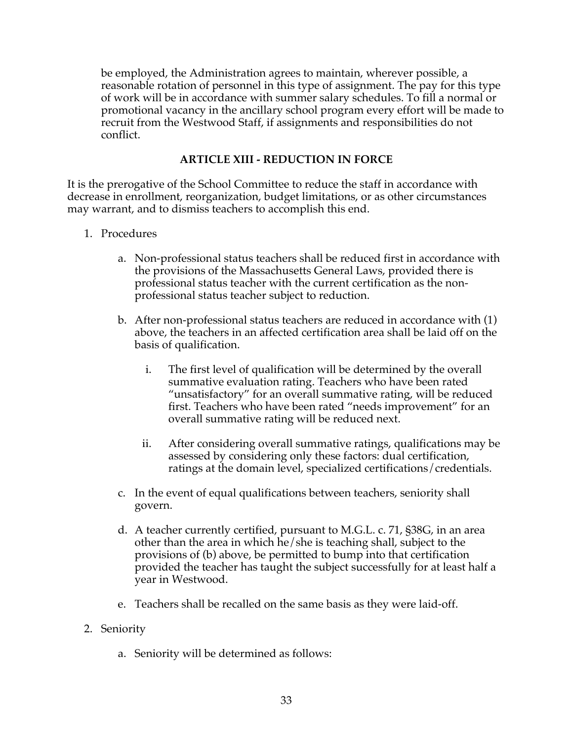be employed, the Administration agrees to maintain, wherever possible, a reasonable rotation of personnel in this type of assignment. The pay for this type of work will be in accordance with summer salary schedules. To fill a normal or promotional vacancy in the ancillary school program every effort will be made to recruit from the Westwood Staff, if assignments and responsibilities do not conflict.

## ARTICLE XIII - REDUCTION IN FORCE

It is the prerogative of the School Committee to reduce the staff in accordance with decrease in enrollment, reorganization, budget limitations, or as other circumstances may warrant, and to dismiss teachers to accomplish this end.

1. Procedures

    a. Non-professional status teachers shall be reduced first in accordance with the provisions of the Massachusetts General Laws, provided there is professional status teacher with the current certification as the non-professional status teacher subject to reduction.

    b. After non-professional status teachers are reduced in accordance with (1) above, the teachers in an affected certification area shall be laid off on the basis of qualification.

        i. The first level of qualification will be determined by the overall summative evaluation rating. Teachers who have been rated "unsatisfactory" for an overall summative rating, will be reduced first. Teachers who have been rated "needs improvement" for an overall summative rating will be reduced next.

        ii. After considering overall summative ratings, qualifications may be assessed by considering only these factors: dual certification, ratings at the domain level, specialized certifications/credentials.

    c. In the event of equal qualifications between teachers, seniority shall govern.

    d. A teacher currently certified, pursuant to M.G.L. c. 71, §38G, in an area other than the area in which he/she is teaching shall, subject to the provisions of (b) above, be permitted to bump into that certification provided the teacher has taught the subject successfully for at least half a year in Westwood.

    e. Teachers shall be recalled on the same basis as they were laid-off.

2. Seniority

    a. Seniority will be determined as follows: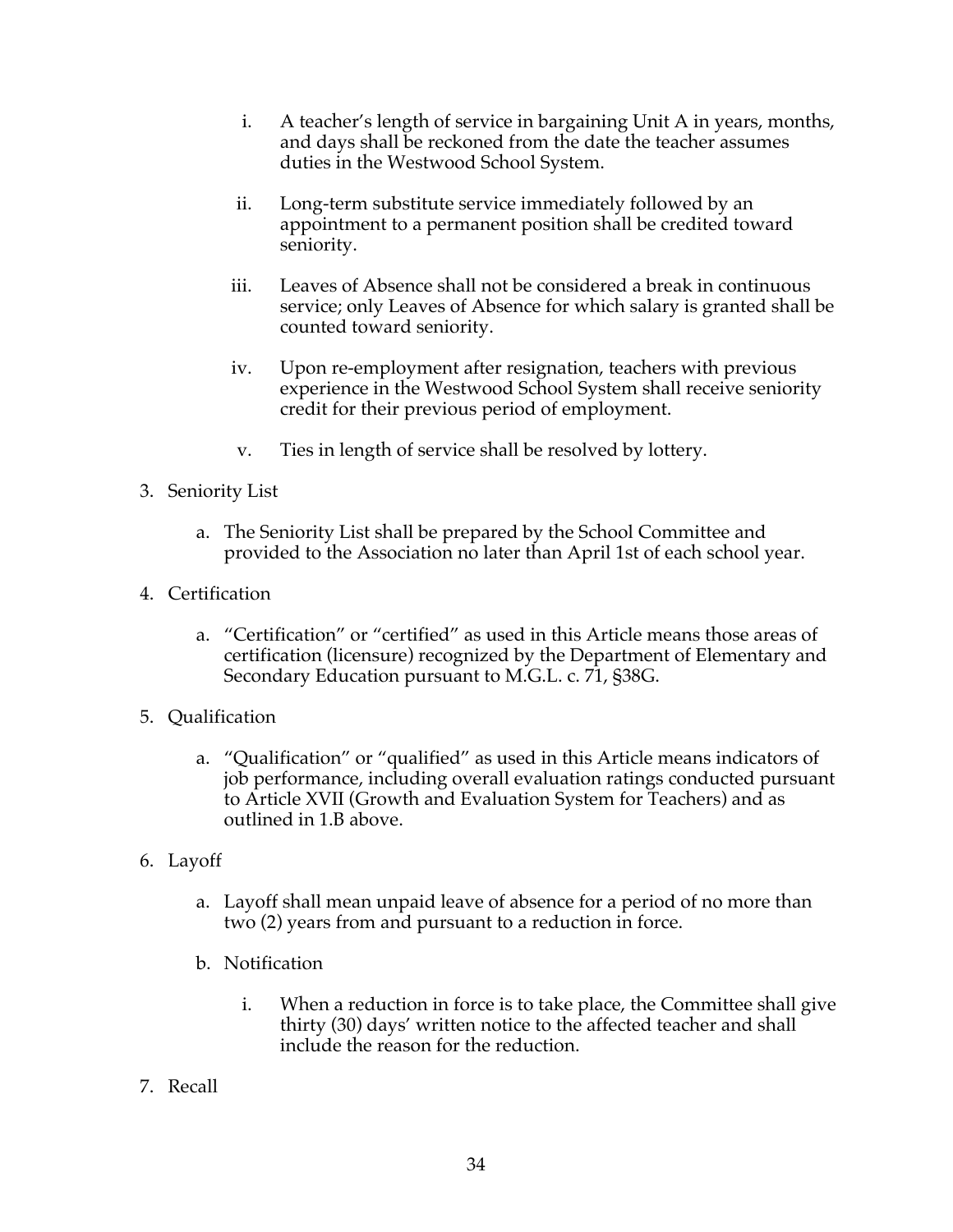i. A teacher's length of service in bargaining Unit A in years, months, and days shall be reckoned from the date the teacher assumes duties in the Westwood School System.

   ii. Long-term substitute service immediately followed by an appointment to a permanent position shall be credited toward seniority.

   iii. Leaves of Absence shall not be considered a break in continuous service; only Leaves of Absence for which salary is granted shall be counted toward seniority.

   iv. Upon re-employment after resignation, teachers with previous experience in the Westwood School System shall receive seniority credit for their previous period of employment.

   v. Ties in length of service shall be resolved by lottery.

3. Seniority List

   a. The Seniority List shall be prepared by the School Committee and provided to the Association no later than April 1st of each school year.

4. Certification

   a. "Certification" or "certified" as used in this Article means those areas of certification (licensure) recognized by the Department of Elementary and Secondary Education pursuant to M.G.L. c. 71, §38G.

5. Qualification

   a. "Qualification" or "qualified" as used in this Article means indicators of job performance, including overall evaluation ratings conducted pursuant to Article XVII (Growth and Evaluation System for Teachers) and as outlined in 1.B above.

6. Layoff

   a. Layoff shall mean unpaid leave of absence for a period of no more than two (2) years from and pursuant to a reduction in force.

   b. Notification

      i. When a reduction in force is to take place, the Committee shall give thirty (30) days' written notice to the affected teacher and shall include the reason for the reduction.

7. Recall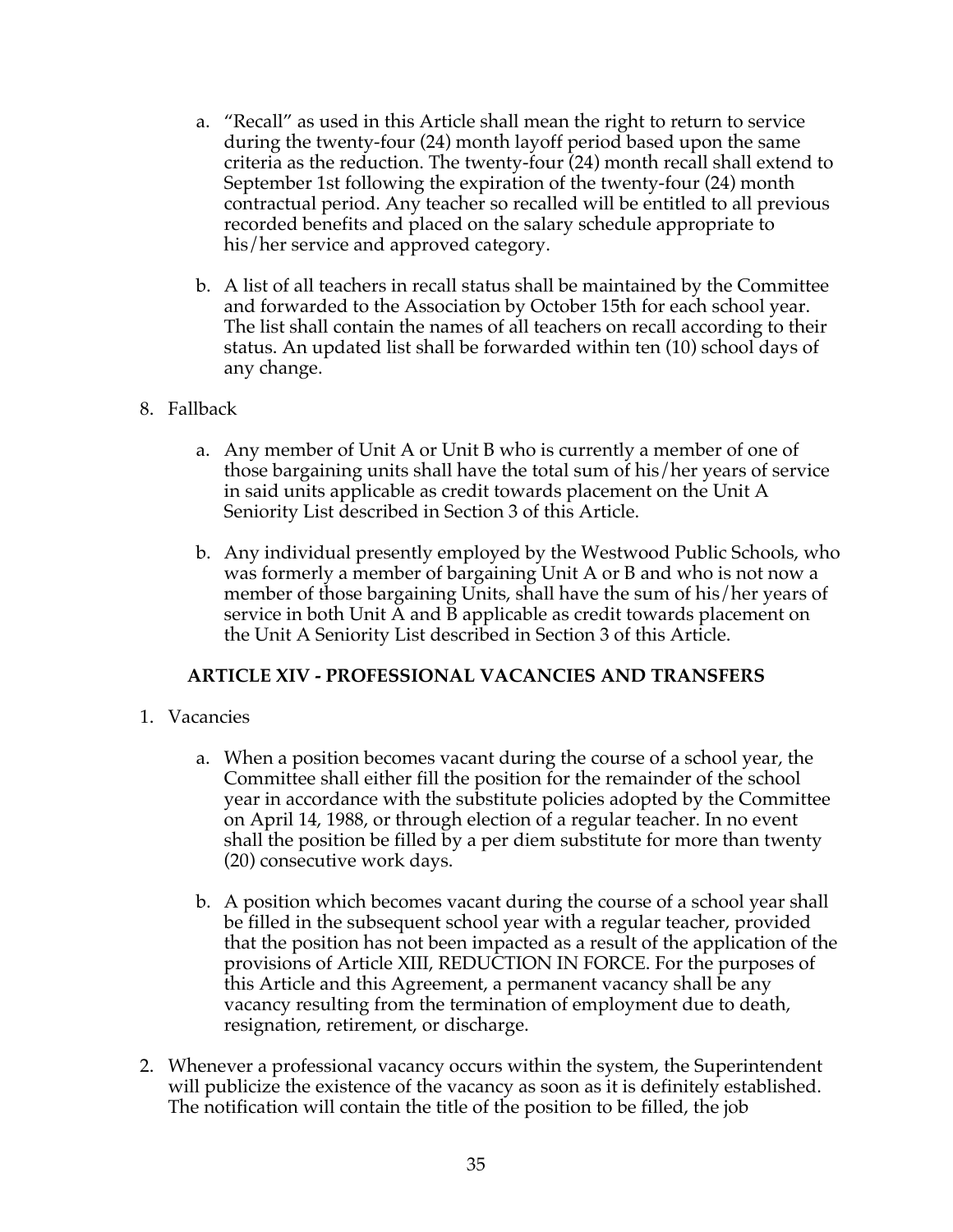a. "Recall" as used in this Article shall mean the right to return to service during the twenty-four (24) month layoff period based upon the same criteria as the reduction. The twenty-four (24) month recall shall extend to September 1st following the expiration of the twenty-four (24) month contractual period. Any teacher so recalled will be entitled to all previous recorded benefits and placed on the salary schedule appropriate to his/her service and approved category.

b. A list of all teachers in recall status shall be maintained by the Committee and forwarded to the Association by October 15th for each school year. The list shall contain the names of all teachers on recall according to their status. An updated list shall be forwarded within ten (10) school days of any change.

8. Fallback

   a. Any member of Unit A or Unit B who is currently a member of one of those bargaining units shall have the total sum of his/her years of service in said units applicable as credit towards placement on the Unit A Seniority List described in Section 3 of this Article.

   b. Any individual presently employed by the Westwood Public Schools, who was formerly a member of bargaining Unit A or B and who is not now a member of those bargaining Units, shall have the sum of his/her years of service in both Unit A and B applicable as credit towards placement on the Unit A Seniority List described in Section 3 of this Article.

## ARTICLE XIV - PROFESSIONAL VACANCIES AND TRANSFERS

1. Vacancies

   a. When a position becomes vacant during the course of a school year, the Committee shall either fill the position for the remainder of the school year in accordance with the substitute policies adopted by the Committee on April 14, 1988, or through election of a regular teacher. In no event shall the position be filled by a per diem substitute for more than twenty (20) consecutive work days.

   b. A position which becomes vacant during the course of a school year shall be filled in the subsequent school year with a regular teacher, provided that the position has not been impacted as a result of the application of the provisions of Article XIII, REDUCTION IN FORCE. For the purposes of this Article and this Agreement, a permanent vacancy shall be any vacancy resulting from the termination of employment due to death, resignation, retirement, or discharge.

2. Whenever a professional vacancy occurs within the system, the Superintendent will publicize the existence of the vacancy as soon as it is definitely established. The notification will contain the title of the position to be filled, the job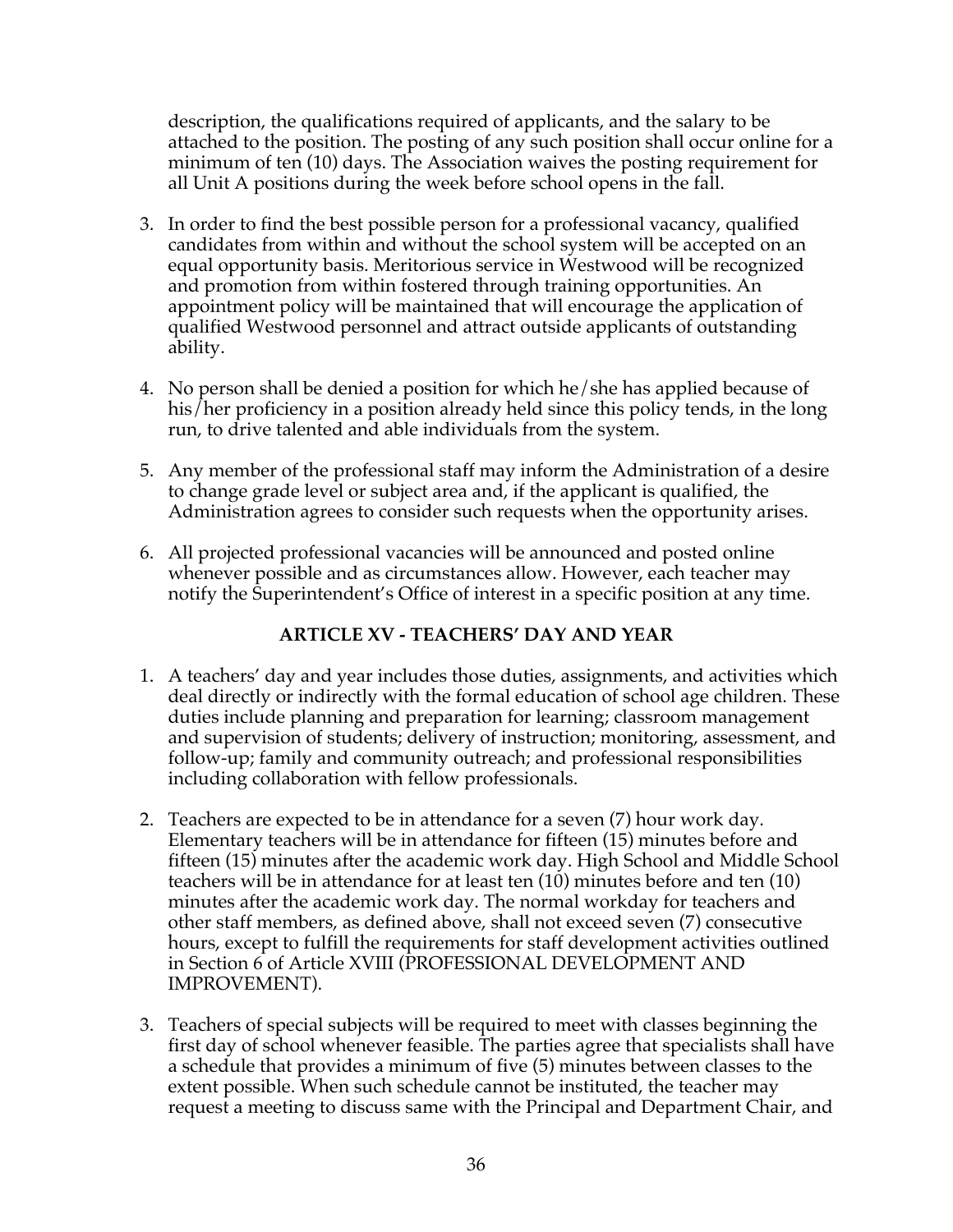description, the qualifications required of applicants, and the salary to be attached to the position. The posting of any such position shall occur online for a minimum of ten (10) days. The Association waives the posting requirement for all Unit A positions during the week before school opens in the fall.

3. In order to find the best possible person for a professional vacancy, qualified candidates from within and without the school system will be accepted on an equal opportunity basis. Meritorious service in Westwood will be recognized and promotion from within fostered through training opportunities. An appointment policy will be maintained that will encourage the application of qualified Westwood personnel and attract outside applicants of outstanding ability.

4. No person shall be denied a position for which he/she has applied because of his/her proficiency in a position already held since this policy tends, in the long run, to drive talented and able individuals from the system.

5. Any member of the professional staff may inform the Administration of a desire to change grade level or subject area and, if the applicant is qualified, the Administration agrees to consider such requests when the opportunity arises.

6. All projected professional vacancies will be announced and posted online whenever possible and as circumstances allow. However, each teacher may notify the Superintendent's Office of interest in a specific position at any time.

## ARTICLE XV - TEACHERS' DAY AND YEAR

1. A teachers' day and year includes those duties, assignments, and activities which deal directly or indirectly with the formal education of school age children. These duties include planning and preparation for learning; classroom management and supervision of students; delivery of instruction; monitoring, assessment, and follow-up; family and community outreach; and professional responsibilities including collaboration with fellow professionals.

2. Teachers are expected to be in attendance for a seven (7) hour work day. Elementary teachers will be in attendance for fifteen (15) minutes before and fifteen (15) minutes after the academic work day. High School and Middle School teachers will be in attendance for at least ten (10) minutes before and ten (10) minutes after the academic work day. The normal workday for teachers and other staff members, as defined above, shall not exceed seven (7) consecutive hours, except to fulfill the requirements for staff development activities outlined in Section 6 of Article XVIII (PROFESSIONAL DEVELOPMENT AND IMPROVEMENT).

3. Teachers of special subjects will be required to meet with classes beginning the first day of school whenever feasible. The parties agree that specialists shall have a schedule that provides a minimum of five (5) minutes between classes to the extent possible. When such schedule cannot be instituted, the teacher may request a meeting to discuss same with the Principal and Department Chair, and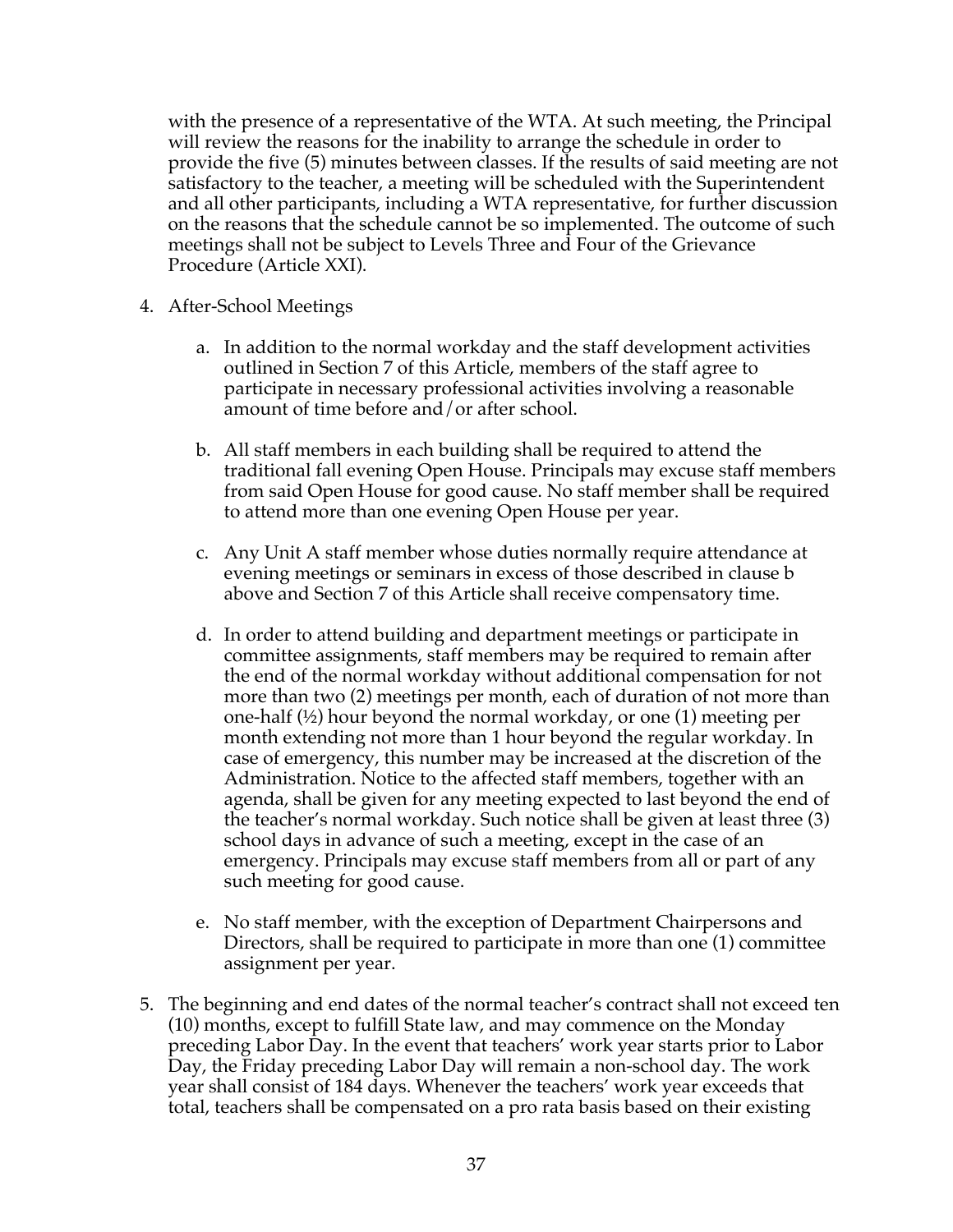with the presence of a representative of the WTA. At such meeting, the Principal will review the reasons for the inability to arrange the schedule in order to provide the five (5) minutes between classes. If the results of said meeting are not satisfactory to the teacher, a meeting will be scheduled with the Superintendent and all other participants, including a WTA representative, for further discussion on the reasons that the schedule cannot be so implemented. The outcome of such meetings shall not be subject to Levels Three and Four of the Grievance Procedure (Article XXI).

4. After-School Meetings

   a. In addition to the normal workday and the staff development activities outlined in Section 7 of this Article, members of the staff agree to participate in necessary professional activities involving a reasonable amount of time before and/or after school.

   b. All staff members in each building shall be required to attend the traditional fall evening Open House. Principals may excuse staff members from said Open House for good cause. No staff member shall be required to attend more than one evening Open House per year.

   c. Any Unit A staff member whose duties normally require attendance at evening meetings or seminars in excess of those described in clause b above and Section 7 of this Article shall receive compensatory time.

   d. In order to attend building and department meetings or participate in committee assignments, staff members may be required to remain after the end of the normal workday without additional compensation for not more than two (2) meetings per month, each of duration of not more than one-half (½) hour beyond the normal workday, or one (1) meeting per month extending not more than 1 hour beyond the regular workday. In case of emergency, this number may be increased at the discretion of the Administration. Notice to the affected staff members, together with an agenda, shall be given for any meeting expected to last beyond the end of the teacher's normal workday. Such notice shall be given at least three (3) school days in advance of such a meeting, except in the case of an emergency. Principals may excuse staff members from all or part of any such meeting for good cause.

   e. No staff member, with the exception of Department Chairpersons and Directors, shall be required to participate in more than one (1) committee assignment per year.

5. The beginning and end dates of the normal teacher's contract shall not exceed ten (10) months, except to fulfill State law, and may commence on the Monday preceding Labor Day. In the event that teachers' work year starts prior to Labor Day, the Friday preceding Labor Day will remain a non-school day. The work year shall consist of 184 days. Whenever the teachers' work year exceeds that total, teachers shall be compensated on a pro rata basis based on their existing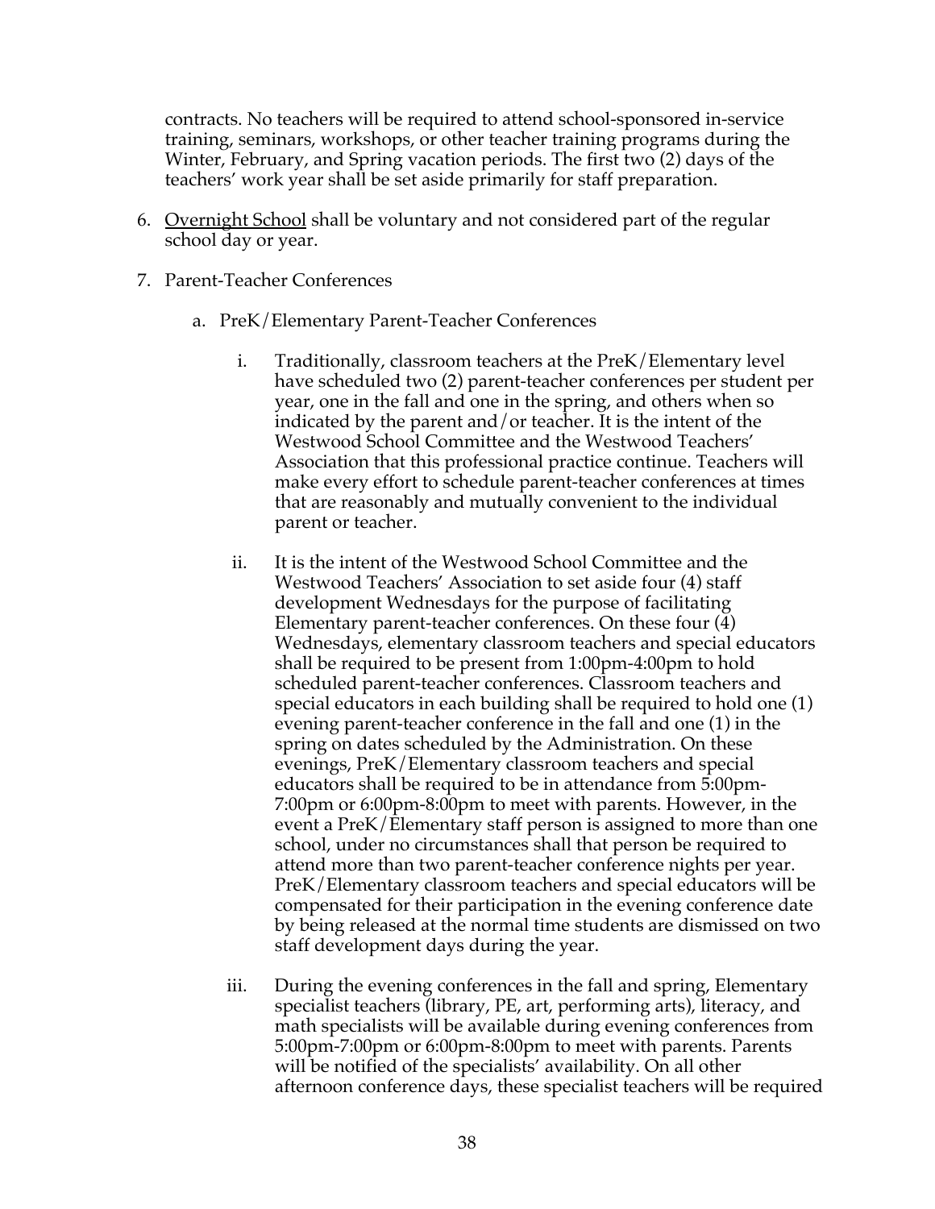contracts. No teachers will be required to attend school-sponsored in-service training, seminars, workshops, or other teacher training programs during the Winter, February, and Spring vacation periods. The first two (2) days of the teachers' work year shall be set aside primarily for staff preparation.

6. Overnight School shall be voluntary and not considered part of the regular school day or year.

7. Parent-Teacher Conferences

   a. PreK/Elementary Parent-Teacher Conferences

      i. Traditionally, classroom teachers at the PreK/Elementary level have scheduled two (2) parent-teacher conferences per student per year, one in the fall and one in the spring, and others when so indicated by the parent and/or teacher. It is the intent of the Westwood School Committee and the Westwood Teachers' Association that this professional practice continue. Teachers will make every effort to schedule parent-teacher conferences at times that are reasonably and mutually convenient to the individual parent or teacher.

      ii. It is the intent of the Westwood School Committee and the Westwood Teachers' Association to set aside four (4) staff development Wednesdays for the purpose of facilitating Elementary parent-teacher conferences. On these four (4) Wednesdays, elementary classroom teachers and special educators shall be required to be present from 1:00pm-4:00pm to hold scheduled parent-teacher conferences. Classroom teachers and special educators in each building shall be required to hold one (1) evening parent-teacher conference in the fall and one (1) in the spring on dates scheduled by the Administration. On these evenings, PreK/Elementary classroom teachers and special educators shall be required to be in attendance from 5:00pm-7:00pm or 6:00pm-8:00pm to meet with parents. However, in the event a PreK/Elementary staff person is assigned to more than one school, under no circumstances shall that person be required to attend more than two parent-teacher conference nights per year. PreK/Elementary classroom teachers and special educators will be compensated for their participation in the evening conference date by being released at the normal time students are dismissed on two staff development days during the year.

      iii. During the evening conferences in the fall and spring, Elementary specialist teachers (library, PE, art, performing arts), literacy, and math specialists will be available during evening conferences from 5:00pm-7:00pm or 6:00pm-8:00pm to meet with parents. Parents will be notified of the specialists' availability. On all other afternoon conference days, these specialist teachers will be required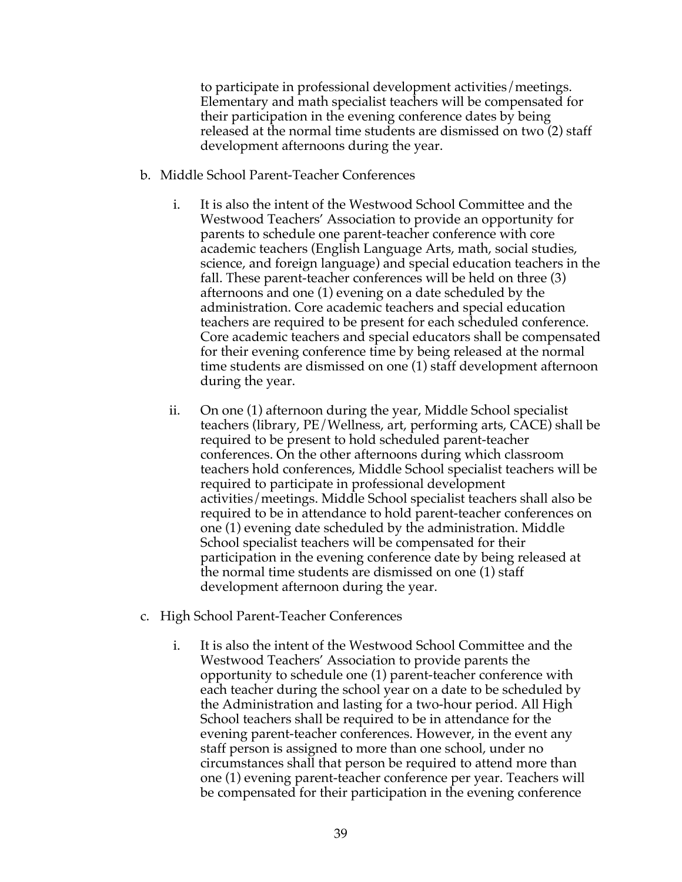to participate in professional development activities/meetings. Elementary and math specialist teachers will be compensated for their participation in the evening conference dates by being released at the normal time students are dismissed on two (2) staff development afternoons during the year.

b. Middle School Parent-Teacher Conferences

   i. It is also the intent of the Westwood School Committee and the Westwood Teachers' Association to provide an opportunity for parents to schedule one parent-teacher conference with core academic teachers (English Language Arts, math, social studies, science, and foreign language) and special education teachers in the fall. These parent-teacher conferences will be held on three (3) afternoons and one (1) evening on a date scheduled by the administration. Core academic teachers and special education teachers are required to be present for each scheduled conference. Core academic teachers and special educators shall be compensated for their evening conference time by being released at the normal time students are dismissed on one (1) staff development afternoon during the year.

   ii. On one (1) afternoon during the year, Middle School specialist teachers (library, PE/Wellness, art, performing arts, CACE) shall be required to be present to hold scheduled parent-teacher conferences. On the other afternoons during which classroom teachers hold conferences, Middle School specialist teachers will be required to participate in professional development activities/meetings. Middle School specialist teachers shall also be required to be in attendance to hold parent-teacher conferences on one (1) evening date scheduled by the administration. Middle School specialist teachers will be compensated for their participation in the evening conference date by being released at the normal time students are dismissed on one (1) staff development afternoon during the year.

c. High School Parent-Teacher Conferences

   i. It is also the intent of the Westwood School Committee and the Westwood Teachers' Association to provide parents the opportunity to schedule one (1) parent-teacher conference with each teacher during the school year on a date to be scheduled by the Administration and lasting for a two-hour period. All High School teachers shall be required to be in attendance for the evening parent-teacher conferences. However, in the event any staff person is assigned to more than one school, under no circumstances shall that person be required to attend more than one (1) evening parent-teacher conference per year. Teachers will be compensated for their participation in the evening conference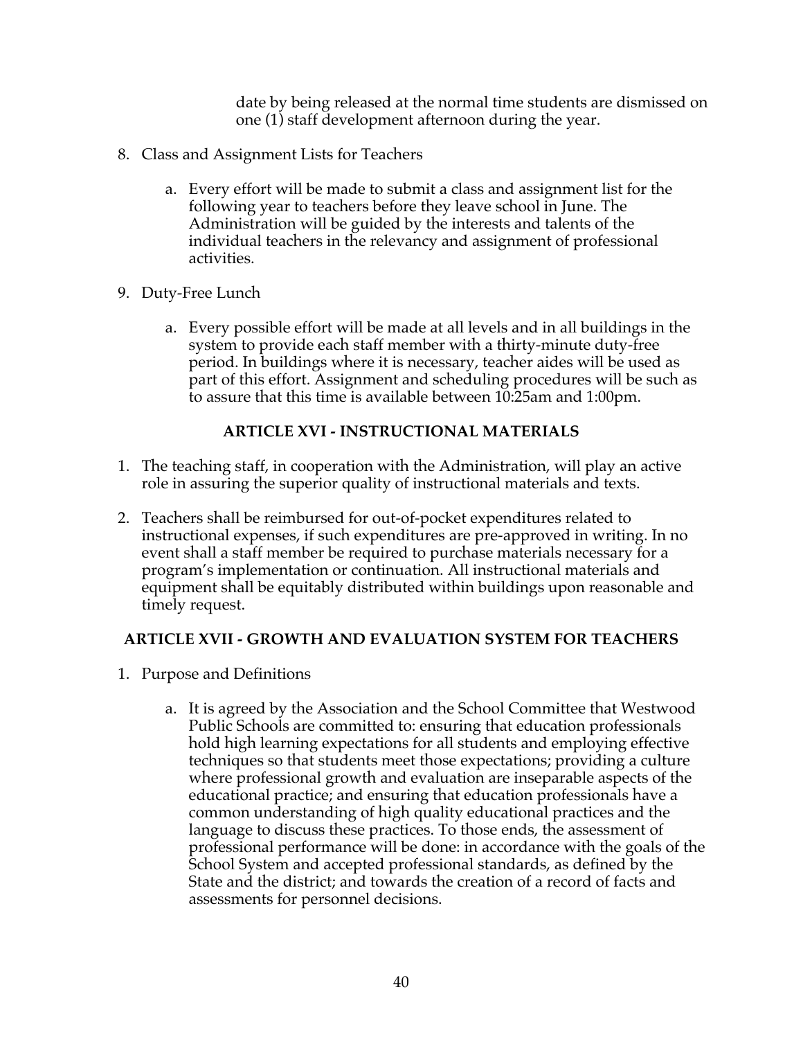date by being released at the normal time students are dismissed on one (1) staff development afternoon during the year.

8. Class and Assignment Lists for Teachers

    a. Every effort will be made to submit a class and assignment list for the following year to teachers before they leave school in June. The Administration will be guided by the interests and talents of the individual teachers in the relevancy and assignment of professional activities.

9. Duty-Free Lunch

    a. Every possible effort will be made at all levels and in all buildings in the system to provide each staff member with a thirty-minute duty-free period. In buildings where it is necessary, teacher aides will be used as part of this effort. Assignment and scheduling procedures will be such as to assure that this time is available between 10:25am and 1:00pm.

## ARTICLE XVI - INSTRUCTIONAL MATERIALS

1. The teaching staff, in cooperation with the Administration, will play an active role in assuring the superior quality of instructional materials and texts.

2. Teachers shall be reimbursed for out-of-pocket expenditures related to instructional expenses, if such expenditures are pre-approved in writing. In no event shall a staff member be required to purchase materials necessary for a program's implementation or continuation. All instructional materials and equipment shall be equitably distributed within buildings upon reasonable and timely request.

## ARTICLE XVII - GROWTH AND EVALUATION SYSTEM FOR TEACHERS

1. Purpose and Definitions

    a. It is agreed by the Association and the School Committee that Westwood Public Schools are committed to: ensuring that education professionals hold high learning expectations for all students and employing effective techniques so that students meet those expectations; providing a culture where professional growth and evaluation are inseparable aspects of the educational practice; and ensuring that education professionals have a common understanding of high quality educational practices and the language to discuss these practices. To those ends, the assessment of professional performance will be done: in accordance with the goals of the School System and accepted professional standards, as defined by the State and the district; and towards the creation of a record of facts and assessments for personnel decisions.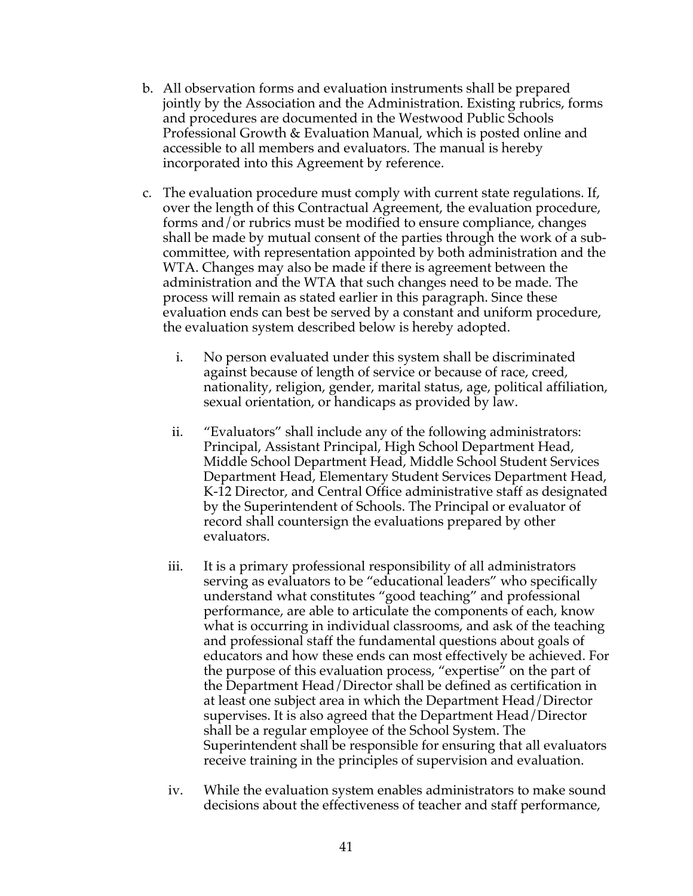b. All observation forms and evaluation instruments shall be prepared jointly by the Association and the Administration. Existing rubrics, forms and procedures are documented in the Westwood Public Schools Professional Growth & Evaluation Manual, which is posted online and accessible to all members and evaluators. The manual is hereby incorporated into this Agreement by reference.

c. The evaluation procedure must comply with current state regulations. If, over the length of this Contractual Agreement, the evaluation procedure, forms and/or rubrics must be modified to ensure compliance, changes shall be made by mutual consent of the parties through the work of a sub-committee, with representation appointed by both administration and the WTA. Changes may also be made if there is agreement between the administration and the WTA that such changes need to be made. The process will remain as stated earlier in this paragraph. Since these evaluation ends can best be served by a constant and uniform procedure, the evaluation system described below is hereby adopted.

   i. No person evaluated under this system shall be discriminated against because of length of service or because of race, creed, nationality, religion, gender, marital status, age, political affiliation, sexual orientation, or handicaps as provided by law.

   ii. "Evaluators" shall include any of the following administrators: Principal, Assistant Principal, High School Department Head, Middle School Department Head, Middle School Student Services Department Head, Elementary Student Services Department Head, K-12 Director, and Central Office administrative staff as designated by the Superintendent of Schools. The Principal or evaluator of record shall countersign the evaluations prepared by other evaluators.

   iii. It is a primary professional responsibility of all administrators serving as evaluators to be "educational leaders" who specifically understand what constitutes "good teaching" and professional performance, are able to articulate the components of each, know what is occurring in individual classrooms, and ask of the teaching and professional staff the fundamental questions about goals of educators and how these ends can most effectively be achieved. For the purpose of this evaluation process, "expertise" on the part of the Department Head/Director shall be defined as certification in at least one subject area in which the Department Head/Director supervises. It is also agreed that the Department Head/Director shall be a regular employee of the School System. The Superintendent shall be responsible for ensuring that all evaluators receive training in the principles of supervision and evaluation.

   iv. While the evaluation system enables administrators to make sound decisions about the effectiveness of teacher and staff performance,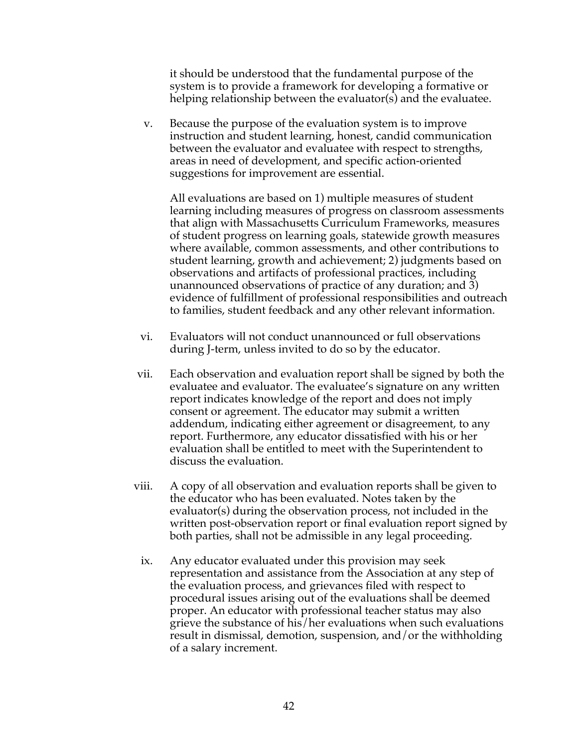it should be understood that the fundamental purpose of the system is to provide a framework for developing a formative or helping relationship between the evaluator(s) and the evaluatee.

v. Because the purpose of the evaluation system is to improve instruction and student learning, honest, candid communication between the evaluator and evaluatee with respect to strengths, areas in need of development, and specific action-oriented suggestions for improvement are essential.

   All evaluations are based on 1) multiple measures of student learning including measures of progress on classroom assessments that align with Massachusetts Curriculum Frameworks, measures of student progress on learning goals, statewide growth measures where available, common assessments, and other contributions to student learning, growth and achievement; 2) judgments based on observations and artifacts of professional practices, including unannounced observations of practice of any duration; and 3) evidence of fulfillment of professional responsibilities and outreach to families, student feedback and any other relevant information.

vi. Evaluators will not conduct unannounced or full observations during J-term, unless invited to do so by the educator.

vii. Each observation and evaluation report shall be signed by both the evaluatee and evaluator. The evaluatee's signature on any written report indicates knowledge of the report and does not imply consent or agreement. The educator may submit a written addendum, indicating either agreement or disagreement, to any report. Furthermore, any educator dissatisfied with his or her evaluation shall be entitled to meet with the Superintendent to discuss the evaluation.

viii. A copy of all observation and evaluation reports shall be given to the educator who has been evaluated. Notes taken by the evaluator(s) during the observation process, not included in the written post-observation report or final evaluation report signed by both parties, shall not be admissible in any legal proceeding.

ix. Any educator evaluated under this provision may seek representation and assistance from the Association at any step of the evaluation process, and grievances filed with respect to procedural issues arising out of the evaluations shall be deemed proper. An educator with professional teacher status may also grieve the substance of his/her evaluations when such evaluations result in dismissal, demotion, suspension, and/or the withholding of a salary increment.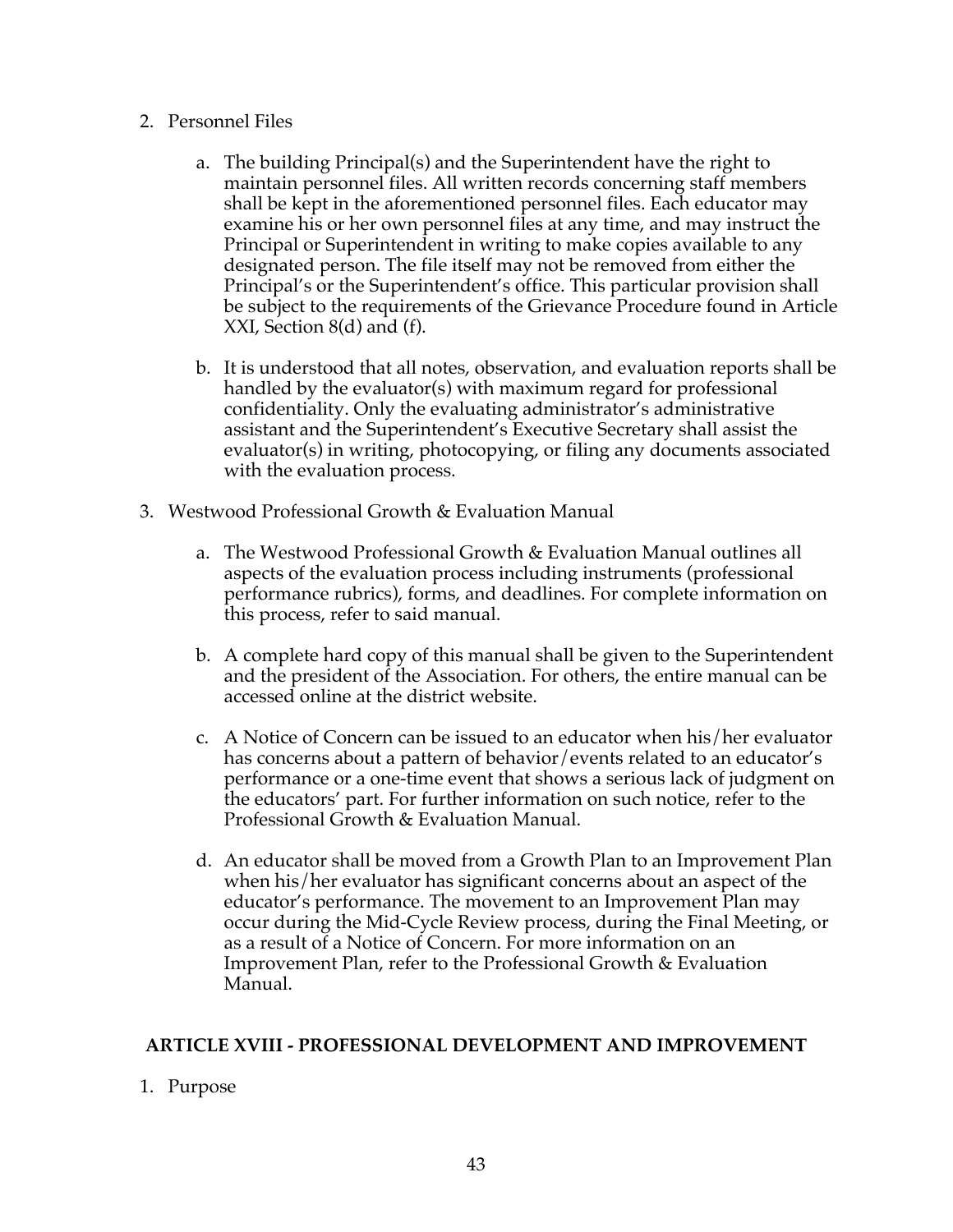2. Personnel Files

    a. The building Principal(s) and the Superintendent have the right to maintain personnel files. All written records concerning staff members shall be kept in the aforementioned personnel files. Each educator may examine his or her own personnel files at any time, and may instruct the Principal or Superintendent in writing to make copies available to any designated person. The file itself may not be removed from either the Principal's or the Superintendent's office. This particular provision shall be subject to the requirements of the Grievance Procedure found in Article XXI, Section 8(d) and (f).

    b. It is understood that all notes, observation, and evaluation reports shall be handled by the evaluator(s) with maximum regard for professional confidentiality. Only the evaluating administrator's administrative assistant and the Superintendent's Executive Secretary shall assist the evaluator(s) in writing, photocopying, or filing any documents associated with the evaluation process.

3. Westwood Professional Growth & Evaluation Manual

    a. The Westwood Professional Growth & Evaluation Manual outlines all aspects of the evaluation process including instruments (professional performance rubrics), forms, and deadlines. For complete information on this process, refer to said manual.

    b. A complete hard copy of this manual shall be given to the Superintendent and the president of the Association. For others, the entire manual can be accessed online at the district website.

    c. A Notice of Concern can be issued to an educator when his/her evaluator has concerns about a pattern of behavior/events related to an educator's performance or a one-time event that shows a serious lack of judgment on the educators' part. For further information on such notice, refer to the Professional Growth & Evaluation Manual.

    d. An educator shall be moved from a Growth Plan to an Improvement Plan when his/her evaluator has significant concerns about an aspect of the educator's performance. The movement to an Improvement Plan may occur during the Mid-Cycle Review process, during the Final Meeting, or as a result of a Notice of Concern. For more information on an Improvement Plan, refer to the Professional Growth & Evaluation Manual.

## ARTICLE XVIII - PROFESSIONAL DEVELOPMENT AND IMPROVEMENT

1. Purpose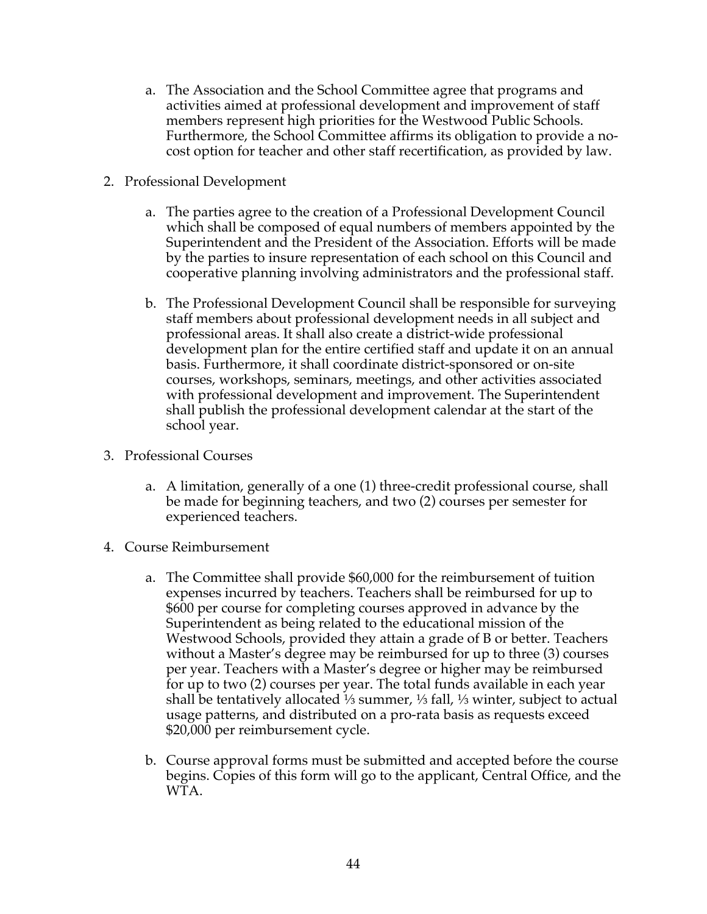a. The Association and the School Committee agree that programs and activities aimed at professional development and improvement of staff members represent high priorities for the Westwood Public Schools. Furthermore, the School Committee affirms its obligation to provide a no-cost option for teacher and other staff recertification, as provided by law.

2. Professional Development

   a. The parties agree to the creation of a Professional Development Council which shall be composed of equal numbers of members appointed by the Superintendent and the President of the Association. Efforts will be made by the parties to insure representation of each school on this Council and cooperative planning involving administrators and the professional staff.

   b. The Professional Development Council shall be responsible for surveying staff members about professional development needs in all subject and professional areas. It shall also create a district-wide professional development plan for the entire certified staff and update it on an annual basis. Furthermore, it shall coordinate district-sponsored or on-site courses, workshops, seminars, meetings, and other activities associated with professional development and improvement. The Superintendent shall publish the professional development calendar at the start of the school year.

3. Professional Courses

   a. A limitation, generally of a one (1) three-credit professional course, shall be made for beginning teachers, and two (2) courses per semester for experienced teachers.

4. Course Reimbursement

   a. The Committee shall provide $60,000 for the reimbursement of tuition expenses incurred by teachers. Teachers shall be reimbursed for up to $600 per course for completing courses approved in advance by the Superintendent as being related to the educational mission of the Westwood Schools, provided they attain a grade of B or better. Teachers without a Master's degree may be reimbursed for up to three (3) courses per year. Teachers with a Master's degree or higher may be reimbursed for up to two (2) courses per year. The total funds available in each year shall be tentatively allocated ⅓ summer, ⅓ fall, ⅓ winter, subject to actual usage patterns, and distributed on a pro-rata basis as requests exceed $20,000 per reimbursement cycle.

   b. Course approval forms must be submitted and accepted before the course begins. Copies of this form will go to the applicant, Central Office, and the WTA.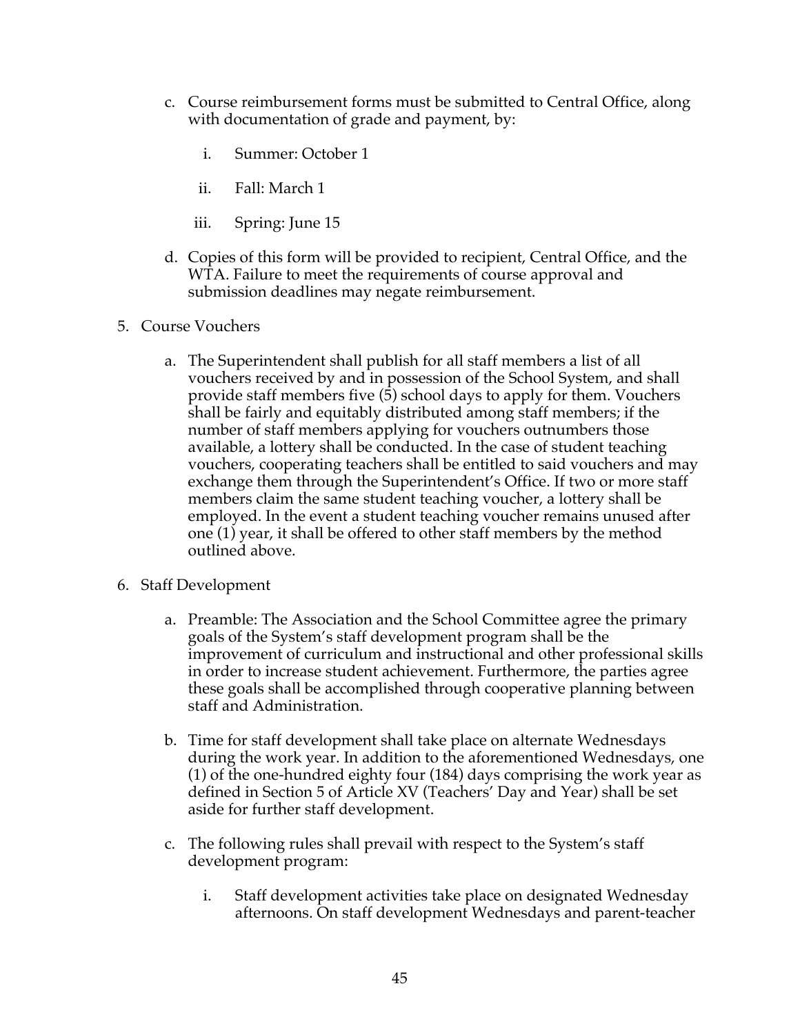c. Course reimbursement forms must be submitted to Central Office, along with documentation of grade and payment, by:

    i. Summer: October 1

    ii. Fall: March 1

    iii. Spring: June 15

d. Copies of this form will be provided to recipient, Central Office, and the WTA. Failure to meet the requirements of course approval and submission deadlines may negate reimbursement.

5. Course Vouchers

    a. The Superintendent shall publish for all staff members a list of all vouchers received by and in possession of the School System, and shall provide staff members five (5) school days to apply for them. Vouchers shall be fairly and equitably distributed among staff members; if the number of staff members applying for vouchers outnumbers those available, a lottery shall be conducted. In the case of student teaching vouchers, cooperating teachers shall be entitled to said vouchers and may exchange them through the Superintendent's Office. If two or more staff members claim the same student teaching voucher, a lottery shall be employed. In the event a student teaching voucher remains unused after one (1) year, it shall be offered to other staff members by the method outlined above.

6. Staff Development

    a. Preamble: The Association and the School Committee agree the primary goals of the System's staff development program shall be the improvement of curriculum and instructional and other professional skills in order to increase student achievement. Furthermore, the parties agree these goals shall be accomplished through cooperative planning between staff and Administration.

    b. Time for staff development shall take place on alternate Wednesdays during the work year. In addition to the aforementioned Wednesdays, one (1) of the one-hundred eighty four (184) days comprising the work year as defined in Section 5 of Article XV (Teachers' Day and Year) shall be set aside for further staff development.

    c. The following rules shall prevail with respect to the System's staff development program:

        i. Staff development activities take place on designated Wednesday afternoons. On staff development Wednesdays and parent-teacher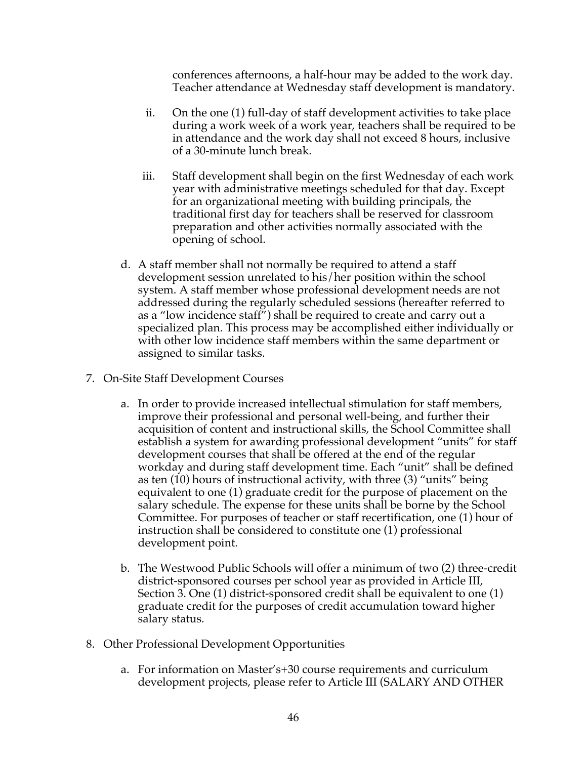conferences afternoons, a half-hour may be added to the work day. Teacher attendance at Wednesday staff development is mandatory.

ii. On the one (1) full-day of staff development activities to take place during a work week of a work year, teachers shall be required to be in attendance and the work day shall not exceed 8 hours, inclusive of a 30-minute lunch break.

iii. Staff development shall begin on the first Wednesday of each work year with administrative meetings scheduled for that day. Except for an organizational meeting with building principals, the traditional first day for teachers shall be reserved for classroom preparation and other activities normally associated with the opening of school.

d. A staff member shall not normally be required to attend a staff development session unrelated to his/her position within the school system. A staff member whose professional development needs are not addressed during the regularly scheduled sessions (hereafter referred to as a "low incidence staff") shall be required to create and carry out a specialized plan. This process may be accomplished either individually or with other low incidence staff members within the same department or assigned to similar tasks.

7. On-Site Staff Development Courses

   a. In order to provide increased intellectual stimulation for staff members, improve their professional and personal well-being, and further their acquisition of content and instructional skills, the School Committee shall establish a system for awarding professional development "units" for staff development courses that shall be offered at the end of the regular workday and during staff development time. Each "unit" shall be defined as ten (10) hours of instructional activity, with three (3) "units" being equivalent to one (1) graduate credit for the purpose of placement on the salary schedule. The expense for these units shall be borne by the School Committee. For purposes of teacher or staff recertification, one (1) hour of instruction shall be considered to constitute one (1) professional development point.

   b. The Westwood Public Schools will offer a minimum of two (2) three-credit district-sponsored courses per school year as provided in Article III, Section 3. One (1) district-sponsored credit shall be equivalent to one (1) graduate credit for the purposes of credit accumulation toward higher salary status.

8. Other Professional Development Opportunities

   a. For information on Master's+30 course requirements and curriculum development projects, please refer to Article III (SALARY AND OTHER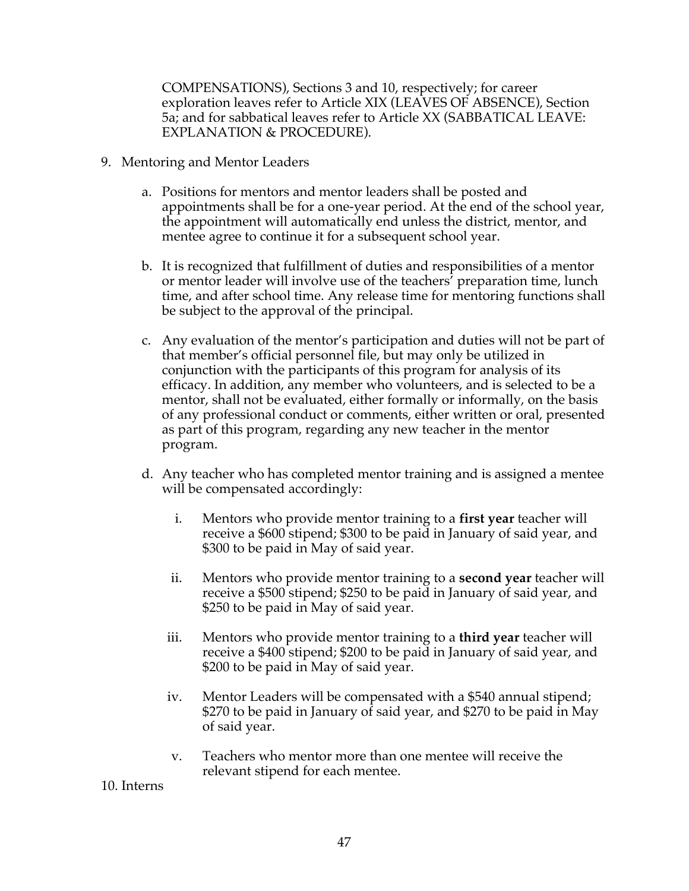COMPENSATIONS), Sections 3 and 10, respectively; for career exploration leaves refer to Article XIX (LEAVES OF ABSENCE), Section 5a; and for sabbatical leaves refer to Article XX (SABBATICAL LEAVE: EXPLANATION & PROCEDURE).

9. Mentoring and Mentor Leaders

   a. Positions for mentors and mentor leaders shall be posted and appointments shall be for a one-year period. At the end of the school year, the appointment will automatically end unless the district, mentor, and mentee agree to continue it for a subsequent school year.

   b. It is recognized that fulfillment of duties and responsibilities of a mentor or mentor leader will involve use of the teachers' preparation time, lunch time, and after school time. Any release time for mentoring functions shall be subject to the approval of the principal.

   c. Any evaluation of the mentor's participation and duties will not be part of that member's official personnel file, but may only be utilized in conjunction with the participants of this program for analysis of its efficacy. In addition, any member who volunteers, and is selected to be a mentor, shall not be evaluated, either formally or informally, on the basis of any professional conduct or comments, either written or oral, presented as part of this program, regarding any new teacher in the mentor program.

   d. Any teacher who has completed mentor training and is assigned a mentee will be compensated accordingly:

      i. Mentors who provide mentor training to a **first year** teacher will receive a $600 stipend; $300 to be paid in January of said year, and $300 to be paid in May of said year.

      ii. Mentors who provide mentor training to a **second year** teacher will receive a $500 stipend; $250 to be paid in January of said year, and $250 to be paid in May of said year.

      iii. Mentors who provide mentor training to a **third year** teacher will receive a $400 stipend; $200 to be paid in January of said year, and $200 to be paid in May of said year.

      iv. Mentor Leaders will be compensated with a $540 annual stipend; $270 to be paid in January of said year, and $270 to be paid in May of said year.

      v. Teachers who mentor more than one mentee will receive the relevant stipend for each mentee.

10. Interns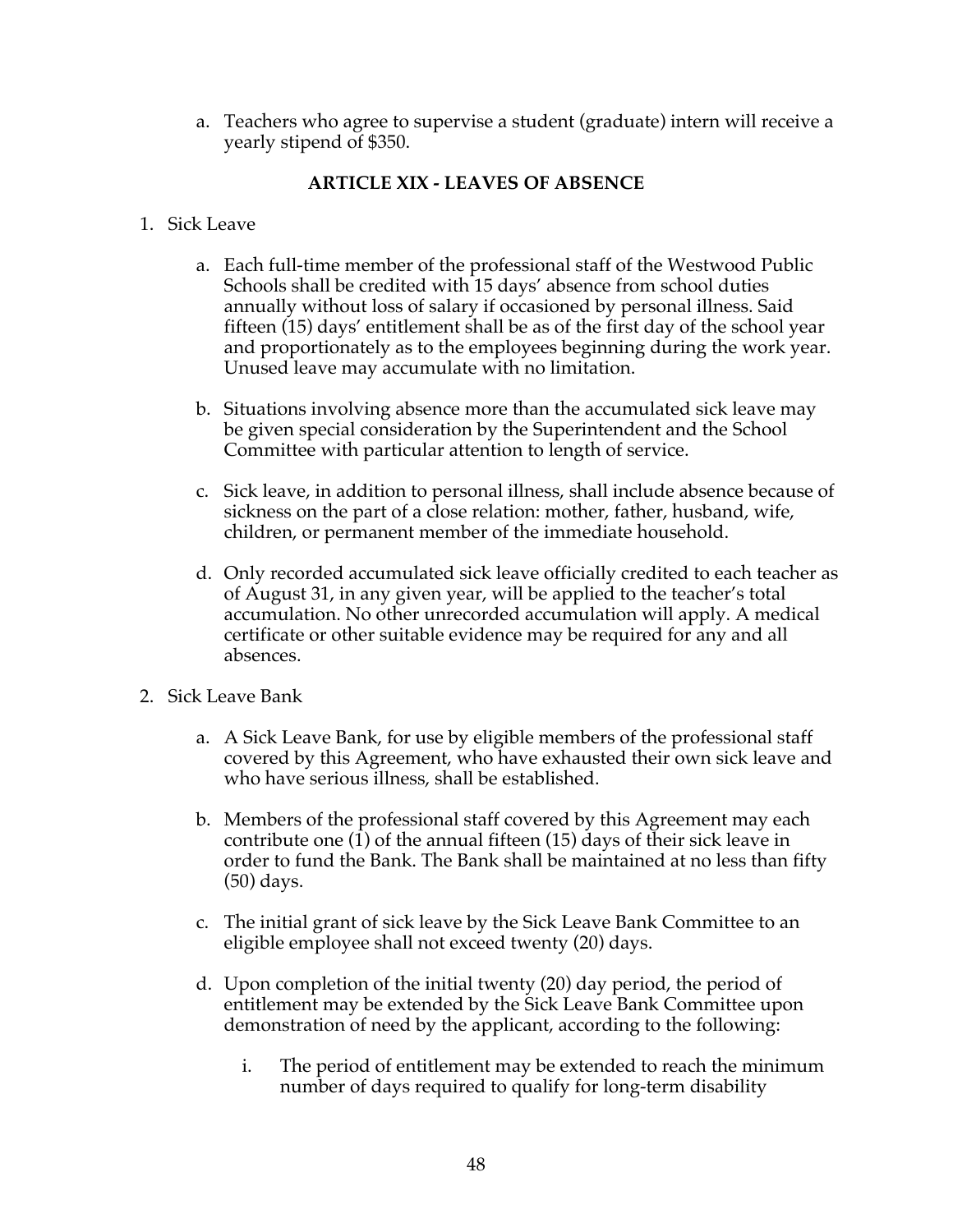a. Teachers who agree to supervise a student (graduate) intern will receive a yearly stipend of $350.

## ARTICLE XIX - LEAVES OF ABSENCE

1. Sick Leave

    a. Each full-time member of the professional staff of the Westwood Public Schools shall be credited with 15 days' absence from school duties annually without loss of salary if occasioned by personal illness. Said fifteen (15) days' entitlement shall be as of the first day of the school year and proportionately as to the employees beginning during the work year. Unused leave may accumulate with no limitation.

    b. Situations involving absence more than the accumulated sick leave may be given special consideration by the Superintendent and the School Committee with particular attention to length of service.

    c. Sick leave, in addition to personal illness, shall include absence because of sickness on the part of a close relation: mother, father, husband, wife, children, or permanent member of the immediate household.

    d. Only recorded accumulated sick leave officially credited to each teacher as of August 31, in any given year, will be applied to the teacher's total accumulation. No other unrecorded accumulation will apply. A medical certificate or other suitable evidence may be required for any and all absences.

2. Sick Leave Bank

    a. A Sick Leave Bank, for use by eligible members of the professional staff covered by this Agreement, who have exhausted their own sick leave and who have serious illness, shall be established.

    b. Members of the professional staff covered by this Agreement may each contribute one (1) of the annual fifteen (15) days of their sick leave in order to fund the Bank. The Bank shall be maintained at no less than fifty (50) days.

    c. The initial grant of sick leave by the Sick Leave Bank Committee to an eligible employee shall not exceed twenty (20) days.

    d. Upon completion of the initial twenty (20) day period, the period of entitlement may be extended by the Sick Leave Bank Committee upon demonstration of need by the applicant, according to the following:

        i. The period of entitlement may be extended to reach the minimum number of days required to qualify for long-term disability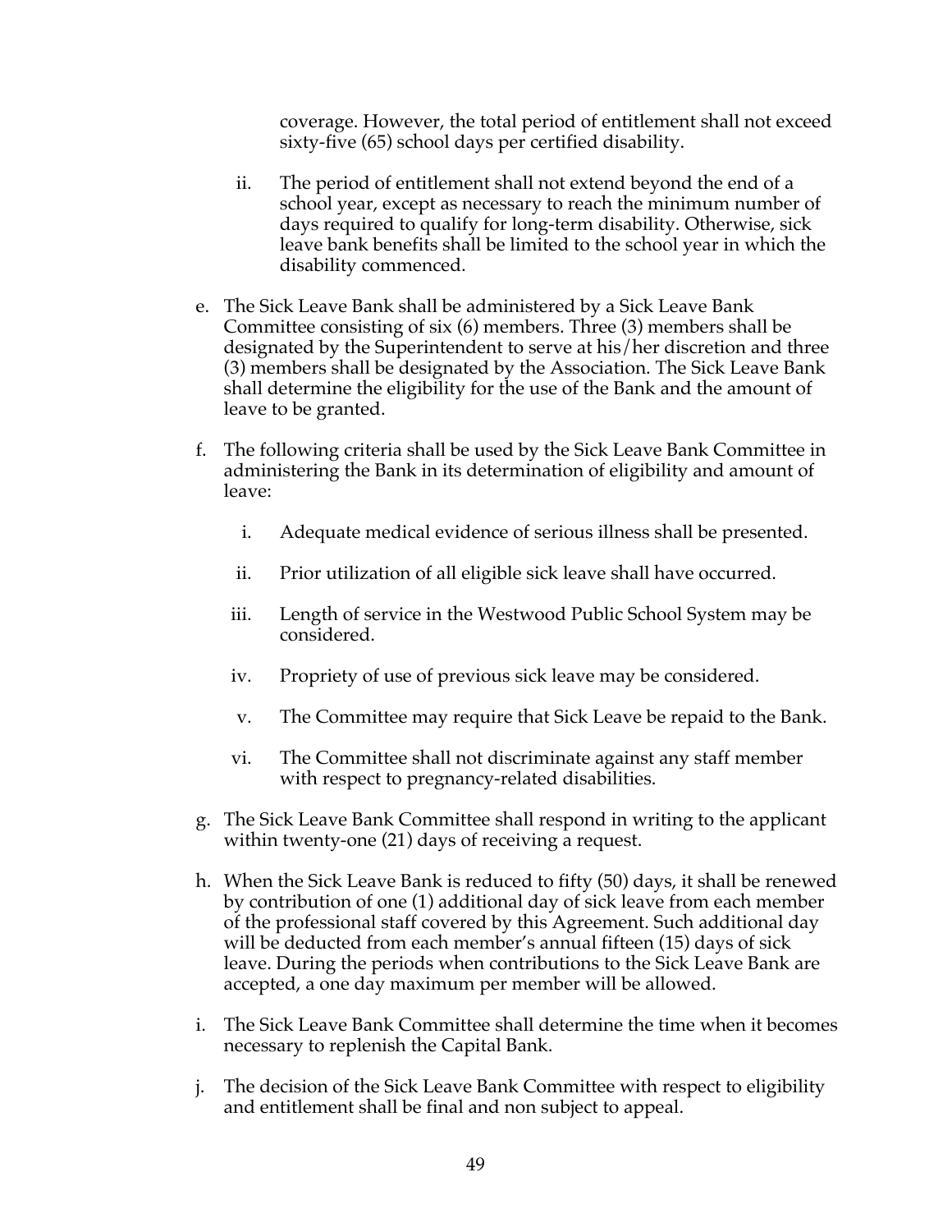coverage. However, the total period of entitlement shall not exceed sixty-five (65) school days per certified disability.

ii. The period of entitlement shall not extend beyond the end of a school year, except as necessary to reach the minimum number of days required to qualify for long-term disability. Otherwise, sick leave bank benefits shall be limited to the school year in which the disability commenced.

e. The Sick Leave Bank shall be administered by a Sick Leave Bank Committee consisting of six (6) members. Three (3) members shall be designated by the Superintendent to serve at his/her discretion and three (3) members shall be designated by the Association. The Sick Leave Bank shall determine the eligibility for the use of the Bank and the amount of leave to be granted.

f. The following criteria shall be used by the Sick Leave Bank Committee in administering the Bank in its determination of eligibility and amount of leave:

   i. Adequate medical evidence of serious illness shall be presented.

   ii. Prior utilization of all eligible sick leave shall have occurred.

   iii. Length of service in the Westwood Public School System may be considered.

   iv. Propriety of use of previous sick leave may be considered.

   v. The Committee may require that Sick Leave be repaid to the Bank.

   vi. The Committee shall not discriminate against any staff member with respect to pregnancy-related disabilities.

g. The Sick Leave Bank Committee shall respond in writing to the applicant within twenty-one (21) days of receiving a request.

h. When the Sick Leave Bank is reduced to fifty (50) days, it shall be renewed by contribution of one (1) additional day of sick leave from each member of the professional staff covered by this Agreement. Such additional day will be deducted from each member's annual fifteen (15) days of sick leave. During the periods when contributions to the Sick Leave Bank are accepted, a one day maximum per member will be allowed.

i. The Sick Leave Bank Committee shall determine the time when it becomes necessary to replenish the Capital Bank.

j. The decision of the Sick Leave Bank Committee with respect to eligibility and entitlement shall be final and non subject to appeal.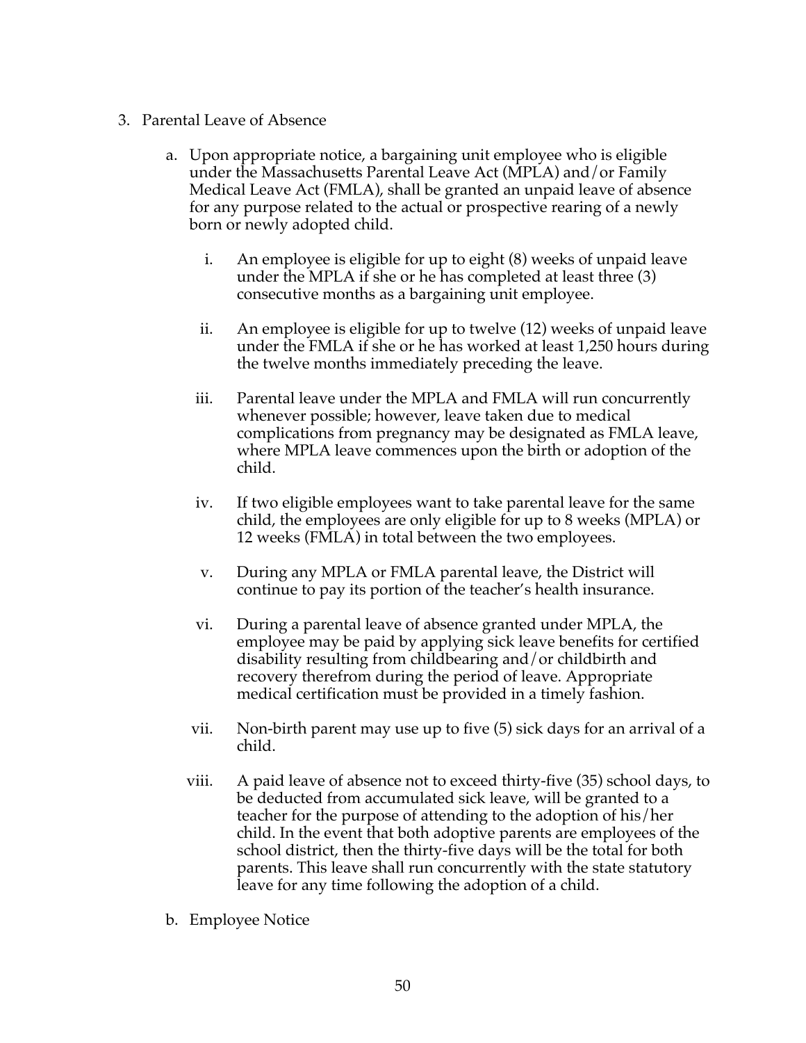3. Parental Leave of Absence

   a. Upon appropriate notice, a bargaining unit employee who is eligible under the Massachusetts Parental Leave Act (MPLA) and/or Family Medical Leave Act (FMLA), shall be granted an unpaid leave of absence for any purpose related to the actual or prospective rearing of a newly born or newly adopted child.

      i. An employee is eligible for up to eight (8) weeks of unpaid leave under the MPLA if she or he has completed at least three (3) consecutive months as a bargaining unit employee.

      ii. An employee is eligible for up to twelve (12) weeks of unpaid leave under the FMLA if she or he has worked at least 1,250 hours during the twelve months immediately preceding the leave.

      iii. Parental leave under the MPLA and FMLA will run concurrently whenever possible; however, leave taken due to medical complications from pregnancy may be designated as FMLA leave, where MPLA leave commences upon the birth or adoption of the child.

      iv. If two eligible employees want to take parental leave for the same child, the employees are only eligible for up to 8 weeks (MPLA) or 12 weeks (FMLA) in total between the two employees.

      v. During any MPLA or FMLA parental leave, the District will continue to pay its portion of the teacher's health insurance.

      vi. During a parental leave of absence granted under MPLA, the employee may be paid by applying sick leave benefits for certified disability resulting from childbearing and/or childbirth and recovery therefrom during the period of leave. Appropriate medical certification must be provided in a timely fashion.

      vii. Non-birth parent may use up to five (5) sick days for an arrival of a child.

      viii. A paid leave of absence not to exceed thirty-five (35) school days, to be deducted from accumulated sick leave, will be granted to a teacher for the purpose of attending to the adoption of his/her child. In the event that both adoptive parents are employees of the school district, then the thirty-five days will be the total for both parents. This leave shall run concurrently with the state statutory leave for any time following the adoption of a child.

   b. Employee Notice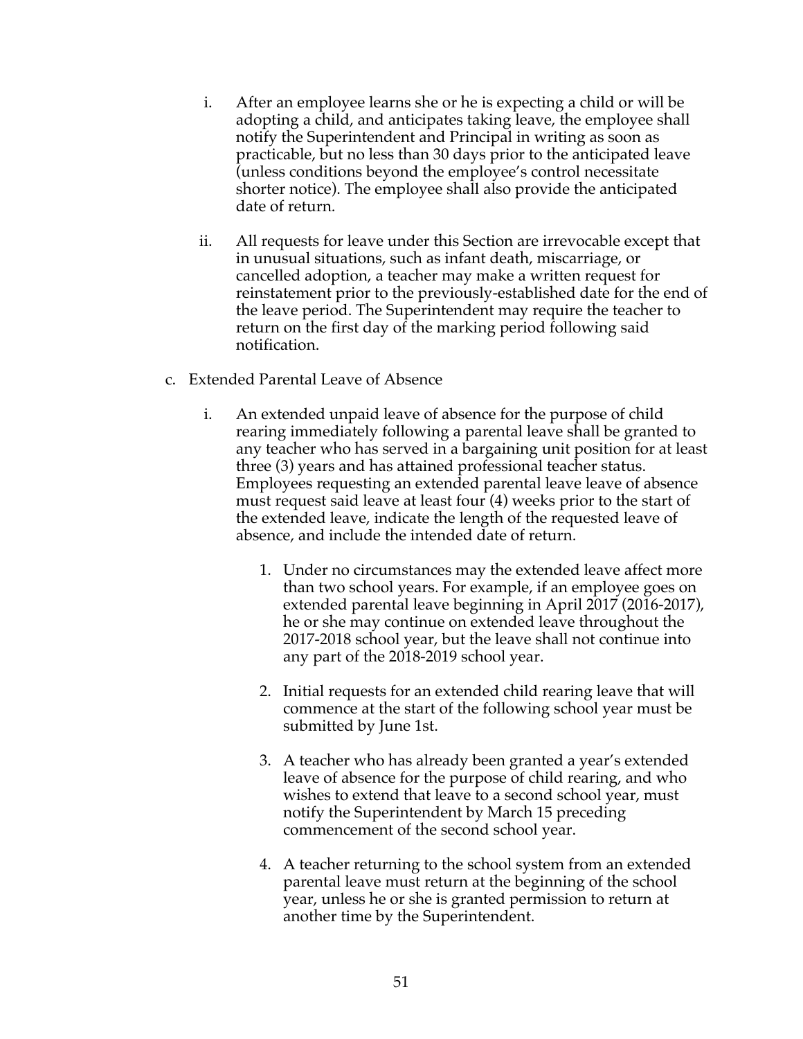i. After an employee learns she or he is expecting a child or will be adopting a child, and anticipates taking leave, the employee shall notify the Superintendent and Principal in writing as soon as practicable, but no less than 30 days prior to the anticipated leave (unless conditions beyond the employee's control necessitate shorter notice). The employee shall also provide the anticipated date of return.

ii. All requests for leave under this Section are irrevocable except that in unusual situations, such as infant death, miscarriage, or cancelled adoption, a teacher may make a written request for reinstatement prior to the previously-established date for the end of the leave period. The Superintendent may require the teacher to return on the first day of the marking period following said notification.

c. Extended Parental Leave of Absence

i. An extended unpaid leave of absence for the purpose of child rearing immediately following a parental leave shall be granted to any teacher who has served in a bargaining unit position for at least three (3) years and has attained professional teacher status. Employees requesting an extended parental leave leave of absence must request said leave at least four (4) weeks prior to the start of the extended leave, indicate the length of the requested leave of absence, and include the intended date of return.

1. Under no circumstances may the extended leave affect more than two school years. For example, if an employee goes on extended parental leave beginning in April 2017 (2016-2017), he or she may continue on extended leave throughout the 2017-2018 school year, but the leave shall not continue into any part of the 2018-2019 school year.

2. Initial requests for an extended child rearing leave that will commence at the start of the following school year must be submitted by June 1st.

3. A teacher who has already been granted a year's extended leave of absence for the purpose of child rearing, and who wishes to extend that leave to a second school year, must notify the Superintendent by March 15 preceding commencement of the second school year.

4. A teacher returning to the school system from an extended parental leave must return at the beginning of the school year, unless he or she is granted permission to return at another time by the Superintendent.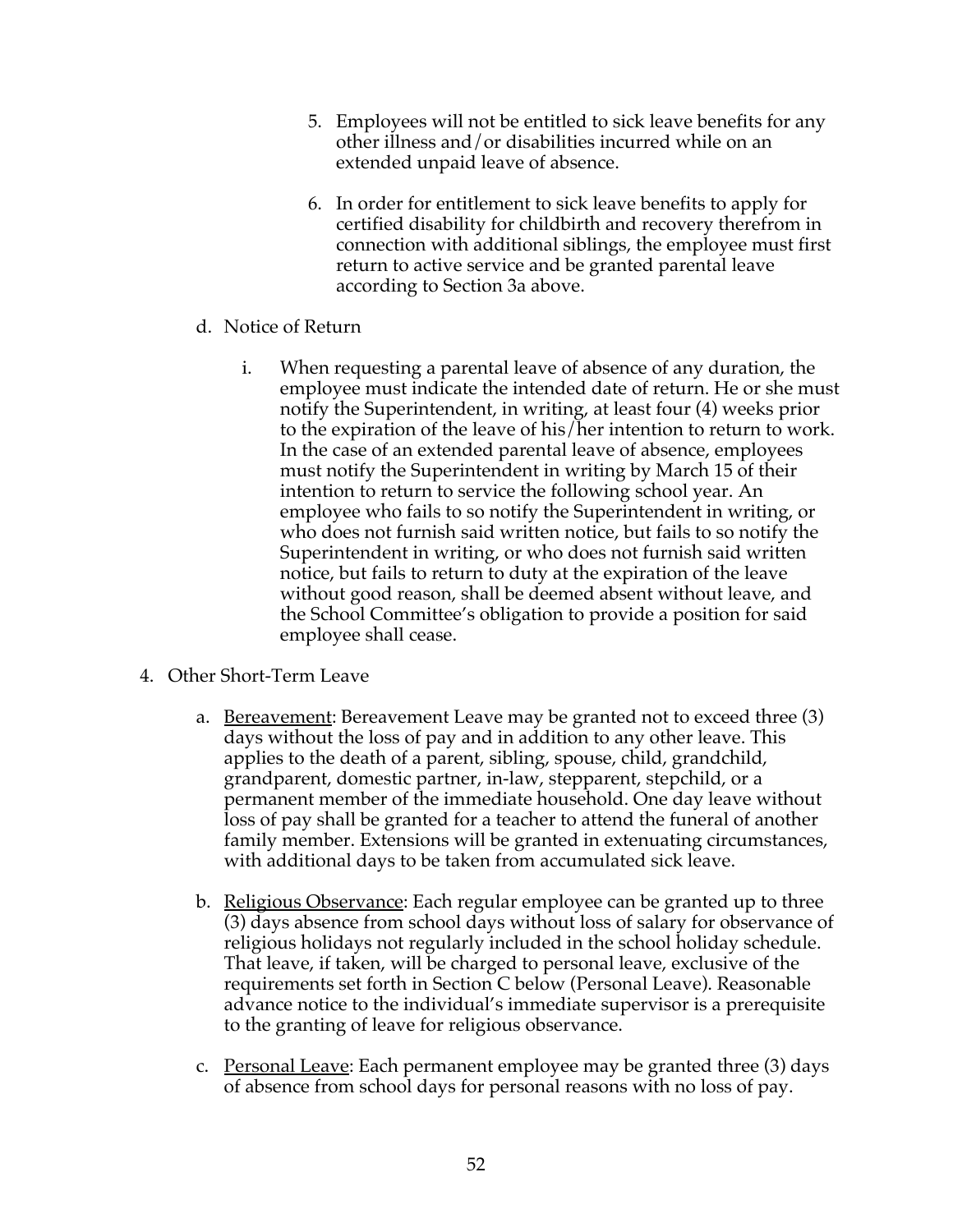5. Employees will not be entitled to sick leave benefits for any other illness and/or disabilities incurred while on an extended unpaid leave of absence.

6. In order for entitlement to sick leave benefits to apply for certified disability for childbirth and recovery therefrom in connection with additional siblings, the employee must first return to active service and be granted parental leave according to Section 3a above.

d. Notice of Return

i. When requesting a parental leave of absence of any duration, the employee must indicate the intended date of return. He or she must notify the Superintendent, in writing, at least four (4) weeks prior to the expiration of the leave of his/her intention to return to work. In the case of an extended parental leave of absence, employees must notify the Superintendent in writing by March 15 of their intention to return to service the following school year. An employee who fails to so notify the Superintendent in writing, or who does not furnish said written notice, but fails to so notify the Superintendent in writing, or who does not furnish said written notice, but fails to return to duty at the expiration of the leave without good reason, shall be deemed absent without leave, and the School Committee's obligation to provide a position for said employee shall cease.

4. Other Short-Term Leave

a. <u>Bereavement</u>: Bereavement Leave may be granted not to exceed three (3) days without the loss of pay and in addition to any other leave. This applies to the death of a parent, sibling, spouse, child, grandchild, grandparent, domestic partner, in-law, stepparent, stepchild, or a permanent member of the immediate household. One day leave without loss of pay shall be granted for a teacher to attend the funeral of another family member. Extensions will be granted in extenuating circumstances, with additional days to be taken from accumulated sick leave.

b. <u>Religious Observance</u>: Each regular employee can be granted up to three (3) days absence from school days without loss of salary for observance of religious holidays not regularly included in the school holiday schedule. That leave, if taken, will be charged to personal leave, exclusive of the requirements set forth in Section C below (Personal Leave). Reasonable advance notice to the individual's immediate supervisor is a prerequisite to the granting of leave for religious observance.

c. <u>Personal Leave</u>: Each permanent employee may be granted three (3) days of absence from school days for personal reasons with no loss of pay.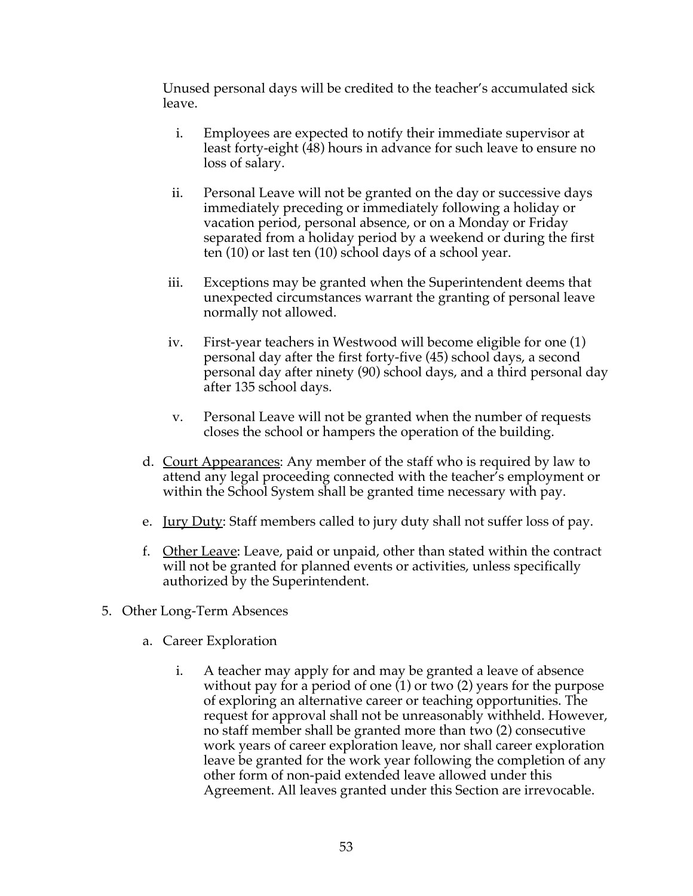Unused personal days will be credited to the teacher's accumulated sick leave.

i. Employees are expected to notify their immediate supervisor at least forty-eight (48) hours in advance for such leave to ensure no loss of salary.

ii. Personal Leave will not be granted on the day or successive days immediately preceding or immediately following a holiday or vacation period, personal absence, or on a Monday or Friday separated from a holiday period by a weekend or during the first ten (10) or last ten (10) school days of a school year.

iii. Exceptions may be granted when the Superintendent deems that unexpected circumstances warrant the granting of personal leave normally not allowed.

iv. First-year teachers in Westwood will become eligible for one (1) personal day after the first forty-five (45) school days, a second personal day after ninety (90) school days, and a third personal day after 135 school days.

v. Personal Leave will not be granted when the number of requests closes the school or hampers the operation of the building.

d. <u>Court Appearances</u>: Any member of the staff who is required by law to attend any legal proceeding connected with the teacher's employment or within the School System shall be granted time necessary with pay.

e. <u>Jury Duty</u>: Staff members called to jury duty shall not suffer loss of pay.

f. <u>Other Leave</u>: Leave, paid or unpaid, other than stated within the contract will not be granted for planned events or activities, unless specifically authorized by the Superintendent.

5. Other Long-Term Absences

   a. Career Exploration

      i. A teacher may apply for and may be granted a leave of absence without pay for a period of one (1) or two (2) years for the purpose of exploring an alternative career or teaching opportunities. The request for approval shall not be unreasonably withheld. However, no staff member shall be granted more than two (2) consecutive work years of career exploration leave, nor shall career exploration leave be granted for the work year following the completion of any other form of non-paid extended leave allowed under this Agreement. All leaves granted under this Section are irrevocable.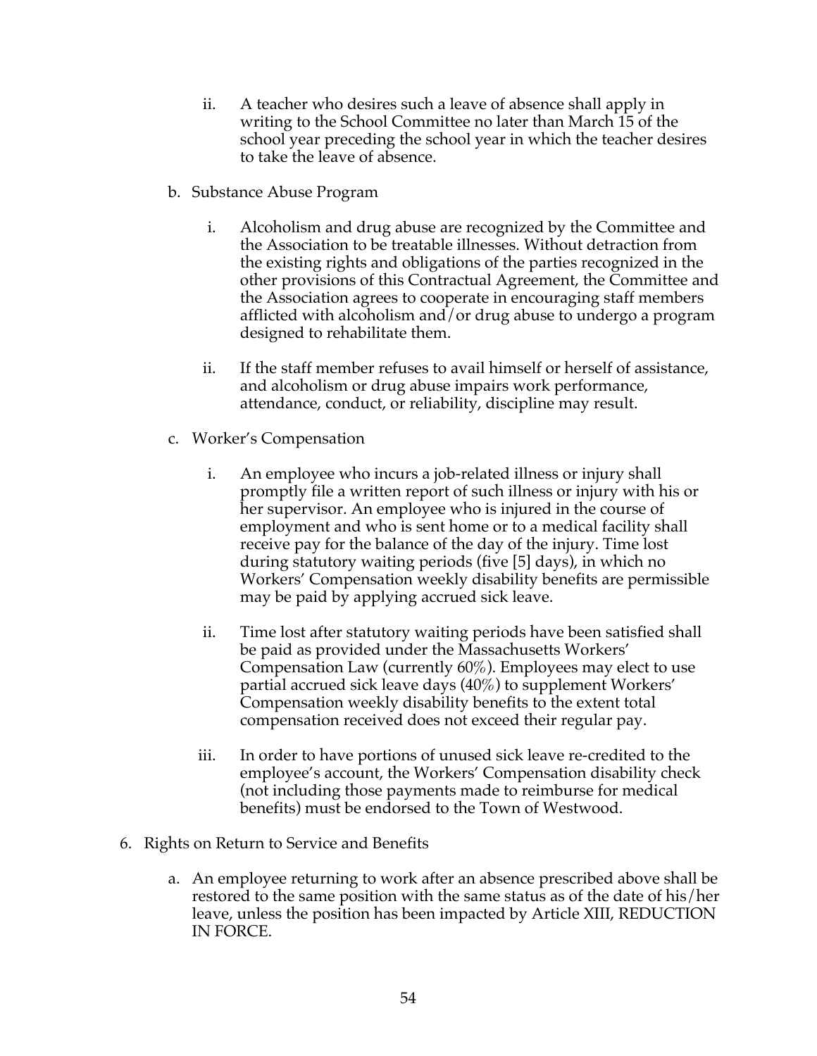ii. A teacher who desires such a leave of absence shall apply in writing to the School Committee no later than March 15 of the school year preceding the school year in which the teacher desires to take the leave of absence.

b. Substance Abuse Program

   i. Alcoholism and drug abuse are recognized by the Committee and the Association to be treatable illnesses. Without detraction from the existing rights and obligations of the parties recognized in the other provisions of this Contractual Agreement, the Committee and the Association agrees to cooperate in encouraging staff members afflicted with alcoholism and/or drug abuse to undergo a program designed to rehabilitate them.

   ii. If the staff member refuses to avail himself or herself of assistance, and alcoholism or drug abuse impairs work performance, attendance, conduct, or reliability, discipline may result.

c. Worker's Compensation

   i. An employee who incurs a job-related illness or injury shall promptly file a written report of such illness or injury with his or her supervisor. An employee who is injured in the course of employment and who is sent home or to a medical facility shall receive pay for the balance of the day of the injury. Time lost during statutory waiting periods (five [5] days), in which no Workers' Compensation weekly disability benefits are permissible may be paid by applying accrued sick leave.

   ii. Time lost after statutory waiting periods have been satisfied shall be paid as provided under the Massachusetts Workers' Compensation Law (currently 60%). Employees may elect to use partial accrued sick leave days (40%) to supplement Workers' Compensation weekly disability benefits to the extent total compensation received does not exceed their regular pay.

   iii. In order to have portions of unused sick leave re-credited to the employee's account, the Workers' Compensation disability check (not including those payments made to reimburse for medical benefits) must be endorsed to the Town of Westwood.

6. Rights on Return to Service and Benefits

   a. An employee returning to work after an absence prescribed above shall be restored to the same position with the same status as of the date of his/her leave, unless the position has been impacted by Article XIII, REDUCTION IN FORCE.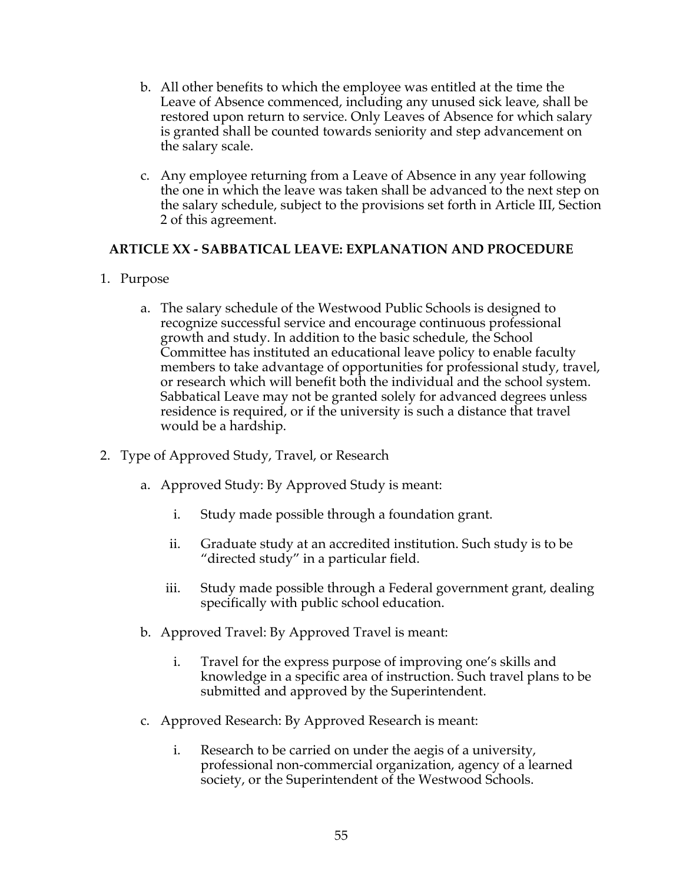b. All other benefits to which the employee was entitled at the time the Leave of Absence commenced, including any unused sick leave, shall be restored upon return to service. Only Leaves of Absence for which salary is granted shall be counted towards seniority and step advancement on the salary scale.

c. Any employee returning from a Leave of Absence in any year following the one in which the leave was taken shall be advanced to the next step on the salary schedule, subject to the provisions set forth in Article III, Section 2 of this agreement.

## ARTICLE XX - SABBATICAL LEAVE: EXPLANATION AND PROCEDURE

1. Purpose

   a. The salary schedule of the Westwood Public Schools is designed to recognize successful service and encourage continuous professional growth and study. In addition to the basic schedule, the School Committee has instituted an educational leave policy to enable faculty members to take advantage of opportunities for professional study, travel, or research which will benefit both the individual and the school system. Sabbatical Leave may not be granted solely for advanced degrees unless residence is required, or if the university is such a distance that travel would be a hardship.

2. Type of Approved Study, Travel, or Research

   a. Approved Study: By Approved Study is meant:

      i. Study made possible through a foundation grant.

      ii. Graduate study at an accredited institution. Such study is to be "directed study" in a particular field.

      iii. Study made possible through a Federal government grant, dealing specifically with public school education.

   b. Approved Travel: By Approved Travel is meant:

      i. Travel for the express purpose of improving one's skills and knowledge in a specific area of instruction. Such travel plans to be submitted and approved by the Superintendent.

   c. Approved Research: By Approved Research is meant:

      i. Research to be carried on under the aegis of a university, professional non-commercial organization, agency of a learned society, or the Superintendent of the Westwood Schools.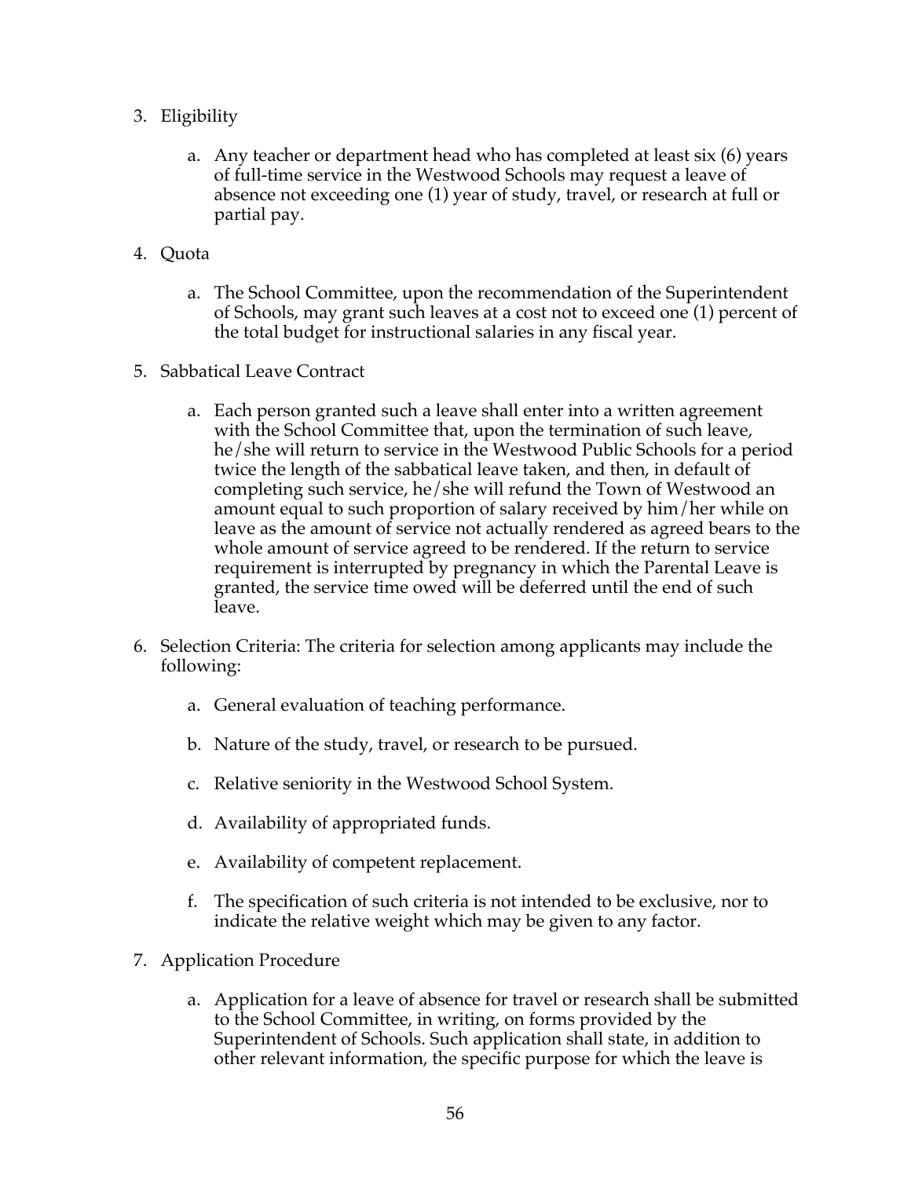3. Eligibility

    a. Any teacher or department head who has completed at least six (6) years of full-time service in the Westwood Schools may request a leave of absence not exceeding one (1) year of study, travel, or research at full or partial pay.

4. Quota

    a. The School Committee, upon the recommendation of the Superintendent of Schools, may grant such leaves at a cost not to exceed one (1) percent of the total budget for instructional salaries in any fiscal year.

5. Sabbatical Leave Contract

    a. Each person granted such a leave shall enter into a written agreement with the School Committee that, upon the termination of such leave, he/she will return to service in the Westwood Public Schools for a period twice the length of the sabbatical leave taken, and then, in default of completing such service, he/she will refund the Town of Westwood an amount equal to such proportion of salary received by him/her while on leave as the amount of service not actually rendered as agreed bears to the whole amount of service agreed to be rendered. If the return to service requirement is interrupted by pregnancy in which the Parental Leave is granted, the service time owed will be deferred until the end of such leave.

6. Selection Criteria: The criteria for selection among applicants may include the following:

    a. General evaluation of teaching performance.

    b. Nature of the study, travel, or research to be pursued.

    c. Relative seniority in the Westwood School System.

    d. Availability of appropriated funds.

    e. Availability of competent replacement.

    f. The specification of such criteria is not intended to be exclusive, nor to indicate the relative weight which may be given to any factor.

7. Application Procedure

    a. Application for a leave of absence for travel or research shall be submitted to the School Committee, in writing, on forms provided by the Superintendent of Schools. Such application shall state, in addition to other relevant information, the specific purpose for which the leave is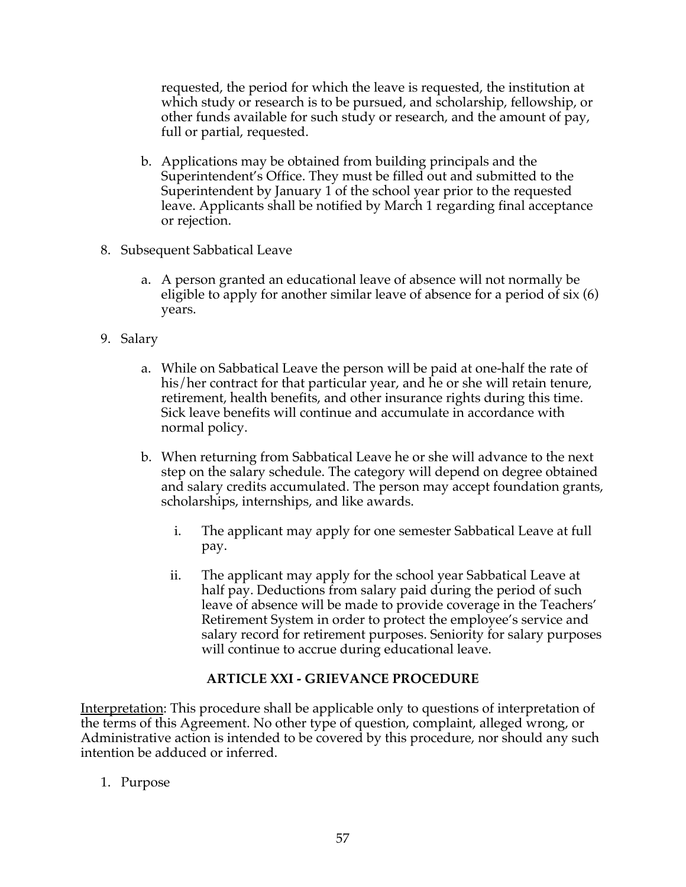requested, the period for which the leave is requested, the institution at which study or research is to be pursued, and scholarship, fellowship, or other funds available for such study or research, and the amount of pay, full or partial, requested.

   b. Applications may be obtained from building principals and the Superintendent's Office. They must be filled out and submitted to the Superintendent by January 1 of the school year prior to the requested leave. Applicants shall be notified by March 1 regarding final acceptance or rejection.

8. Subsequent Sabbatical Leave

   a. A person granted an educational leave of absence will not normally be eligible to apply for another similar leave of absence for a period of six (6) years.

9. Salary

   a. While on Sabbatical Leave the person will be paid at one-half the rate of his/her contract for that particular year, and he or she will retain tenure, retirement, health benefits, and other insurance rights during this time. Sick leave benefits will continue and accumulate in accordance with normal policy.

   b. When returning from Sabbatical Leave he or she will advance to the next step on the salary schedule. The category will depend on degree obtained and salary credits accumulated. The person may accept foundation grants, scholarships, internships, and like awards.

      i. The applicant may apply for one semester Sabbatical Leave at full pay.

      ii. The applicant may apply for the school year Sabbatical Leave at half pay. Deductions from salary paid during the period of such leave of absence will be made to provide coverage in the Teachers' Retirement System in order to protect the employee's service and salary record for retirement purposes. Seniority for salary purposes will continue to accrue during educational leave.

## ARTICLE XXI - GRIEVANCE PROCEDURE

Interpretation: This procedure shall be applicable only to questions of interpretation of the terms of this Agreement. No other type of question, complaint, alleged wrong, or Administrative action is intended to be covered by this procedure, nor should any such intention be adduced or inferred.

1. Purpose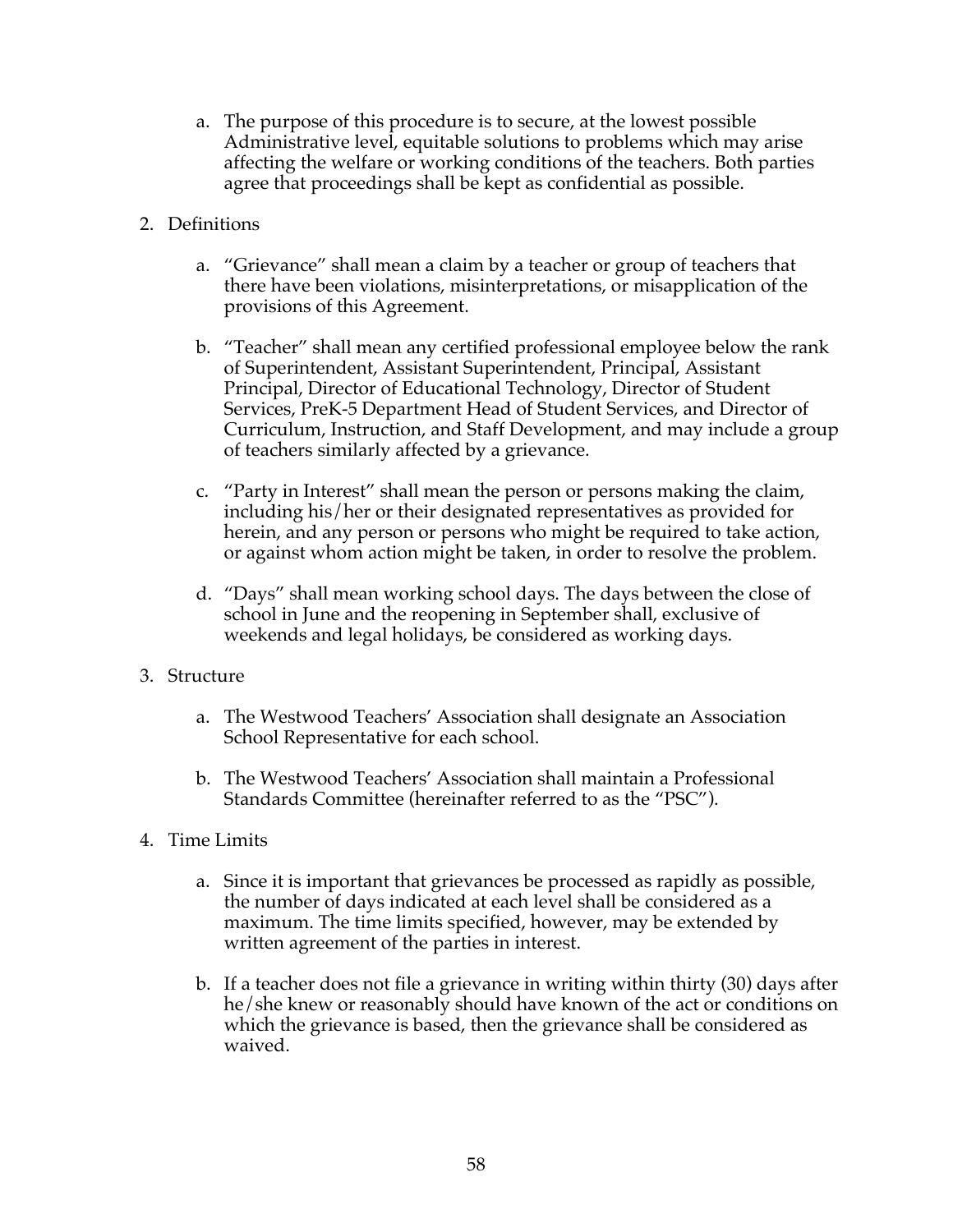a. The purpose of this procedure is to secure, at the lowest possible Administrative level, equitable solutions to problems which may arise affecting the welfare or working conditions of the teachers. Both parties agree that proceedings shall be kept as confidential as possible.

2. Definitions

    a. "Grievance" shall mean a claim by a teacher or group of teachers that there have been violations, misinterpretations, or misapplication of the provisions of this Agreement.

    b. "Teacher" shall mean any certified professional employee below the rank of Superintendent, Assistant Superintendent, Principal, Assistant Principal, Director of Educational Technology, Director of Student Services, PreK-5 Department Head of Student Services, and Director of Curriculum, Instruction, and Staff Development, and may include a group of teachers similarly affected by a grievance.

    c. "Party in Interest" shall mean the person or persons making the claim, including his/her or their designated representatives as provided for herein, and any person or persons who might be required to take action, or against whom action might be taken, in order to resolve the problem.

    d. "Days" shall mean working school days. The days between the close of school in June and the reopening in September shall, exclusive of weekends and legal holidays, be considered as working days.

3. Structure

    a. The Westwood Teachers' Association shall designate an Association School Representative for each school.

    b. The Westwood Teachers' Association shall maintain a Professional Standards Committee (hereinafter referred to as the "PSC").

4. Time Limits

    a. Since it is important that grievances be processed as rapidly as possible, the number of days indicated at each level shall be considered as a maximum. The time limits specified, however, may be extended by written agreement of the parties in interest.

    b. If a teacher does not file a grievance in writing within thirty (30) days after he/she knew or reasonably should have known of the act or conditions on which the grievance is based, then the grievance shall be considered as waived.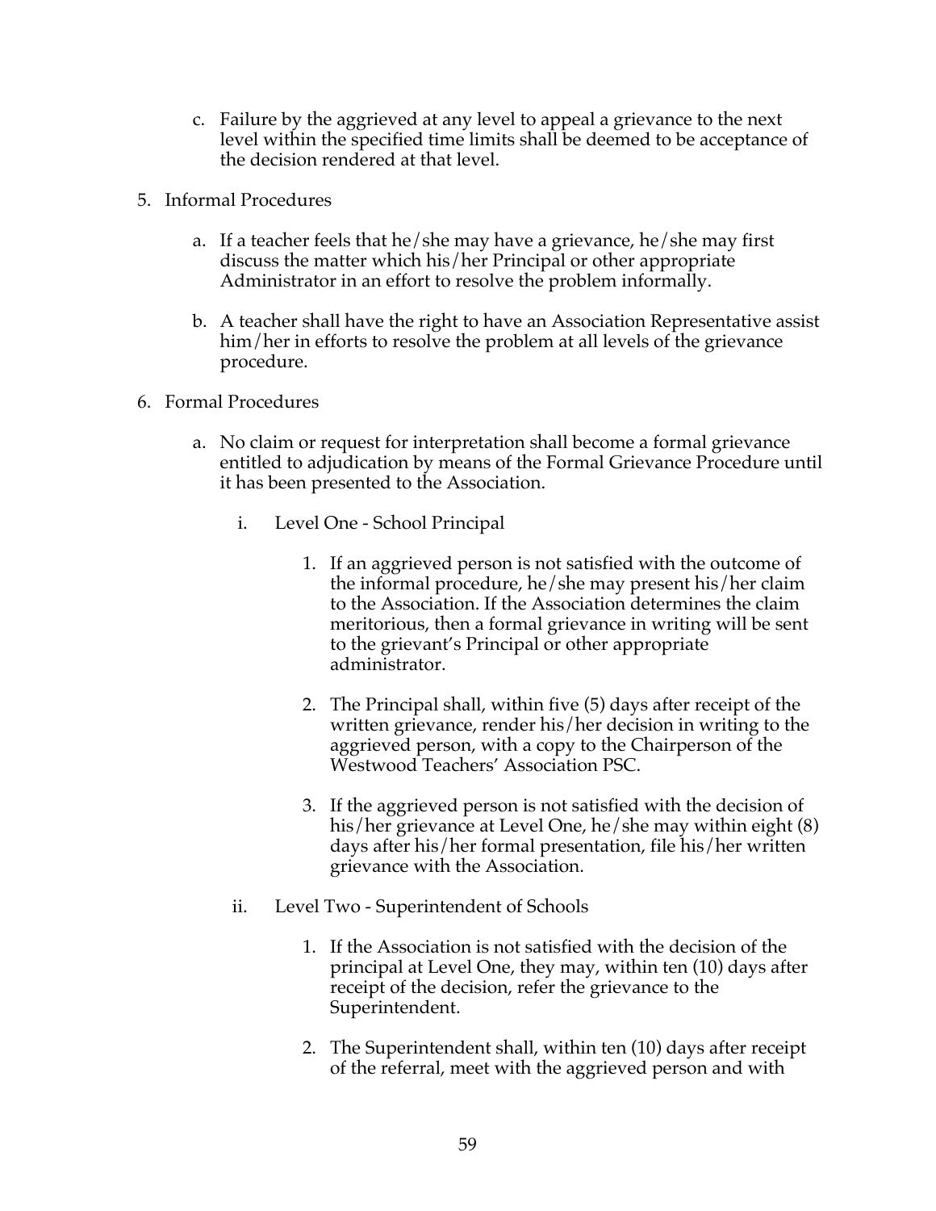c. Failure by the aggrieved at any level to appeal a grievance to the next level within the specified time limits shall be deemed to be acceptance of the decision rendered at that level.

5. Informal Procedures

   a. If a teacher feels that he/she may have a grievance, he/she may first discuss the matter which his/her Principal or other appropriate Administrator in an effort to resolve the problem informally.

   b. A teacher shall have the right to have an Association Representative assist him/her in efforts to resolve the problem at all levels of the grievance procedure.

6. Formal Procedures

   a. No claim or request for interpretation shall become a formal grievance entitled to adjudication by means of the Formal Grievance Procedure until it has been presented to the Association.

      i. Level One - School Principal

         1. If an aggrieved person is not satisfied with the outcome of the informal procedure, he/she may present his/her claim to the Association. If the Association determines the claim meritorious, then a formal grievance in writing will be sent to the grievant's Principal or other appropriate administrator.

         2. The Principal shall, within five (5) days after receipt of the written grievance, render his/her decision in writing to the aggrieved person, with a copy to the Chairperson of the Westwood Teachers' Association PSC.

         3. If the aggrieved person is not satisfied with the decision of his/her grievance at Level One, he/she may within eight (8) days after his/her formal presentation, file his/her written grievance with the Association.

      ii. Level Two - Superintendent of Schools

         1. If the Association is not satisfied with the decision of the principal at Level One, they may, within ten (10) days after receipt of the decision, refer the grievance to the Superintendent.

         2. The Superintendent shall, within ten (10) days after receipt of the referral, meet with the aggrieved person and with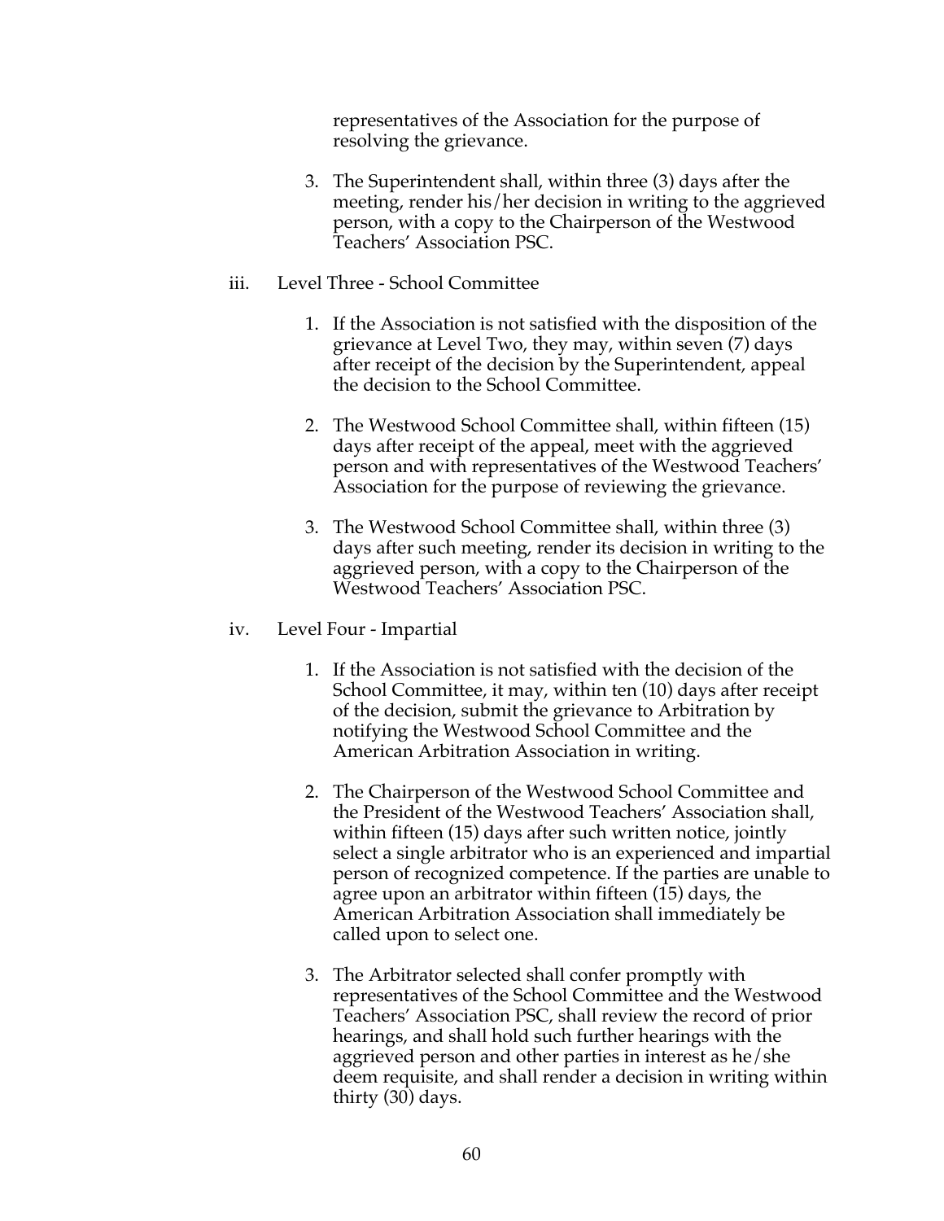representatives of the Association for the purpose of resolving the grievance.

3. The Superintendent shall, within three (3) days after the meeting, render his/her decision in writing to the aggrieved person, with a copy to the Chairperson of the Westwood Teachers' Association PSC.

iii. Level Three - School Committee

1. If the Association is not satisfied with the disposition of the grievance at Level Two, they may, within seven (7) days after receipt of the decision by the Superintendent, appeal the decision to the School Committee.

2. The Westwood School Committee shall, within fifteen (15) days after receipt of the appeal, meet with the aggrieved person and with representatives of the Westwood Teachers' Association for the purpose of reviewing the grievance.

3. The Westwood School Committee shall, within three (3) days after such meeting, render its decision in writing to the aggrieved person, with a copy to the Chairperson of the Westwood Teachers' Association PSC.

iv. Level Four - Impartial

1. If the Association is not satisfied with the decision of the School Committee, it may, within ten (10) days after receipt of the decision, submit the grievance to Arbitration by notifying the Westwood School Committee and the American Arbitration Association in writing.

2. The Chairperson of the Westwood School Committee and the President of the Westwood Teachers' Association shall, within fifteen (15) days after such written notice, jointly select a single arbitrator who is an experienced and impartial person of recognized competence. If the parties are unable to agree upon an arbitrator within fifteen (15) days, the American Arbitration Association shall immediately be called upon to select one.

3. The Arbitrator selected shall confer promptly with representatives of the School Committee and the Westwood Teachers' Association PSC, shall review the record of prior hearings, and shall hold such further hearings with the aggrieved person and other parties in interest as he/she deem requisite, and shall render a decision in writing within thirty (30) days.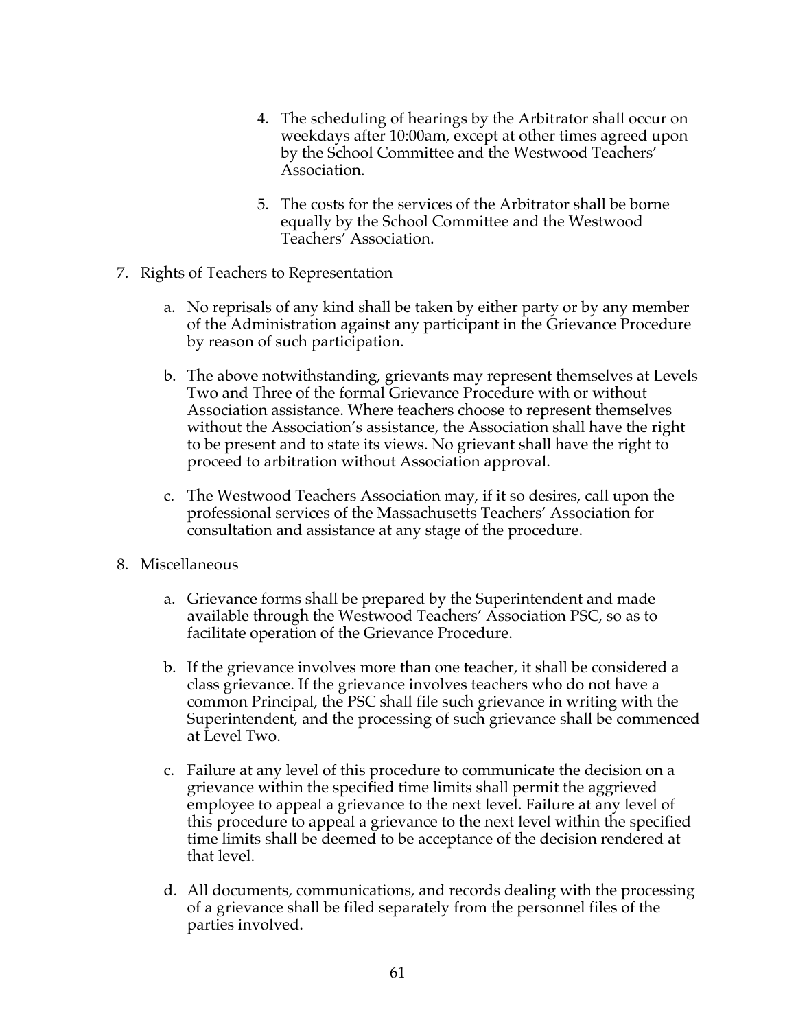4. The scheduling of hearings by the Arbitrator shall occur on weekdays after 10:00am, except at other times agreed upon by the School Committee and the Westwood Teachers' Association.

5. The costs for the services of the Arbitrator shall be borne equally by the School Committee and the Westwood Teachers' Association.

7. Rights of Teachers to Representation

   a. No reprisals of any kind shall be taken by either party or by any member of the Administration against any participant in the Grievance Procedure by reason of such participation.

   b. The above notwithstanding, grievants may represent themselves at Levels Two and Three of the formal Grievance Procedure with or without Association assistance. Where teachers choose to represent themselves without the Association's assistance, the Association shall have the right to be present and to state its views. No grievant shall have the right to proceed to arbitration without Association approval.

   c. The Westwood Teachers Association may, if it so desires, call upon the professional services of the Massachusetts Teachers' Association for consultation and assistance at any stage of the procedure.

8. Miscellaneous

   a. Grievance forms shall be prepared by the Superintendent and made available through the Westwood Teachers' Association PSC, so as to facilitate operation of the Grievance Procedure.

   b. If the grievance involves more than one teacher, it shall be considered a class grievance. If the grievance involves teachers who do not have a common Principal, the PSC shall file such grievance in writing with the Superintendent, and the processing of such grievance shall be commenced at Level Two.

   c. Failure at any level of this procedure to communicate the decision on a grievance within the specified time limits shall permit the aggrieved employee to appeal a grievance to the next level. Failure at any level of this procedure to appeal a grievance to the next level within the specified time limits shall be deemed to be acceptance of the decision rendered at that level.

   d. All documents, communications, and records dealing with the processing of a grievance shall be filed separately from the personnel files of the parties involved.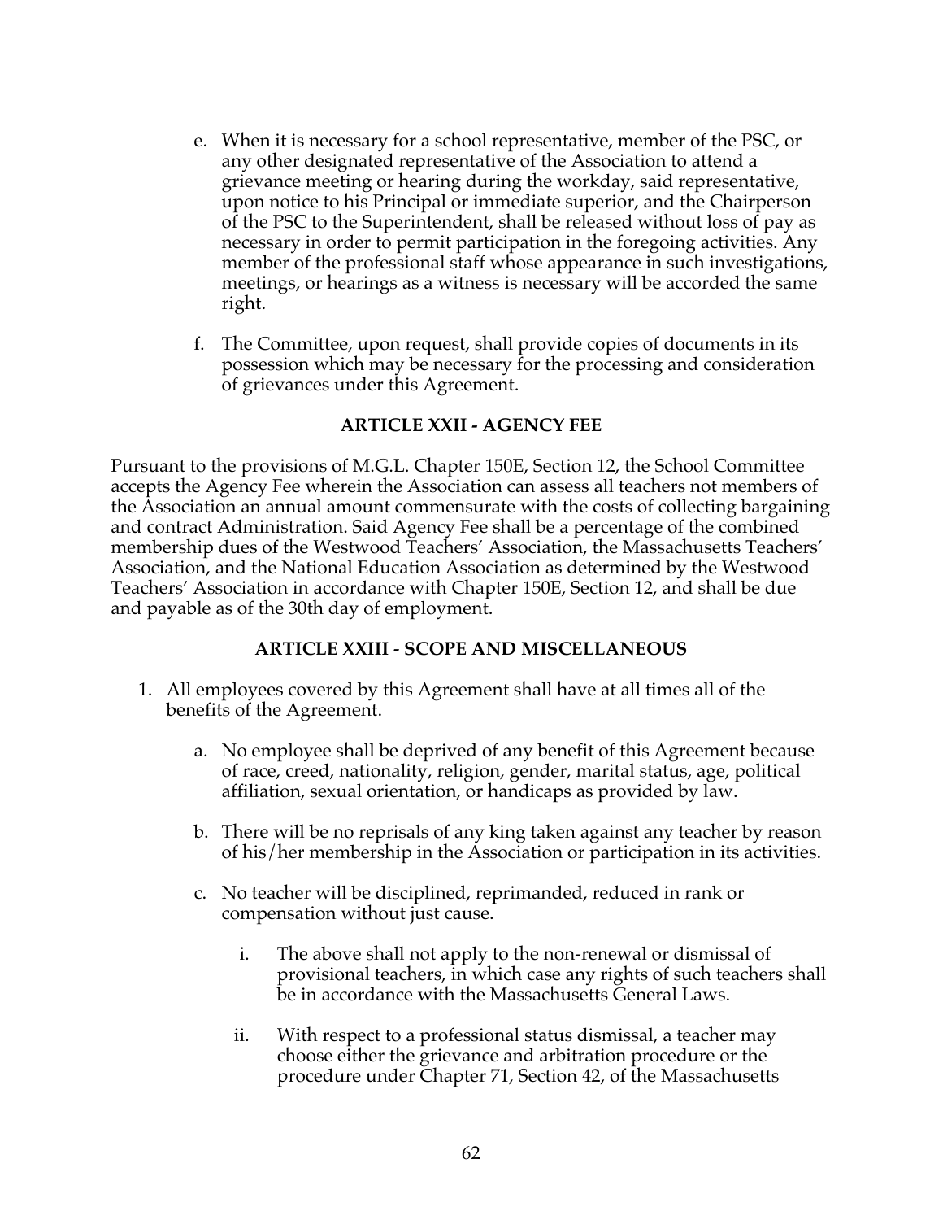e. When it is necessary for a school representative, member of the PSC, or any other designated representative of the Association to attend a grievance meeting or hearing during the workday, said representative, upon notice to his Principal or immediate superior, and the Chairperson of the PSC to the Superintendent, shall be released without loss of pay as necessary in order to permit participation in the foregoing activities. Any member of the professional staff whose appearance in such investigations, meetings, or hearings as a witness is necessary will be accorded the same right.

f. The Committee, upon request, shall provide copies of documents in its possession which may be necessary for the processing and consideration of grievances under this Agreement.

## ARTICLE XXII - AGENCY FEE

Pursuant to the provisions of M.G.L. Chapter 150E, Section 12, the School Committee accepts the Agency Fee wherein the Association can assess all teachers not members of the Association an annual amount commensurate with the costs of collecting bargaining and contract Administration. Said Agency Fee shall be a percentage of the combined membership dues of the Westwood Teachers' Association, the Massachusetts Teachers' Association, and the National Education Association as determined by the Westwood Teachers' Association in accordance with Chapter 150E, Section 12, and shall be due and payable as of the 30th day of employment.

## ARTICLE XXIII - SCOPE AND MISCELLANEOUS

1. All employees covered by this Agreement shall have at all times all of the benefits of the Agreement.

   a. No employee shall be deprived of any benefit of this Agreement because of race, creed, nationality, religion, gender, marital status, age, political affiliation, sexual orientation, or handicaps as provided by law.

   b. There will be no reprisals of any king taken against any teacher by reason of his/her membership in the Association or participation in its activities.

   c. No teacher will be disciplined, reprimanded, reduced in rank or compensation without just cause.

      i. The above shall not apply to the non-renewal or dismissal of provisional teachers, in which case any rights of such teachers shall be in accordance with the Massachusetts General Laws.

      ii. With respect to a professional status dismissal, a teacher may choose either the grievance and arbitration procedure or the procedure under Chapter 71, Section 42, of the Massachusetts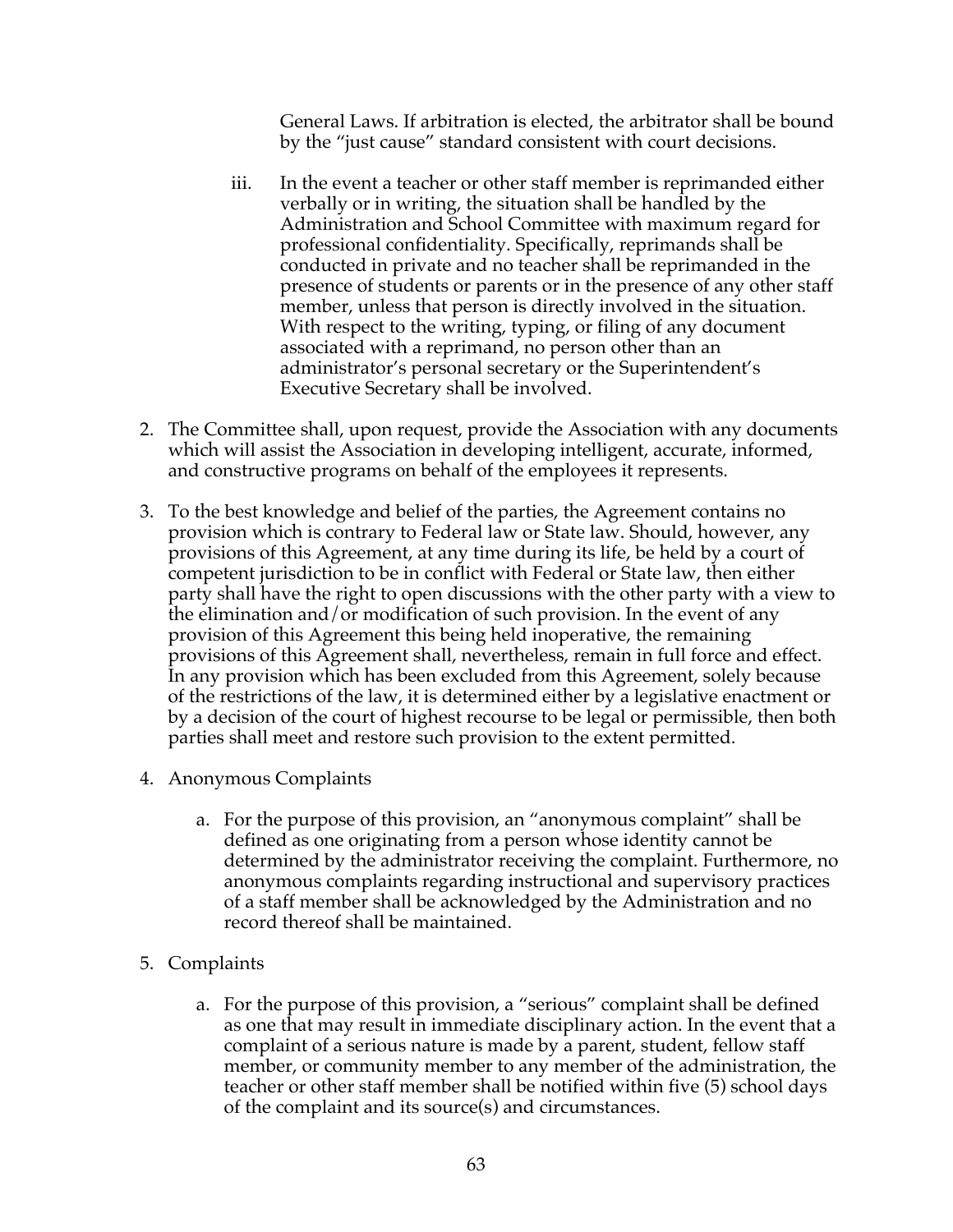General Laws. If arbitration is elected, the arbitrator shall be bound by the "just cause" standard consistent with court decisions.

iii. In the event a teacher or other staff member is reprimanded either verbally or in writing, the situation shall be handled by the Administration and School Committee with maximum regard for professional confidentiality. Specifically, reprimands shall be conducted in private and no teacher shall be reprimanded in the presence of students or parents or in the presence of any other staff member, unless that person is directly involved in the situation. With respect to the writing, typing, or filing of any document associated with a reprimand, no person other than an administrator's personal secretary or the Superintendent's Executive Secretary shall be involved.

2. The Committee shall, upon request, provide the Association with any documents which will assist the Association in developing intelligent, accurate, informed, and constructive programs on behalf of the employees it represents.

3. To the best knowledge and belief of the parties, the Agreement contains no provision which is contrary to Federal law or State law. Should, however, any provisions of this Agreement, at any time during its life, be held by a court of competent jurisdiction to be in conflict with Federal or State law, then either party shall have the right to open discussions with the other party with a view to the elimination and/or modification of such provision. In the event of any provision of this Agreement this being held inoperative, the remaining provisions of this Agreement shall, nevertheless, remain in full force and effect. In any provision which has been excluded from this Agreement, solely because of the restrictions of the law, it is determined either by a legislative enactment or by a decision of the court of highest recourse to be legal or permissible, then both parties shall meet and restore such provision to the extent permitted.

4. Anonymous Complaints

   a. For the purpose of this provision, an "anonymous complaint" shall be defined as one originating from a person whose identity cannot be determined by the administrator receiving the complaint. Furthermore, no anonymous complaints regarding instructional and supervisory practices of a staff member shall be acknowledged by the Administration and no record thereof shall be maintained.

5. Complaints

   a. For the purpose of this provision, a "serious" complaint shall be defined as one that may result in immediate disciplinary action. In the event that a complaint of a serious nature is made by a parent, student, fellow staff member, or community member to any member of the administration, the teacher or other staff member shall be notified within five (5) school days of the complaint and its source(s) and circumstances.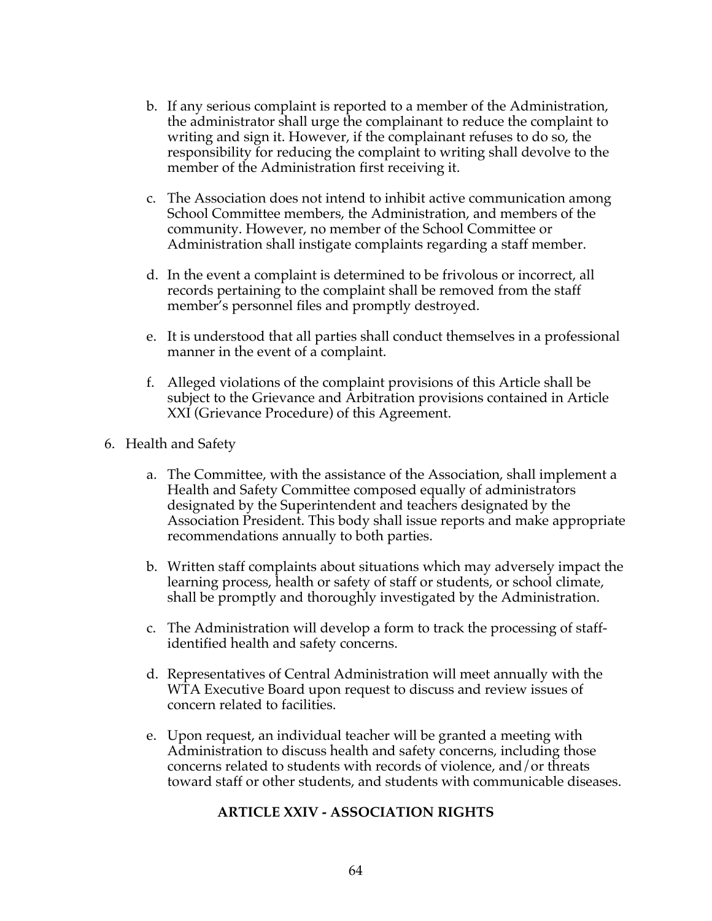b. If any serious complaint is reported to a member of the Administration, the administrator shall urge the complainant to reduce the complaint to writing and sign it. However, if the complainant refuses to do so, the responsibility for reducing the complaint to writing shall devolve to the member of the Administration first receiving it.

c. The Association does not intend to inhibit active communication among School Committee members, the Administration, and members of the community. However, no member of the School Committee or Administration shall instigate complaints regarding a staff member.

d. In the event a complaint is determined to be frivolous or incorrect, all records pertaining to the complaint shall be removed from the staff member's personnel files and promptly destroyed.

e. It is understood that all parties shall conduct themselves in a professional manner in the event of a complaint.

f. Alleged violations of the complaint provisions of this Article shall be subject to the Grievance and Arbitration provisions contained in Article XXI (Grievance Procedure) of this Agreement.

6. Health and Safety

   a. The Committee, with the assistance of the Association, shall implement a Health and Safety Committee composed equally of administrators designated by the Superintendent and teachers designated by the Association President. This body shall issue reports and make appropriate recommendations annually to both parties.

   b. Written staff complaints about situations which may adversely impact the learning process, health or safety of staff or students, or school climate, shall be promptly and thoroughly investigated by the Administration.

   c. The Administration will develop a form to track the processing of staff-identified health and safety concerns.

   d. Representatives of Central Administration will meet annually with the WTA Executive Board upon request to discuss and review issues of concern related to facilities.

   e. Upon request, an individual teacher will be granted a meeting with Administration to discuss health and safety concerns, including those concerns related to students with records of violence, and/or threats toward staff or other students, and students with communicable diseases.

## ARTICLE XXIV - ASSOCIATION RIGHTS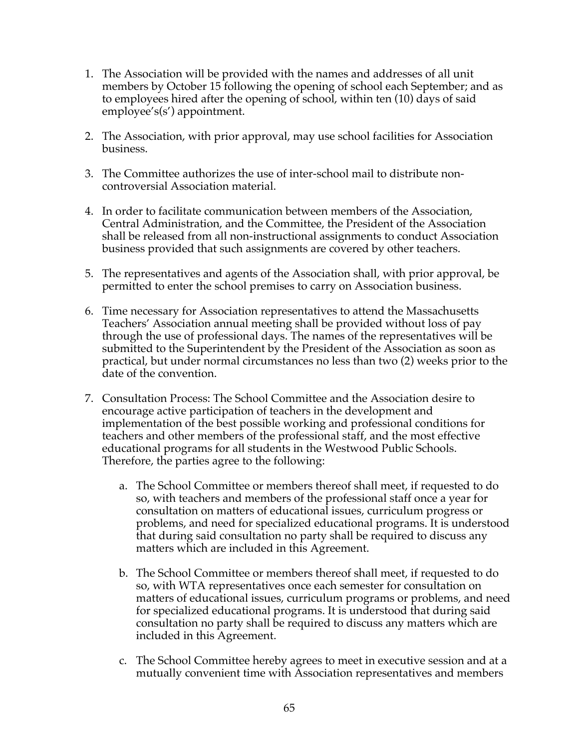1. The Association will be provided with the names and addresses of all unit members by October 15 following the opening of school each September; and as to employees hired after the opening of school, within ten (10) days of said employee's(s') appointment.

2. The Association, with prior approval, may use school facilities for Association business.

3. The Committee authorizes the use of inter-school mail to distribute non-controversial Association material.

4. In order to facilitate communication between members of the Association, Central Administration, and the Committee, the President of the Association shall be released from all non-instructional assignments to conduct Association business provided that such assignments are covered by other teachers.

5. The representatives and agents of the Association shall, with prior approval, be permitted to enter the school premises to carry on Association business.

6. Time necessary for Association representatives to attend the Massachusetts Teachers' Association annual meeting shall be provided without loss of pay through the use of professional days. The names of the representatives will be submitted to the Superintendent by the President of the Association as soon as practical, but under normal circumstances no less than two (2) weeks prior to the date of the convention.

7. Consultation Process: The School Committee and the Association desire to encourage active participation of teachers in the development and implementation of the best possible working and professional conditions for teachers and other members of the professional staff, and the most effective educational programs for all students in the Westwood Public Schools. Therefore, the parties agree to the following:

   a. The School Committee or members thereof shall meet, if requested to do so, with teachers and members of the professional staff once a year for consultation on matters of educational issues, curriculum progress or problems, and need for specialized educational programs. It is understood that during said consultation no party shall be required to discuss any matters which are included in this Agreement.

   b. The School Committee or members thereof shall meet, if requested to do so, with WTA representatives once each semester for consultation on matters of educational issues, curriculum programs or problems, and need for specialized educational programs. It is understood that during said consultation no party shall be required to discuss any matters which are included in this Agreement.

   c. The School Committee hereby agrees to meet in executive session and at a mutually convenient time with Association representatives and members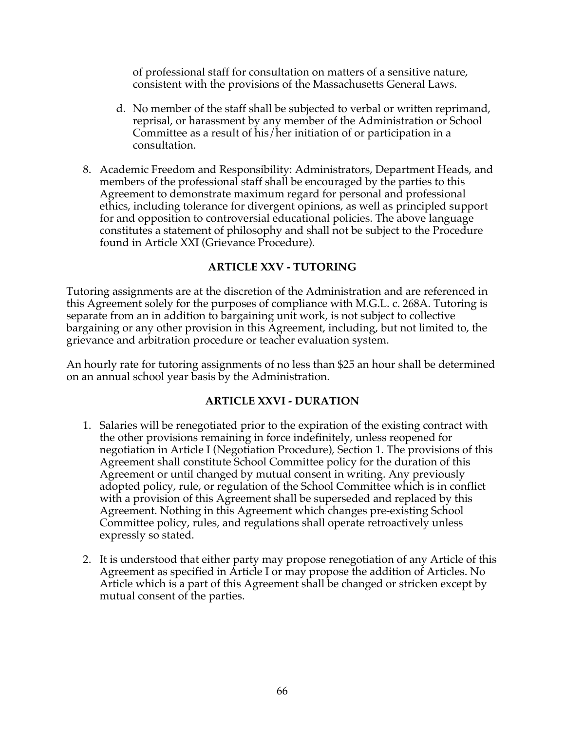of professional staff for consultation on matters of a sensitive nature, consistent with the provisions of the Massachusetts General Laws.

d. No member of the staff shall be subjected to verbal or written reprimand, reprisal, or harassment by any member of the Administration or School Committee as a result of his/her initiation of or participation in a consultation.

8. Academic Freedom and Responsibility: Administrators, Department Heads, and members of the professional staff shall be encouraged by the parties to this Agreement to demonstrate maximum regard for personal and professional ethics, including tolerance for divergent opinions, as well as principled support for and opposition to controversial educational policies. The above language constitutes a statement of philosophy and shall not be subject to the Procedure found in Article XXI (Grievance Procedure).

## ARTICLE XXV - TUTORING

Tutoring assignments are at the discretion of the Administration and are referenced in this Agreement solely for the purposes of compliance with M.G.L. c. 268A. Tutoring is separate from an in addition to bargaining unit work, is not subject to collective bargaining or any other provision in this Agreement, including, but not limited to, the grievance and arbitration procedure or teacher evaluation system.

An hourly rate for tutoring assignments of no less than $25 an hour shall be determined on an annual school year basis by the Administration.

## ARTICLE XXVI - DURATION

1. Salaries will be renegotiated prior to the expiration of the existing contract with the other provisions remaining in force indefinitely, unless reopened for negotiation in Article I (Negotiation Procedure), Section 1. The provisions of this Agreement shall constitute School Committee policy for the duration of this Agreement or until changed by mutual consent in writing. Any previously adopted policy, rule, or regulation of the School Committee which is in conflict with a provision of this Agreement shall be superseded and replaced by this Agreement. Nothing in this Agreement which changes pre-existing School Committee policy, rules, and regulations shall operate retroactively unless expressly so stated.

2. It is understood that either party may propose renegotiation of any Article of this Agreement as specified in Article I or may propose the addition of Articles. No Article which is a part of this Agreement shall be changed or stricken except by mutual consent of the parties.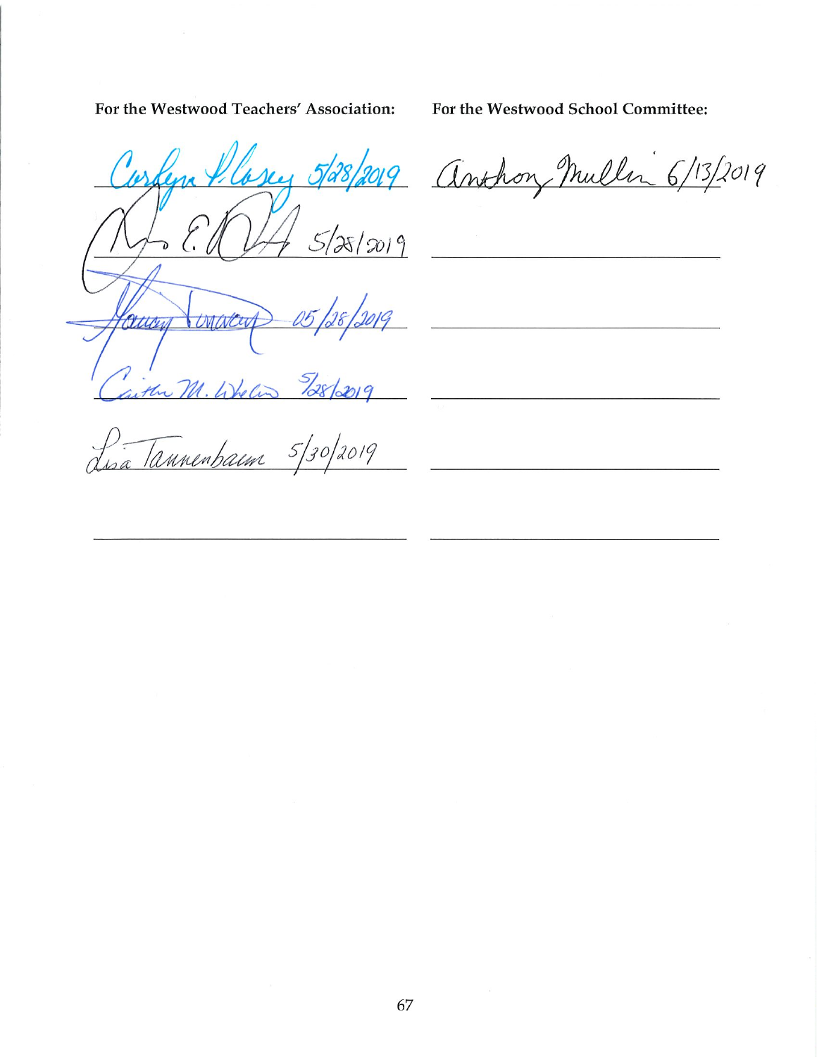| For the Westwood Teachers' Association: | For the Westwood School Committee: |
| --- | --- |
| Carolyn P. Casey 5/28/2019 | Anthony Mullen 6/13/2019 |
| 5/28/2019 | |
| 05/28/2019 | |
| Caitlin M. Whelan 5/28/2019 | |
| Lisa Tannenbaum 5/30/2019 | |
| | |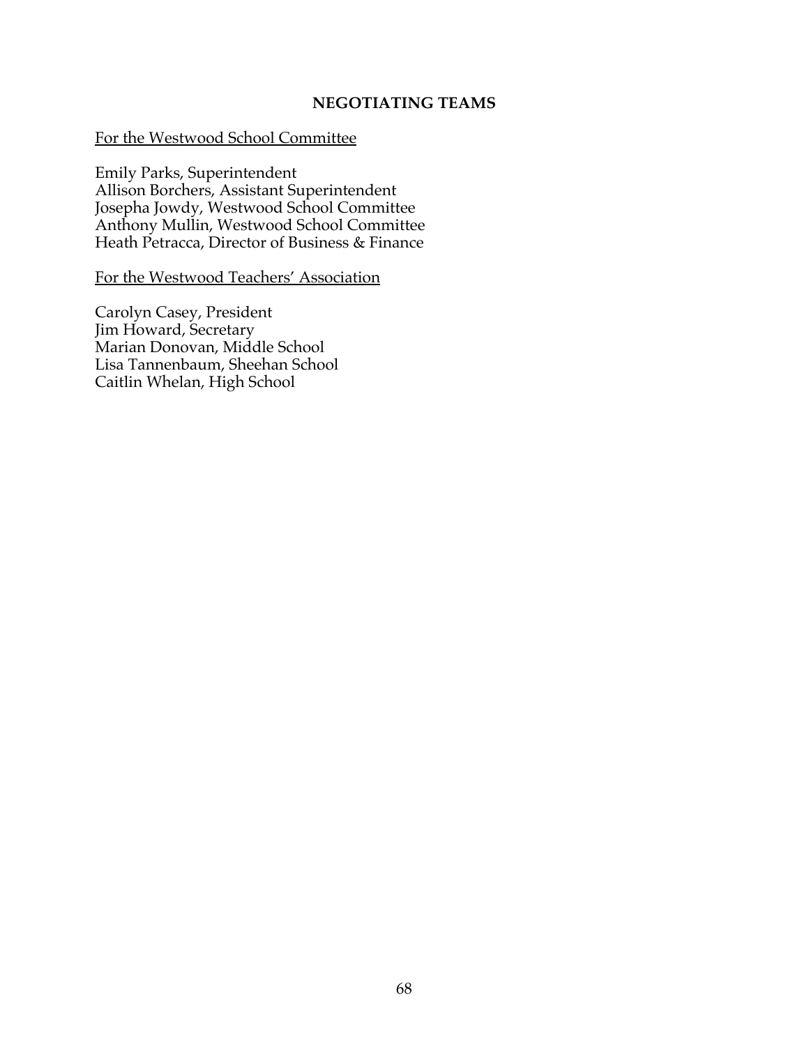## NEGOTIATING TEAMS

For the Westwood School Committee

Emily Parks, Superintendent
Allison Borchers, Assistant Superintendent
Josepha Jowdy, Westwood School Committee
Anthony Mullin, Westwood School Committee
Heath Petracca, Director of Business & Finance

For the Westwood Teachers' Association

Carolyn Casey, President
Jim Howard, Secretary
Marian Donovan, Middle School
Lisa Tannenbaum, Sheehan School
Caitlin Whelan, High School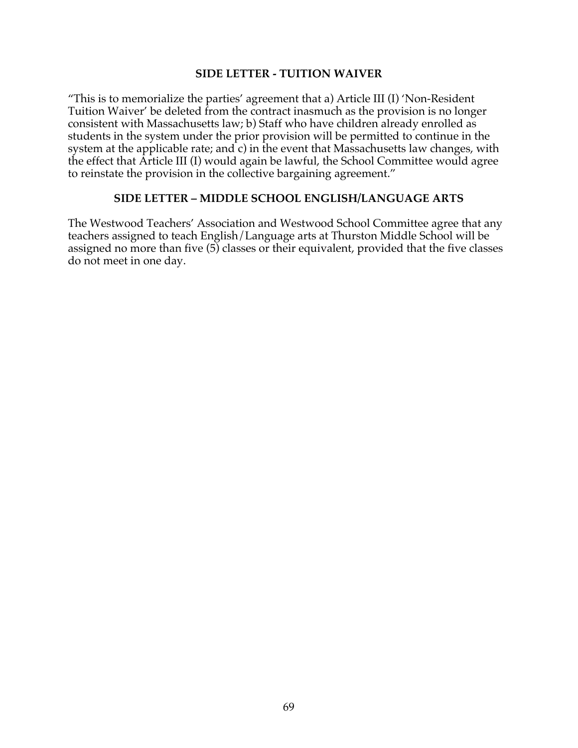## SIDE LETTER - TUITION WAIVER

"This is to memorialize the parties' agreement that a) Article III (I) 'Non-Resident Tuition Waiver' be deleted from the contract inasmuch as the provision is no longer consistent with Massachusetts law; b) Staff who have children already enrolled as students in the system under the prior provision will be permitted to continue in the system at the applicable rate; and c) in the event that Massachusetts law changes, with the effect that Article III (I) would again be lawful, the School Committee would agree to reinstate the provision in the collective bargaining agreement."

## SIDE LETTER – MIDDLE SCHOOL ENGLISH/LANGUAGE ARTS

The Westwood Teachers' Association and Westwood School Committee agree that any teachers assigned to teach English/Language arts at Thurston Middle School will be assigned no more than five (5) classes or their equivalent, provided that the five classes do not meet in one day.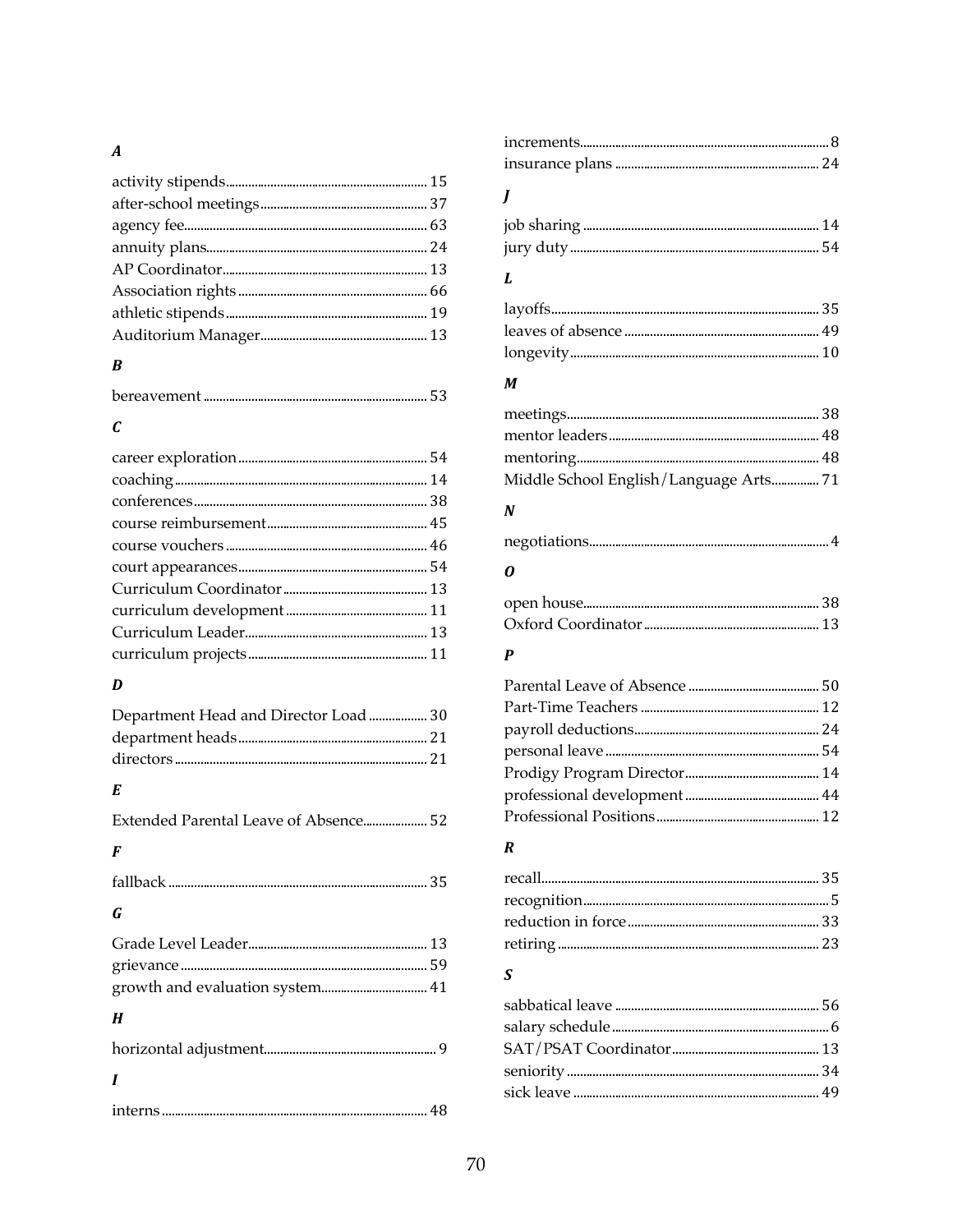### A

activity stipends ... 15
after-school meetings ... 37
agency fee ... 63
annuity plans ... 24
AP Coordinator ... 13
Association rights ... 66
athletic stipends ... 19
Auditorium Manager ... 13

### B

bereavement ... 53

### C

career exploration ... 54
coaching ... 14
conferences ... 38
course reimbursement ... 45
course vouchers ... 46
court appearances ... 54
Curriculum Coordinator ... 13
curriculum development ... 11
Curriculum Leader ... 13
curriculum projects ... 11

### D

Department Head and Director Load ... 30
department heads ... 21
directors ... 21

### E

Extended Parental Leave of Absence ... 52

### F

fallback ... 35

### G

Grade Level Leader ... 13
grievance ... 59
growth and evaluation system ... 41

### H

horizontal adjustment ... 9

### I

interns ... 48
increments ... 8
insurance plans ... 24

### J

job sharing ... 14
jury duty ... 54

### L

layoffs ... 35
leaves of absence ... 49
longevity ... 10

### M

meetings ... 38
mentor leaders ... 48
mentoring ... 48
Middle School English/Language Arts ... 71

### N

negotiations ... 4

### O

open house ... 38
Oxford Coordinator ... 13

### P

Parental Leave of Absence ... 50
Part-Time Teachers ... 12
payroll deductions ... 24
personal leave ... 54
Prodigy Program Director ... 14
professional development ... 44
Professional Positions ... 12

### R

recall ... 35
recognition ... 5
reduction in force ... 33
retiring ... 23

### S

sabbatical leave ... 56
salary schedule ... 6
SAT/PSAT Coordinator ... 13
seniority ... 34
sick leave ... 49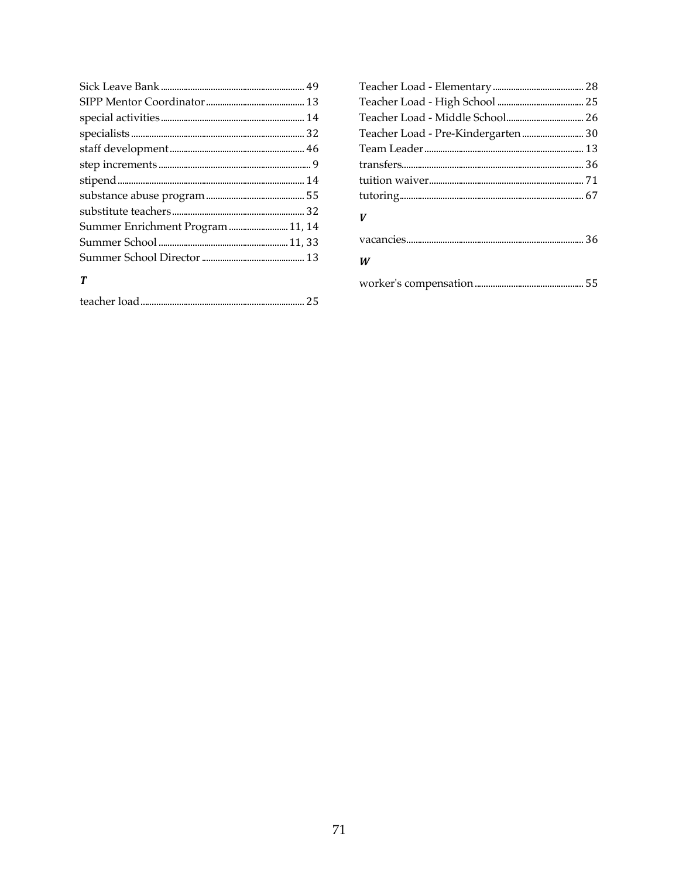Sick Leave Bank .......... 49
SIPP Mentor Coordinator .......... 13
special activities .......... 14
specialists .......... 32
staff development .......... 46
step increments .......... 9
stipend .......... 14
substance abuse program .......... 55
substitute teachers .......... 32
Summer Enrichment Program .......... 11, 14
Summer School .......... 11, 33
Summer School Director .......... 13

### *T*

teacher load .......... 25
Teacher Load - Elementary .......... 28
Teacher Load - High School .......... 25
Teacher Load - Middle School .......... 26
Teacher Load - Pre-Kindergarten .......... 30
Team Leader .......... 13
transfers .......... 36
tuition waiver .......... 71
tutoring .......... 67

### *V*

vacancies .......... 36

### *W*

worker's compensation .......... 55